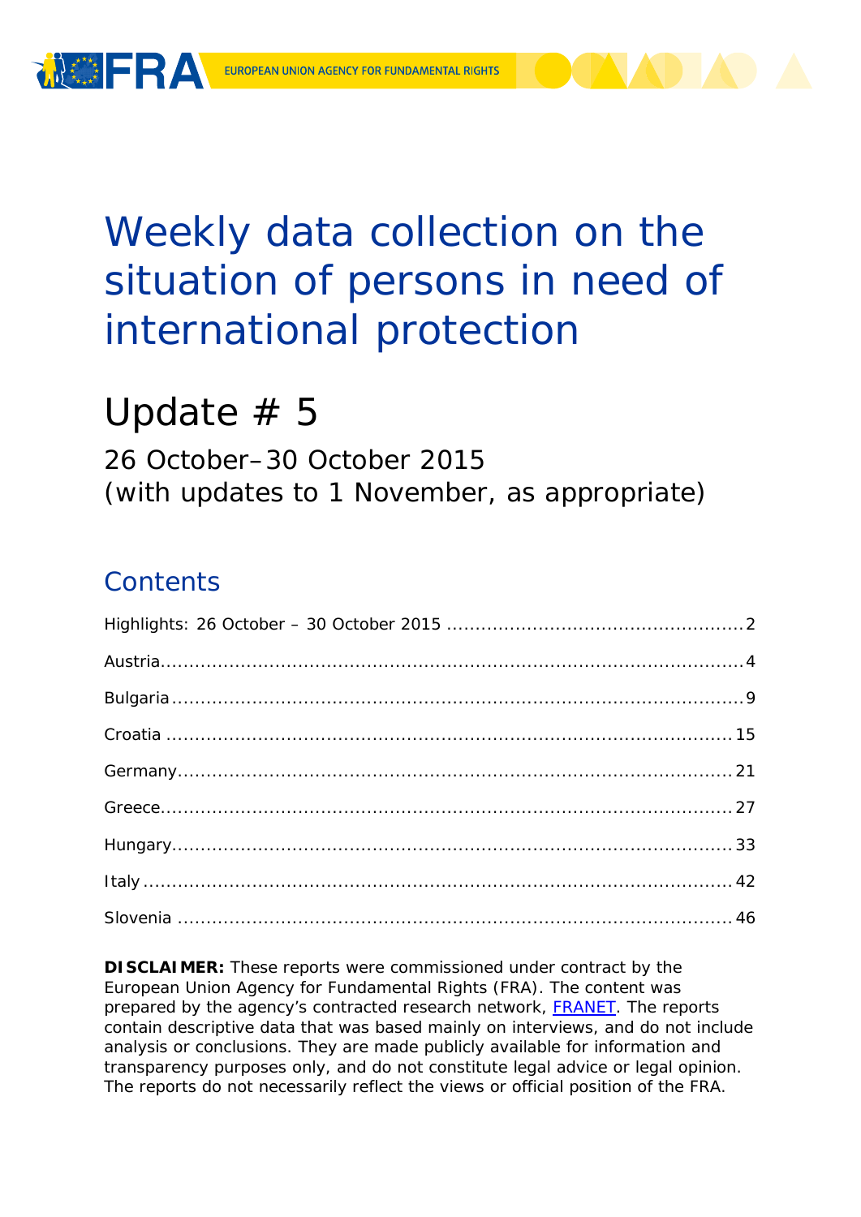# Weekly data collection on the situation of persons in need of international protection

## Update # 5

26 October–30 October 2015
(with updates to 1 November, as appropriate)

## Contents

Highlights: 26 October – 30 October 2015 ........ 2

Austria ........ 4

Bulgaria ........ 9

Croatia ........ 15

Germany ........ 21

Greece ........ 27

Hungary ........ 33

Italy ........ 42

Slovenia ........ 46

**DISCLAIMER:** These reports were commissioned under contract by the European Union Agency for Fundamental Rights (FRA). The content was prepared by the agency's contracted research network, FRANET. The reports contain descriptive data that was based mainly on interviews, and do not include analysis or conclusions. They are made publicly available for information and transparency purposes only, and do not constitute legal advice or legal opinion. The reports do not necessarily reflect the views or official position of the FRA.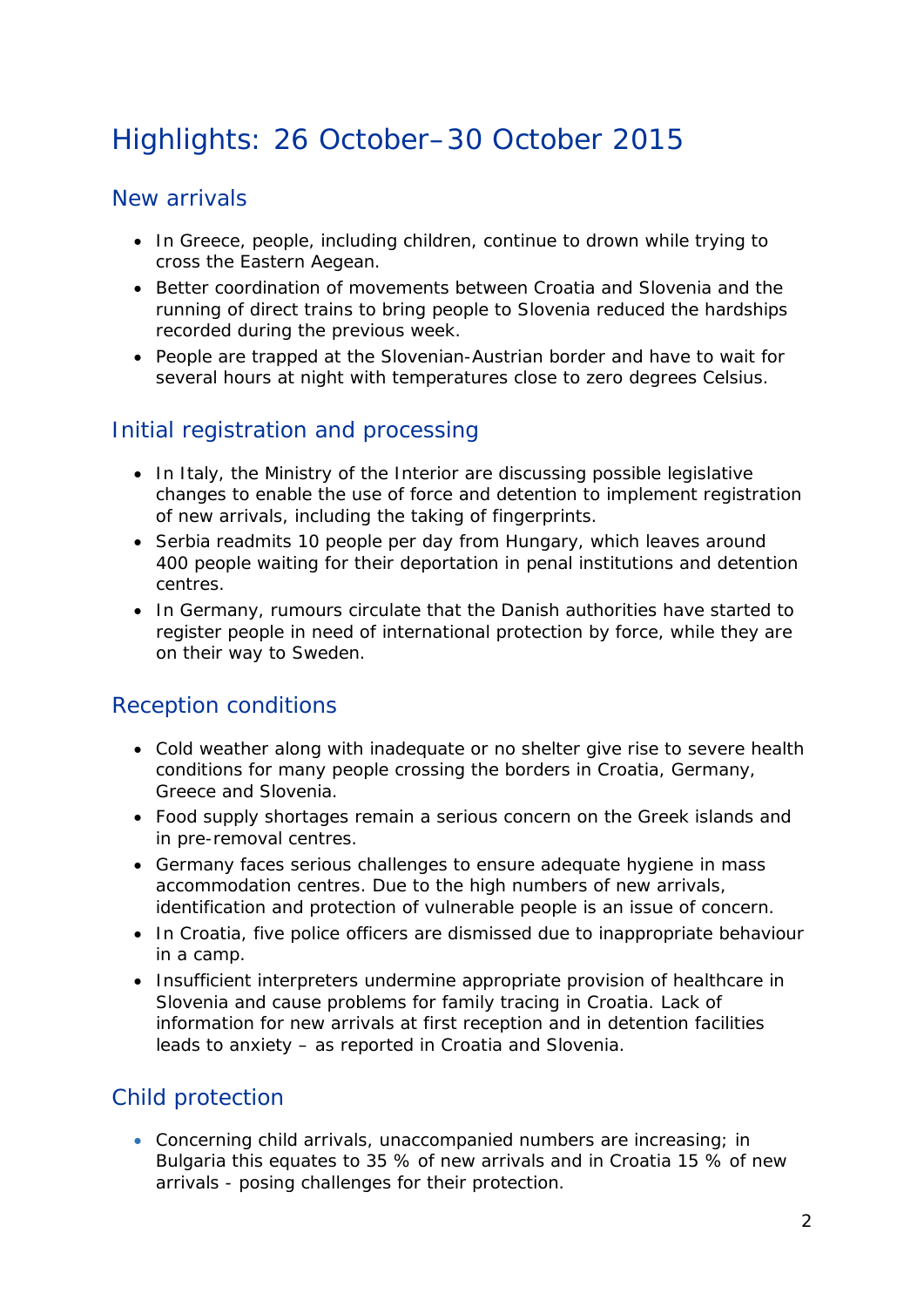# Highlights: 26 October–30 October 2015

## New arrivals

- In Greece, people, including children, continue to drown while trying to cross the Eastern Aegean.
- Better coordination of movements between Croatia and Slovenia and the running of direct trains to bring people to Slovenia reduced the hardships recorded during the previous week.
- People are trapped at the Slovenian-Austrian border and have to wait for several hours at night with temperatures close to zero degrees Celsius.

## Initial registration and processing

- In Italy, the Ministry of the Interior are discussing possible legislative changes to enable the use of force and detention to implement registration of new arrivals, including the taking of fingerprints.
- Serbia readmits 10 people per day from Hungary, which leaves around 400 people waiting for their deportation in penal institutions and detention centres.
- In Germany, rumours circulate that the Danish authorities have started to register people in need of international protection by force, while they are on their way to Sweden.

## Reception conditions

- Cold weather along with inadequate or no shelter give rise to severe health conditions for many people crossing the borders in Croatia, Germany, Greece and Slovenia.
- Food supply shortages remain a serious concern on the Greek islands and in pre-removal centres.
- Germany faces serious challenges to ensure adequate hygiene in mass accommodation centres. Due to the high numbers of new arrivals, identification and protection of vulnerable people is an issue of concern.
- In Croatia, five police officers are dismissed due to inappropriate behaviour in a camp.
- Insufficient interpreters undermine appropriate provision of healthcare in Slovenia and cause problems for family tracing in Croatia. Lack of information for new arrivals at first reception and in detention facilities leads to anxiety – as reported in Croatia and Slovenia.

## Child protection

- Concerning child arrivals, unaccompanied numbers are increasing; in Bulgaria this equates to 35 % of new arrivals and in Croatia 15 % of new arrivals - posing challenges for their protection.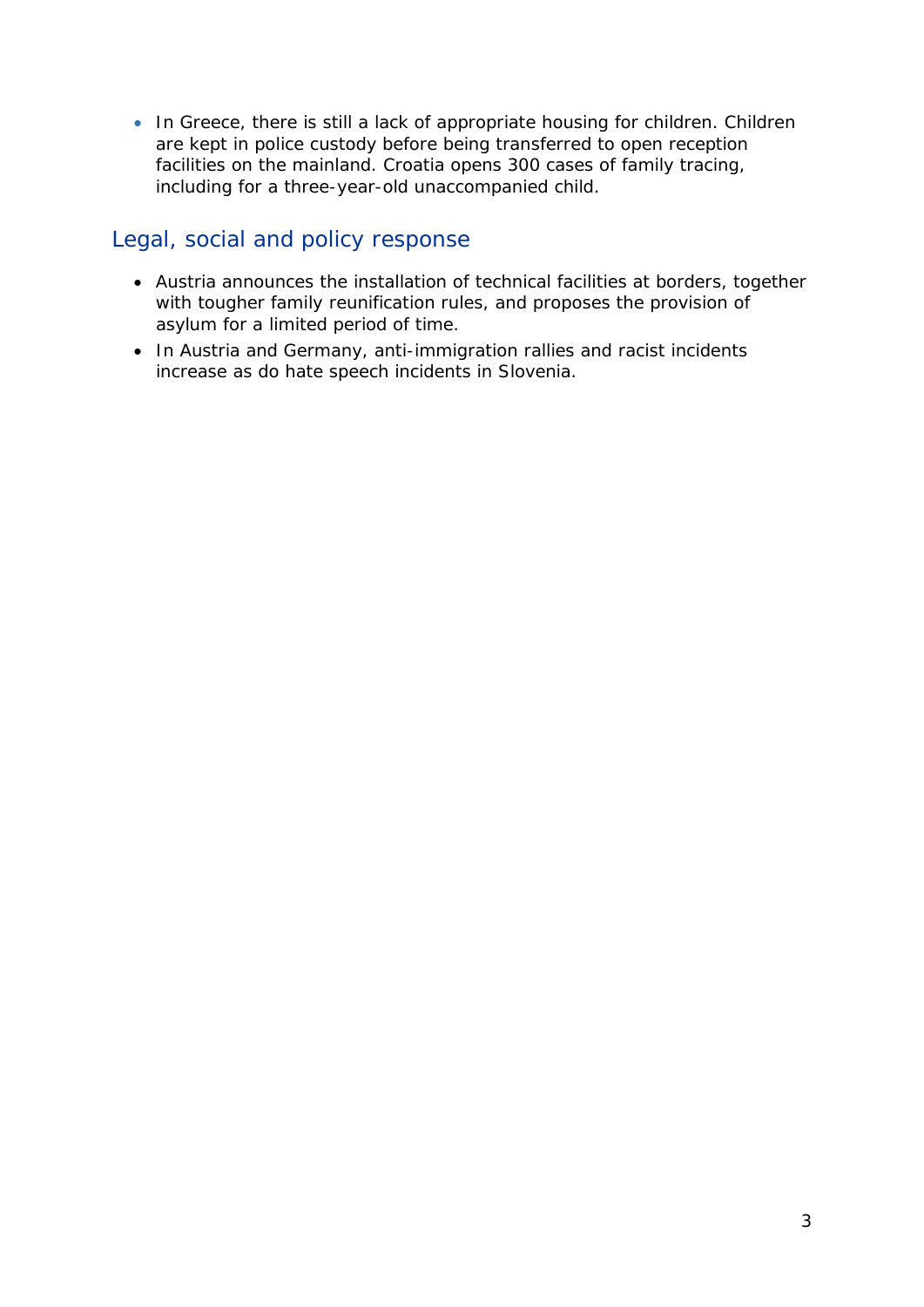- In Greece, there is still a lack of appropriate housing for children. Children are kept in police custody before being transferred to open reception facilities on the mainland. Croatia opens 300 cases of family tracing, including for a three-year-old unaccompanied child.

## Legal, social and policy response

- Austria announces the installation of technical facilities at borders, together with tougher family reunification rules, and proposes the provision of asylum for a limited period of time.
- In Austria and Germany, anti-immigration rallies and racist incidents increase as do hate speech incidents in Slovenia.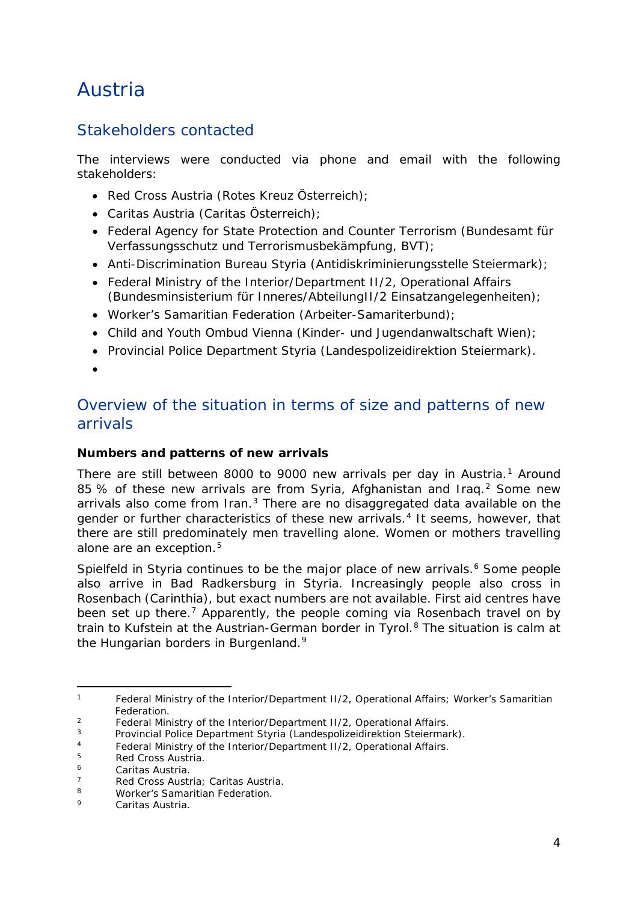# Austria

## Stakeholders contacted

The interviews were conducted via phone and email with the following stakeholders:

- Red Cross Austria (Rotes Kreuz Österreich);
- Caritas Austria (Caritas Österreich);
- Federal Agency for State Protection and Counter Terrorism (Bundesamt für Verfassungsschutz und Terrorismusbekämpfung, BVT);
- Anti-Discrimination Bureau Styria (Antidiskriminierungsstelle Steiermark);
- Federal Ministry of the Interior/Department II/2, Operational Affairs (Bundesminsisterium für Inneres/AbteilungII/2 Einsatzangelegenheiten);
- Worker's Samaritian Federation (Arbeiter-Samariterbund);
- Child and Youth Ombud Vienna (Kinder- und Jugendanwaltschaft Wien);
- Provincial Police Department Styria (Landespolizeidirektion Steiermark).

## Overview of the situation in terms of size and patterns of new arrivals

**Numbers and patterns of new arrivals**

There are still between 8000 to 9000 new arrivals per day in Austria.[1] Around 85 % of these new arrivals are from Syria, Afghanistan and Iraq.[2] Some new arrivals also come from Iran.[3] There are no disaggregated data available on the gender or further characteristics of these new arrivals.[4] It seems, however, that there are still predominately men travelling alone. Women or mothers travelling alone are an exception.[5]

Spielfeld in Styria continues to be the major place of new arrivals.[6] Some people also arrive in Bad Radkersburg in Styria. Increasingly people also cross in Rosenbach (Carinthia), but exact numbers are not available. First aid centres have been set up there.[7] Apparently, the people coming via Rosenbach travel on by train to Kufstein at the Austrian-German border in Tyrol.[8] The situation is calm at the Hungarian borders in Burgenland.[9]

---

[1] Federal Ministry of the Interior/Department II/2, Operational Affairs; Worker's Samaritian Federation.

[2] Federal Ministry of the Interior/Department II/2, Operational Affairs.

[3] Provincial Police Department Styria (Landespolizeidirektion Steiermark).

[4] Federal Ministry of the Interior/Department II/2, Operational Affairs.

[5] Red Cross Austria.

[6] Caritas Austria.

[7] Red Cross Austria; Caritas Austria.

[8] Worker's Samaritian Federation.

[9] Caritas Austria.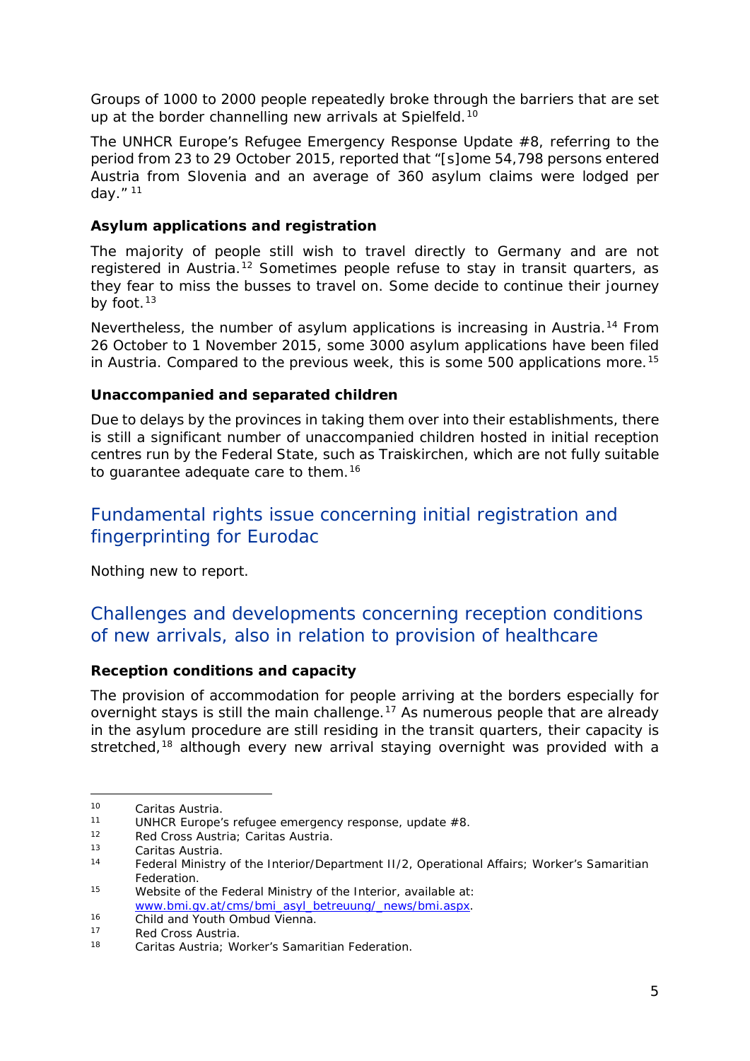Groups of 1000 to 2000 people repeatedly broke through the barriers that are set up at the border channelling new arrivals at Spielfeld.[10]

The UNHCR Europe's Refugee Emergency Response Update #8, referring to the period from 23 to 29 October 2015, reported that "[s]ome 54,798 persons entered Austria from Slovenia and an average of 360 asylum claims were lodged per day." [11]

**Asylum applications and registration**

The majority of people still wish to travel directly to Germany and are not registered in Austria.[12] Sometimes people refuse to stay in transit quarters, as they fear to miss the busses to travel on. Some decide to continue their journey by foot.[13]

Nevertheless, the number of asylum applications is increasing in Austria.[14] From 26 October to 1 November 2015, some 3000 asylum applications have been filed in Austria. Compared to the previous week, this is some 500 applications more.[15]

**Unaccompanied and separated children**

Due to delays by the provinces in taking them over into their establishments, there is still a significant number of unaccompanied children hosted in initial reception centres run by the Federal State, such as Traiskirchen, which are not fully suitable to guarantee adequate care to them.[16]

## Fundamental rights issue concerning initial registration and fingerprinting for Eurodac

Nothing new to report.

## Challenges and developments concerning reception conditions of new arrivals, also in relation to provision of healthcare

**Reception conditions and capacity**

The provision of accommodation for people arriving at the borders especially for overnight stays is still the main challenge.[17] As numerous people that are already in the asylum procedure are still residing in the transit quarters, their capacity is stretched,[18] although every new arrival staying overnight was provided with a

---

10 Caritas Austria.

11 UNHCR Europe's refugee emergency response, update #8.

12 Red Cross Austria; Caritas Austria.

13 Caritas Austria.

14 Federal Ministry of the Interior/Department II/2, Operational Affairs; Worker's Samaritian Federation.

15 Website of the Federal Ministry of the Interior, available at: www.bmi.gv.at/cms/bmi_asyl_betreuung/_news/bmi.aspx.

16 Child and Youth Ombud Vienna.

17 Red Cross Austria.

18 Caritas Austria; Worker's Samaritian Federation.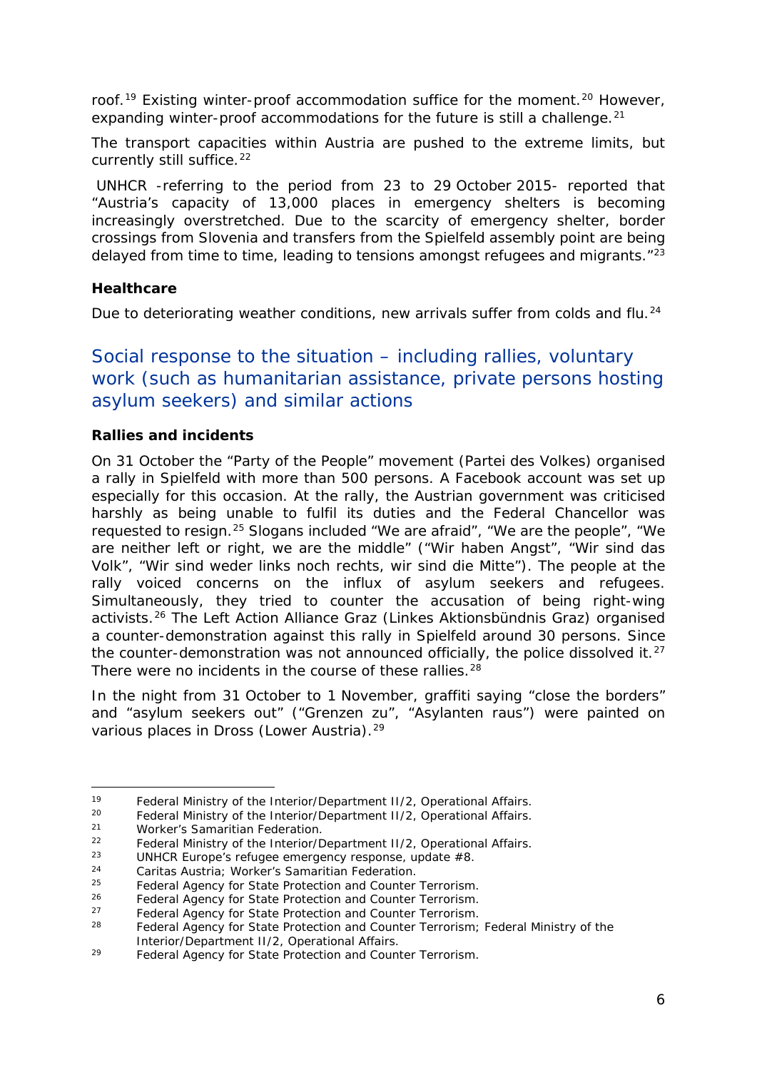roof.[19] Existing winter-proof accommodation suffice for the moment.[20] However, expanding winter-proof accommodations for the future is still a challenge.[21]

The transport capacities within Austria are pushed to the extreme limits, but currently still suffice.[22]

UNHCR -referring to the period from 23 to 29 October 2015- reported that "Austria's capacity of 13,000 places in emergency shelters is becoming increasingly overstretched. Due to the scarcity of emergency shelter, border crossings from Slovenia and transfers from the Spielfeld assembly point are being delayed from time to time, leading to tensions amongst refugees and migrants."[23]

**Healthcare**

Due to deteriorating weather conditions, new arrivals suffer from colds and flu.[24]

## Social response to the situation – including rallies, voluntary work (such as humanitarian assistance, private persons hosting asylum seekers) and similar actions

**Rallies and incidents**

On 31 October the "Party of the People" movement (Partei des Volkes) organised a rally in Spielfeld with more than 500 persons. A Facebook account was set up especially for this occasion. At the rally, the Austrian government was criticised harshly as being unable to fulfil its duties and the Federal Chancellor was requested to resign.[25] Slogans included "We are afraid", "We are the people", "We are neither left or right, we are the middle" ("Wir haben Angst", "Wir sind das Volk", "Wir sind weder links noch rechts, wir sind die Mitte"). The people at the rally voiced concerns on the influx of asylum seekers and refugees. Simultaneously, they tried to counter the accusation of being right-wing activists.[26] The Left Action Alliance Graz (Linkes Aktionsbündnis Graz) organised a counter-demonstration against this rally in Spielfeld around 30 persons. Since the counter-demonstration was not announced officially, the police dissolved it.[27] There were no incidents in the course of these rallies.[28]

In the night from 31 October to 1 November, graffiti saying "close the borders" and "asylum seekers out" ("Grenzen zu", "Asylanten raus") were painted on various places in Dross (Lower Austria).[29]

---

[19] Federal Ministry of the Interior/Department II/2, Operational Affairs.
[20] Federal Ministry of the Interior/Department II/2, Operational Affairs.
[21] Worker's Samaritian Federation.
[22] Federal Ministry of the Interior/Department II/2, Operational Affairs.
[23] UNHCR Europe's refugee emergency response, update #8.
[24] Caritas Austria; Worker's Samaritian Federation.
[25] Federal Agency for State Protection and Counter Terrorism.
[26] Federal Agency for State Protection and Counter Terrorism.
[27] Federal Agency for State Protection and Counter Terrorism.
[28] Federal Agency for State Protection and Counter Terrorism; Federal Ministry of the Interior/Department II/2, Operational Affairs.
[29] Federal Agency for State Protection and Counter Terrorism.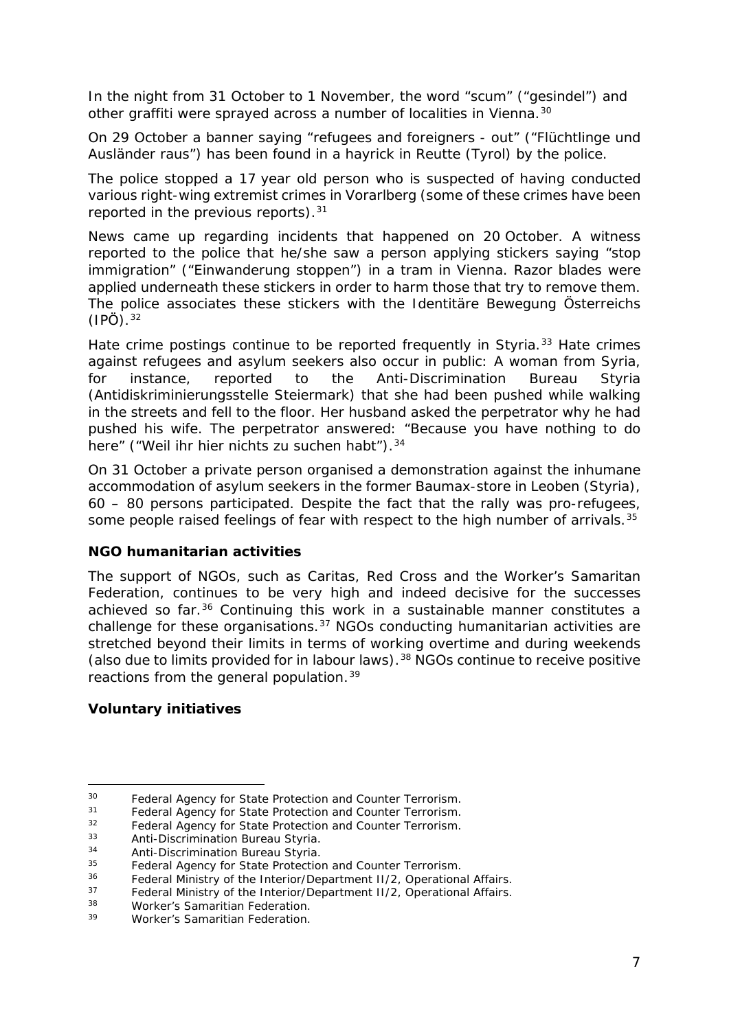In the night from 31 October to 1 November, the word "scum" ("gesindel") and other graffiti were sprayed across a number of localities in Vienna.[30]

On 29 October a banner saying "refugees and foreigners - out" ("Flüchtlinge und Ausländer raus") has been found in a hayrick in Reutte (Tyrol) by the police.

The police stopped a 17 year old person who is suspected of having conducted various right-wing extremist crimes in Vorarlberg (some of these crimes have been reported in the previous reports).[31]

News came up regarding incidents that happened on 20 October. A witness reported to the police that he/she saw a person applying stickers saying "stop immigration" ("Einwanderung stoppen") in a tram in Vienna. Razor blades were applied underneath these stickers in order to harm those that try to remove them. The police associates these stickers with the Identitäre Bewegung Österreichs (IPÖ).[32]

Hate crime postings continue to be reported frequently in Styria.[33] Hate crimes against refugees and asylum seekers also occur in public: A woman from Syria, for instance, reported to the Anti-Discrimination Bureau Styria (Antidiskriminierungsstelle Steiermark) that she had been pushed while walking in the streets and fell to the floor. Her husband asked the perpetrator why he had pushed his wife. The perpetrator answered: "Because you have nothing to do here" ("Weil ihr hier nichts zu suchen habt").[34]

On 31 October a private person organised a demonstration against the inhumane accommodation of asylum seekers in the former Baumax-store in Leoben (Styria), 60 – 80 persons participated. Despite the fact that the rally was pro-refugees, some people raised feelings of fear with respect to the high number of arrivals.[35]

**NGO humanitarian activities**

The support of NGOs, such as Caritas, Red Cross and the Worker's Samaritan Federation, continues to be very high and indeed decisive for the successes achieved so far.[36] Continuing this work in a sustainable manner constitutes a challenge for these organisations.[37] NGOs conducting humanitarian activities are stretched beyond their limits in terms of working overtime and during weekends (also due to limits provided for in labour laws).[38] NGOs continue to receive positive reactions from the general population.[39]

**Voluntary initiatives**

---

[30] Federal Agency for State Protection and Counter Terrorism.

[31] Federal Agency for State Protection and Counter Terrorism.

[32] Federal Agency for State Protection and Counter Terrorism.

[33] Anti-Discrimination Bureau Styria.

[34] Anti-Discrimination Bureau Styria.

[35] Federal Agency for State Protection and Counter Terrorism.

[36] Federal Ministry of the Interior/Department II/2, Operational Affairs.

[37] Federal Ministry of the Interior/Department II/2, Operational Affairs.

[38] Worker's Samaritian Federation.

[39] Worker's Samaritian Federation.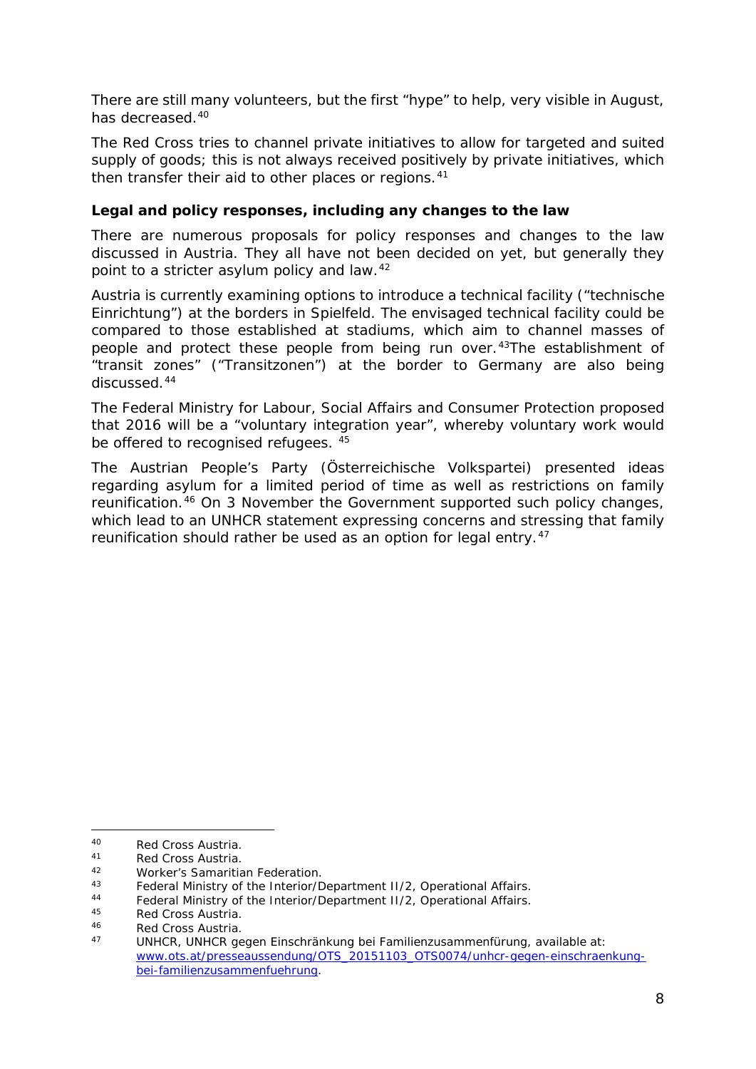There are still many volunteers, but the first "hype" to help, very visible in August, has decreased.[40]

The Red Cross tries to channel private initiatives to allow for targeted and suited supply of goods; this is not always received positively by private initiatives, which then transfer their aid to other places or regions.[41]

**Legal and policy responses, including any changes to the law**

There are numerous proposals for policy responses and changes to the law discussed in Austria. They all have not been decided on yet, but generally they point to a stricter asylum policy and law.[42]

Austria is currently examining options to introduce a technical facility ("technische Einrichtung") at the borders in Spielfeld. The envisaged technical facility could be compared to those established at stadiums, which aim to channel masses of people and protect these people from being run over.[43]The establishment of "transit zones" ("Transitzonen") at the border to Germany are also being discussed.[44]

The Federal Ministry for Labour, Social Affairs and Consumer Protection proposed that 2016 will be a "voluntary integration year", whereby voluntary work would be offered to recognised refugees. [45]

The Austrian People's Party (Österreichische Volkspartei) presented ideas regarding asylum for a limited period of time as well as restrictions on family reunification.[46] On 3 November the Government supported such policy changes, which lead to an UNHCR statement expressing concerns and stressing that family reunification should rather be used as an option for legal entry.[47]

---

[40] Red Cross Austria.

[41] Red Cross Austria.

[42] Worker's Samaritian Federation.

[43] Federal Ministry of the Interior/Department II/2, Operational Affairs.

[44] Federal Ministry of the Interior/Department II/2, Operational Affairs.

[45] Red Cross Austria.

[46] Red Cross Austria.

[47] UNHCR, UNHCR gegen Einschränkung bei Familienzusammenfürung, available at: www.ots.at/presseaussendung/OTS_20151103_OTS0074/unhcr-gegen-einschraenkung-bei-familienzusammenfuehrung.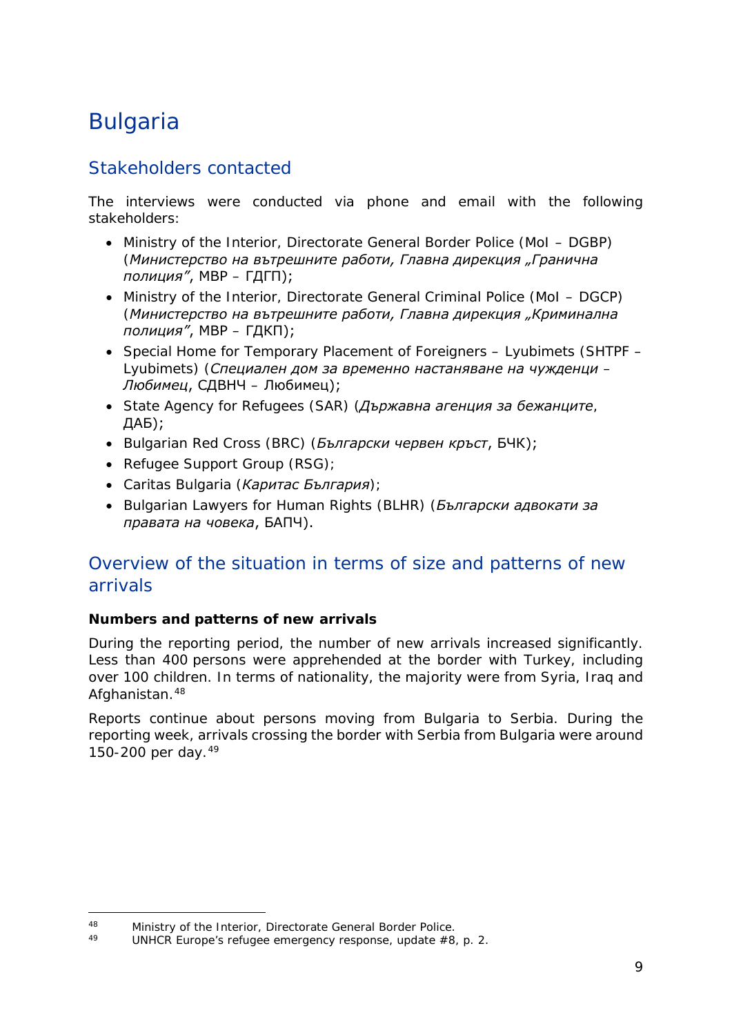# Bulgaria

## Stakeholders contacted

The interviews were conducted via phone and email with the following stakeholders:

- Ministry of the Interior, Directorate General Border Police (MoI – DGBP) (*Министерство на вътрешните работи, Главна дирекция „Гранична полиция"*, МВР – ГДГП);
- Ministry of the Interior, Directorate General Criminal Police (MoI – DGCP) (*Министерство на вътрешните работи, Главна дирекция „Криминална полиция"*, МВР – ГДКП);
- Special Home for Temporary Placement of Foreigners – Lyubimets (SHTPF – Lyubimets) (*Специален дом за временно настаняване на чужденци – Любимец*, СДВНЧ – Любимец);
- State Agency for Refugees (SAR) (*Държавна агенция за бежанците*, ДАБ);
- Bulgarian Red Cross (BRC) (*Български червен кръст*, БЧК);
- Refugee Support Group (RSG);
- Caritas Bulgaria (*Каритас България*);
- Bulgarian Lawyers for Human Rights (BLHR) (*Български адвокати за правата на човека*, БАПЧ).

## Overview of the situation in terms of size and patterns of new arrivals

**Numbers and patterns of new arrivals**

During the reporting period, the number of new arrivals increased significantly. Less than 400 persons were apprehended at the border with Turkey, including over 100 children. In terms of nationality, the majority were from Syria, Iraq and Afghanistan.[48]

Reports continue about persons moving from Bulgaria to Serbia. During the reporting week, arrivals crossing the border with Serbia from Bulgaria were around 150-200 per day.[49]

---

[48] Ministry of the Interior, Directorate General Border Police.

[49] UNHCR Europe's refugee emergency response, update #8, p. 2.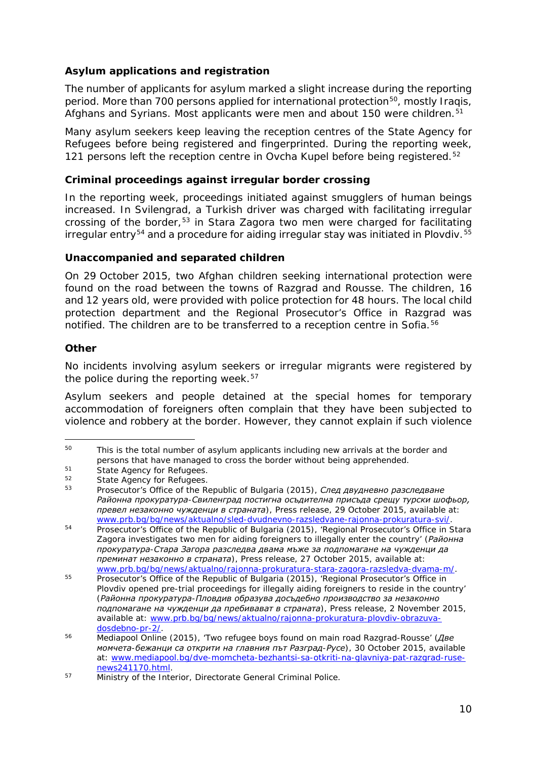**Asylum applications and registration**

The number of applicants for asylum marked a slight increase during the reporting period. More than 700 persons applied for international protection[50], mostly Iraqis, Afghans and Syrians. Most applicants were men and about 150 were children.[51]

Many asylum seekers keep leaving the reception centres of the State Agency for Refugees before being registered and fingerprinted. During the reporting week, 121 persons left the reception centre in Ovcha Kupel before being registered.[52]

**Criminal proceedings against irregular border crossing**

In the reporting week, proceedings initiated against smugglers of human beings increased. In Svilengrad, a Turkish driver was charged with facilitating irregular crossing of the border,[53] in Stara Zagora two men were charged for facilitating irregular entry[54] and a procedure for aiding irregular stay was initiated in Plovdiv.[55]

**Unaccompanied and separated children**

On 29 October 2015, two Afghan children seeking international protection were found on the road between the towns of Razgrad and Rousse. The children, 16 and 12 years old, were provided with police protection for 48 hours. The local child protection department and the Regional Prosecutor's Office in Razgrad was notified. The children are to be transferred to a reception centre in Sofia.[56]

**Other**

No incidents involving asylum seekers or irregular migrants were registered by the police during the reporting week.[57]

Asylum seekers and people detained at the special homes for temporary accommodation of foreigners often complain that they have been subjected to violence and robbery at the border. However, they cannot explain if such violence

---

[50] This is the total number of asylum applicants including new arrivals at the border and persons that have managed to cross the border without being apprehended.

[51] State Agency for Refugees.

[52] State Agency for Refugees.

[53] Prosecutor's Office of the Republic of Bulgaria (2015), *След двудневно разследване Районна прокуратура-Свиленград постигна осъдителна присъда срещу турски шофьор, превел незаконно чужденци в страната*), Press release, 29 October 2015, available at: www.prb.bg/bg/news/aktualno/sled-dvudnevno-razsledvane-rajonna-prokuratura-svi/.

[54] Prosecutor's Office of the Republic of Bulgaria (2015), 'Regional Prosecutor's Office in Stara Zagora investigates two men for aiding foreigners to illegally enter the country' (*Районна прокуратура-Стара Загора разследва двама мъже за подпомагане на чужденци да преминат незаконно в страната*), Press release, 27 October 2015, available at: www.prb.bg/bg/news/aktualno/rajonna-prokuratura-stara-zagora-razsledva-dvama-m/.

[55] Prosecutor's Office of the Republic of Bulgaria (2015), 'Regional Prosecutor's Office in Plovdiv opened pre-trial proceedings for illegally aiding foreigners to reside in the country' (*Районна прокуратура-Пловдив образува досъдебно производство за незаконно подпомагане на чужденци да пребивават в страната*), Press release, 2 November 2015, available at: www.prb.bg/bg/news/aktualno/rajonna-prokuratura-plovdiv-obrazuva-dosdebno-pr-2/.

[56] Mediapool Online (2015), 'Two refugee boys found on main road Razgrad-Rousse' (*Две момчета-бежанци са открити на главния път Разград-Русе*), 30 October 2015, available at: www.mediapool.bg/dve-momcheta-bezhantsi-sa-otkriti-na-glavniya-pat-razgrad-ruse-news241170.html.

[57] Ministry of the Interior, Directorate General Criminal Police.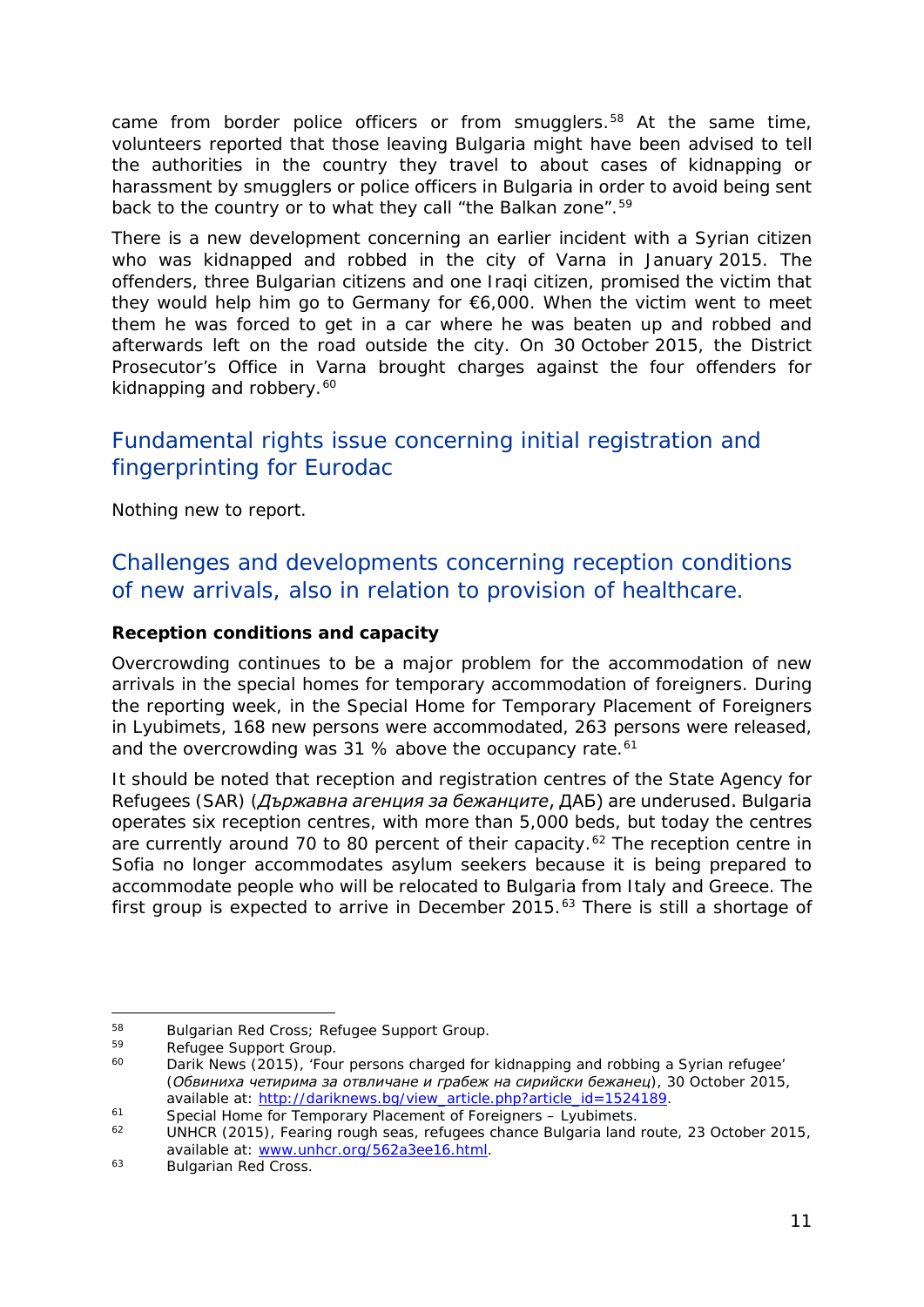came from border police officers or from smugglers.[58] At the same time, volunteers reported that those leaving Bulgaria might have been advised to tell the authorities in the country they travel to about cases of kidnapping or harassment by smugglers or police officers in Bulgaria in order to avoid being sent back to the country or to what they call "the Balkan zone".[59]

There is a new development concerning an earlier incident with a Syrian citizen who was kidnapped and robbed in the city of Varna in January 2015. The offenders, three Bulgarian citizens and one Iraqi citizen, promised the victim that they would help him go to Germany for €6,000. When the victim went to meet them he was forced to get in a car where he was beaten up and robbed and afterwards left on the road outside the city. On 30 October 2015, the District Prosecutor's Office in Varna brought charges against the four offenders for kidnapping and robbery.[60]

## Fundamental rights issue concerning initial registration and fingerprinting for Eurodac

Nothing new to report.

## Challenges and developments concerning reception conditions of new arrivals, also in relation to provision of healthcare.

**Reception conditions and capacity**

Overcrowding continues to be a major problem for the accommodation of new arrivals in the special homes for temporary accommodation of foreigners. During the reporting week, in the Special Home for Temporary Placement of Foreigners in Lyubimets, 168 new persons were accommodated, 263 persons were released, and the overcrowding was 31 % above the occupancy rate.[61]

It should be noted that reception and registration centres of the State Agency for Refugees (SAR) (*Държавна агенция за бежанците*, ДАБ) are underused. Bulgaria operates six reception centres, with more than 5,000 beds, but today the centres are currently around 70 to 80 percent of their capacity.[62] The reception centre in Sofia no longer accommodates asylum seekers because it is being prepared to accommodate people who will be relocated to Bulgaria from Italy and Greece. The first group is expected to arrive in December 2015.[63] There is still a shortage of

---

[58] Bulgarian Red Cross; Refugee Support Group.

[59] Refugee Support Group.

[60] Darik News (2015), 'Four persons charged for kidnapping and robbing a Syrian refugee' (*Обвиниха четирима за отвличане и грабеж на сирийски бежанец*), 30 October 2015, available at: http://dariknews.bg/view_article.php?article_id=1524189.

[61] Special Home for Temporary Placement of Foreigners – Lyubimets.

[62] UNHCR (2015), Fearing rough seas, refugees chance Bulgaria land route, 23 October 2015, available at: www.unhcr.org/562a3ee16.html.

[63] Bulgarian Red Cross.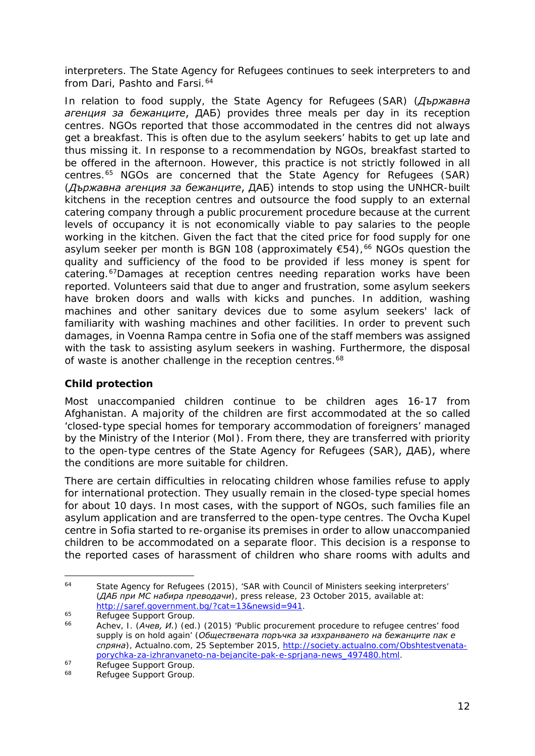interpreters. The State Agency for Refugees continues to seek interpreters to and from Dari, Pashto and Farsi.[64]

In relation to food supply, the State Agency for Refugees (SAR) (*Държавна агенция за бежанците*, ДАБ) provides three meals per day in its reception centres. NGOs reported that those accommodated in the centres did not always get a breakfast. This is often due to the asylum seekers' habits to get up late and thus missing it. In response to a recommendation by NGOs, breakfast started to be offered in the afternoon. However, this practice is not strictly followed in all centres.[65] NGOs are concerned that the State Agency for Refugees (SAR) (*Държавна агенция за бежанците*, ДАБ) intends to stop using the UNHCR-built kitchens in the reception centres and outsource the food supply to an external catering company through a public procurement procedure because at the current levels of occupancy it is not economically viable to pay salaries to the people working in the kitchen. Given the fact that the cited price for food supply for one asylum seeker per month is BGN 108 (approximately €54),[66] NGOs question the quality and sufficiency of the food to be provided if less money is spent for catering.[67]Damages at reception centres needing reparation works have been reported. Volunteers said that due to anger and frustration, some asylum seekers have broken doors and walls with kicks and punches. In addition, washing machines and other sanitary devices due to some asylum seekers' lack of familiarity with washing machines and other facilities. In order to prevent such damages, in Voenna Rampa centre in Sofia one of the staff members was assigned with the task to assisting asylum seekers in washing. Furthermore, the disposal of waste is another challenge in the reception centres.[68]

**Child protection**

Most unaccompanied children continue to be children ages 16-17 from Afghanistan. A majority of the children are first accommodated at the so called 'closed-type special homes for temporary accommodation of foreigners' managed by the Ministry of the Interior (MoI). From there, they are transferred with priority to the open-type centres of the State Agency for Refugees (SAR), ДАБ), where the conditions are more suitable for children.

There are certain difficulties in relocating children whose families refuse to apply for international protection. They usually remain in the closed-type special homes for about 10 days. In most cases, with the support of NGOs, such families file an asylum application and are transferred to the open-type centres. The Ovcha Kupel centre in Sofia started to re-organise its premises in order to allow unaccompanied children to be accommodated on a separate floor. This decision is a response to the reported cases of harassment of children who share rooms with adults and

---

[64] State Agency for Refugees (2015), 'SAR with Council of Ministers seeking interpreters' (*ДАБ при МС набира преводачи*), press release, 23 October 2015, available at: http://saref.government.bg/?cat=13&newsid=941.

[65] Refugee Support Group.

[66] Achev, I. (*Ачев, И.*) (ed.) (2015) 'Public procurement procedure to refugee centres' food supply is on hold again' (*Обществената поръчка за изхранването на бежанците пак е спряна*), Actualno.com, 25 September 2015, http://society.actualno.com/Obshtestvenata-porychka-za-izhranvaneto-na-bejancite-pak-e-sprjana-news_497480.html.

[67] Refugee Support Group.

[68] Refugee Support Group.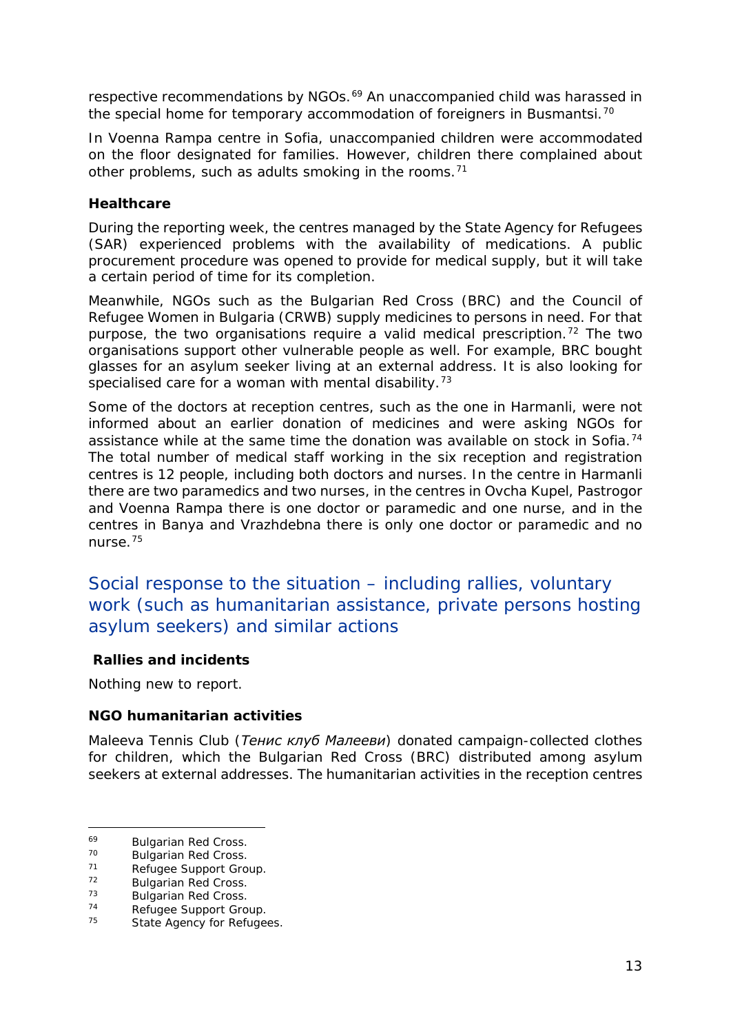respective recommendations by NGOs.[69] An unaccompanied child was harassed in the special home for temporary accommodation of foreigners in Busmantsi.[70]

In Voenna Rampa centre in Sofia, unaccompanied children were accommodated on the floor designated for families. However, children there complained about other problems, such as adults smoking in the rooms.[71]

**Healthcare**

During the reporting week, the centres managed by the State Agency for Refugees (SAR) experienced problems with the availability of medications. A public procurement procedure was opened to provide for medical supply, but it will take a certain period of time for its completion.

Meanwhile, NGOs such as the Bulgarian Red Cross (BRC) and the Council of Refugee Women in Bulgaria (CRWB) supply medicines to persons in need. For that purpose, the two organisations require a valid medical prescription.[72] The two organisations support other vulnerable people as well. For example, BRC bought glasses for an asylum seeker living at an external address. It is also looking for specialised care for a woman with mental disability.[73]

Some of the doctors at reception centres, such as the one in Harmanli, were not informed about an earlier donation of medicines and were asking NGOs for assistance while at the same time the donation was available on stock in Sofia.[74] The total number of medical staff working in the six reception and registration centres is 12 people, including both doctors and nurses. In the centre in Harmanli there are two paramedics and two nurses, in the centres in Ovcha Kupel, Pastrogor and Voenna Rampa there is one doctor or paramedic and one nurse, and in the centres in Banya and Vrazhdebna there is only one doctor or paramedic and no nurse.[75]

## Social response to the situation – including rallies, voluntary work (such as humanitarian assistance, private persons hosting asylum seekers) and similar actions

**Rallies and incidents**

Nothing new to report.

**NGO humanitarian activities**

Maleeva Tennis Club (*Тенис клуб Малееви*) donated campaign-collected clothes for children, which the Bulgarian Red Cross (BRC) distributed among asylum seekers at external addresses. The humanitarian activities in the reception centres

---

[69] Bulgarian Red Cross.
[70] Bulgarian Red Cross.
[71] Refugee Support Group.
[72] Bulgarian Red Cross.
[73] Bulgarian Red Cross.
[74] Refugee Support Group.
[75] State Agency for Refugees.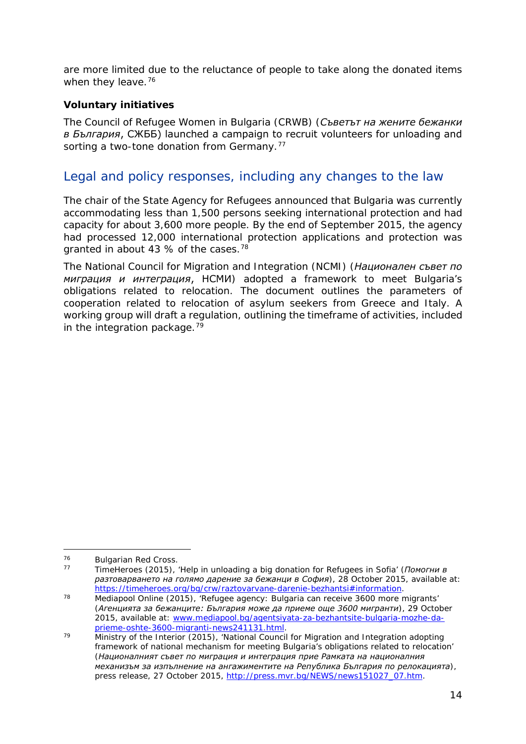are more limited due to the reluctance of people to take along the donated items when they leave.[76]

**Voluntary initiatives**

The Council of Refugee Women in Bulgaria (CRWB) (*Съветът на жените бежанки в България*, СЖББ) launched a campaign to recruit volunteers for unloading and sorting a two-tone donation from Germany.[77]

## Legal and policy responses, including any changes to the law

The chair of the State Agency for Refugees announced that Bulgaria was currently accommodating less than 1,500 persons seeking international protection and had capacity for about 3,600 more people. By the end of September 2015, the agency had processed 12,000 international protection applications and protection was granted in about 43 % of the cases.[78]

The National Council for Migration and Integration (NCMI) (*Национален съвет по миграция и интеграция*, НСМИ) adopted a framework to meet Bulgaria's obligations related to relocation. The document outlines the parameters of cooperation related to relocation of asylum seekers from Greece and Italy. A working group will draft a regulation, outlining the timeframe of activities, included in the integration package.[79]

---

[76] Bulgarian Red Cross.

[77] TimeHeroes (2015), 'Help in unloading a big donation for Refugees in Sofia' (*Помогни в разтоварването на голямо дарение за бежанци в София*), 28 October 2015, available at: https://timeheroes.org/bg/crw/raztovarvane-darenie-bezhantsi#information.

[78] Mediapool Online (2015), 'Refugee agency: Bulgaria can receive 3600 more migrants' (*Агенцията за бежанците: България може да приеме още 3600 мигранти*), 29 October 2015, available at: www.mediapool.bg/agentsiyata-za-bezhantsite-bulgaria-mozhe-da-prieme-oshte-3600-migranti-news241131.html.

[79] Ministry of the Interior (2015), 'National Council for Migration and Integration adopting framework of national mechanism for meeting Bulgaria's obligations related to relocation' (*Националният съвет по миграция и интеграция прие Рамката на националния механизъм за изпълнение на ангажиментите на Република България по релокацията*), press release, 27 October 2015, http://press.mvr.bg/NEWS/news151027_07.htm.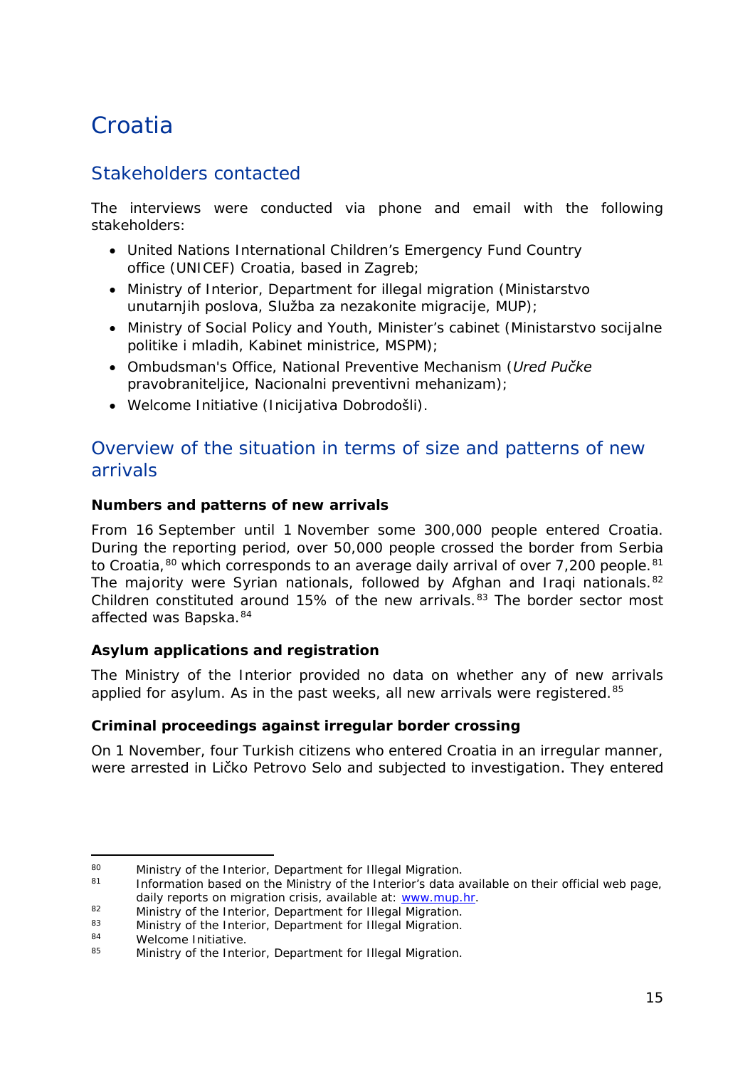# Croatia

## Stakeholders contacted

The interviews were conducted via phone and email with the following stakeholders:

- United Nations International Children's Emergency Fund Country office (UNICEF) Croatia, based in Zagreb;
- Ministry of Interior, Department for illegal migration (Ministarstvo unutarnjih poslova, Služba za nezakonite migracije, MUP);
- Ministry of Social Policy and Youth, Minister's cabinet (Ministarstvo socijalne politike i mladih, Kabinet ministrice, MSPM);
- Ombudsman's Office, National Preventive Mechanism (*Ured Pučke* pravobraniteljice, Nacionalni preventivni mehanizam);
- Welcome Initiative (Inicijativa Dobrodošli).

## Overview of the situation in terms of size and patterns of new arrivals

### Numbers and patterns of new arrivals

From 16 September until 1 November some 300,000 people entered Croatia. During the reporting period, over 50,000 people crossed the border from Serbia to Croatia,[80] which corresponds to an average daily arrival of over 7,200 people.[81] The majority were Syrian nationals, followed by Afghan and Iraqi nationals.[82] Children constituted around 15% of the new arrivals.[83] The border sector most affected was Bapska.[84]

### Asylum applications and registration

The Ministry of the Interior provided no data on whether any of new arrivals applied for asylum. As in the past weeks, all new arrivals were registered.[85]

### Criminal proceedings against irregular border crossing

On 1 November, four Turkish citizens who entered Croatia in an irregular manner, were arrested in Ličko Petrovo Selo and subjected to investigation. They entered

---

[80] Ministry of the Interior, Department for Illegal Migration.

[81] Information based on the Ministry of the Interior's data available on their official web page, daily reports on migration crisis, available at: www.mup.hr.

[82] Ministry of the Interior, Department for Illegal Migration.

[83] Ministry of the Interior, Department for Illegal Migration.

[84] Welcome Initiative.

[85] Ministry of the Interior, Department for Illegal Migration.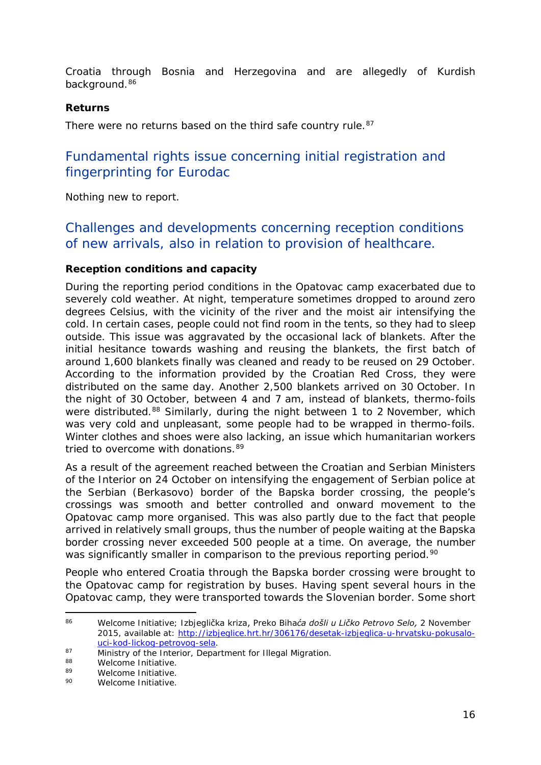Croatia through Bosnia and Herzegovina and are allegedly of Kurdish background.[86]

**Returns**

There were no returns based on the third safe country rule.[87]

## Fundamental rights issue concerning initial registration and fingerprinting for Eurodac

Nothing new to report.

## Challenges and developments concerning reception conditions of new arrivals, also in relation to provision of healthcare.

**Reception conditions and capacity**

During the reporting period conditions in the Opatovac camp exacerbated due to severely cold weather. At night, temperature sometimes dropped to around zero degrees Celsius, with the vicinity of the river and the moist air intensifying the cold. In certain cases, people could not find room in the tents, so they had to sleep outside. This issue was aggravated by the occasional lack of blankets. After the initial hesitance towards washing and reusing the blankets, the first batch of around 1,600 blankets finally was cleaned and ready to be reused on 29 October. According to the information provided by the Croatian Red Cross, they were distributed on the same day. Another 2,500 blankets arrived on 30 October. In the night of 30 October, between 4 and 7 am, instead of blankets, thermo-foils were distributed.[88] Similarly, during the night between 1 to 2 November, which was very cold and unpleasant, some people had to be wrapped in thermo-foils. Winter clothes and shoes were also lacking, an issue which humanitarian workers tried to overcome with donations.[89]

As a result of the agreement reached between the Croatian and Serbian Ministers of the Interior on 24 October on intensifying the engagement of Serbian police at the Serbian (Berkasovo) border of the Bapska border crossing, the people's crossings was smooth and better controlled and onward movement to the Opatovac camp more organised. This was also partly due to the fact that people arrived in relatively small groups, thus the number of people waiting at the Bapska border crossing never exceeded 500 people at a time. On average, the number was significantly smaller in comparison to the previous reporting period.[90]

People who entered Croatia through the Bapska border crossing were brought to the Opatovac camp for registration by buses. Having spent several hours in the Opatovac camp, they were transported towards the Slovenian border. Some short

---

[86] Welcome Initiative; Izbjeglička kriza, Preko Biha*ća došli u Ličko Petrovo Selo,* 2 November 2015, available at: http://izbjeglice.hrt.hr/306176/desetak-izbjeglica-u-hrvatsku-pokusalo-uci-kod-lickog-petrovog-sela.

[87] Ministry of the Interior, Department for Illegal Migration.

[88] Welcome Initiative.

[89] Welcome Initiative.

[90] Welcome Initiative.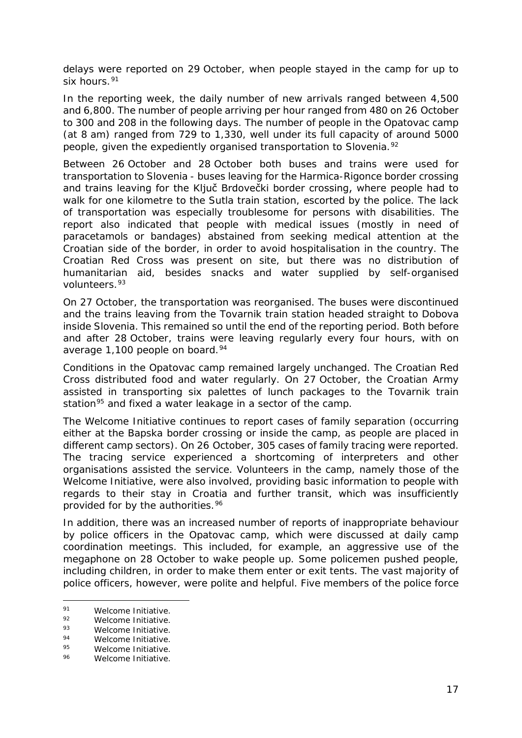delays were reported on 29 October, when people stayed in the camp for up to six hours.[91]

In the reporting week, the daily number of new arrivals ranged between 4,500 and 6,800. The number of people arriving per hour ranged from 480 on 26 October to 300 and 208 in the following days. The number of people in the Opatovac camp (at 8 am) ranged from 729 to 1,330, well under its full capacity of around 5000 people, given the expediently organised transportation to Slovenia.[92]

Between 26 October and 28 October both buses and trains were used for transportation to Slovenia - buses leaving for the Harmica-Rigonce border crossing and trains leaving for the Ključ Brdovečki border crossing, where people had to walk for one kilometre to the Sutla train station, escorted by the police. The lack of transportation was especially troublesome for persons with disabilities. The report also indicated that people with medical issues (mostly in need of paracetamols or bandages) abstained from seeking medical attention at the Croatian side of the border, in order to avoid hospitalisation in the country. The Croatian Red Cross was present on site, but there was no distribution of humanitarian aid, besides snacks and water supplied by self-organised volunteers.[93]

On 27 October, the transportation was reorganised. The buses were discontinued and the trains leaving from the Tovarnik train station headed straight to Dobova inside Slovenia. This remained so until the end of the reporting period. Both before and after 28 October, trains were leaving regularly every four hours, with on average 1,100 people on board.[94]

Conditions in the Opatovac camp remained largely unchanged. The Croatian Red Cross distributed food and water regularly. On 27 October, the Croatian Army assisted in transporting six palettes of lunch packages to the Tovarnik train station[95] and fixed a water leakage in a sector of the camp.

The Welcome Initiative continues to report cases of family separation (occurring either at the Bapska border crossing or inside the camp, as people are placed in different camp sectors). On 26 October, 305 cases of family tracing were reported. The tracing service experienced a shortcoming of interpreters and other organisations assisted the service. Volunteers in the camp, namely those of the Welcome Initiative, were also involved, providing basic information to people with regards to their stay in Croatia and further transit, which was insufficiently provided for by the authorities.[96]

In addition, there was an increased number of reports of inappropriate behaviour by police officers in the Opatovac camp, which were discussed at daily camp coordination meetings. This included, for example, an aggressive use of the megaphone on 28 October to wake people up. Some policemen pushed people, including children, in order to make them enter or exit tents. The vast majority of police officers, however, were polite and helpful. Five members of the police force

---

[91] Welcome Initiative.

[92] Welcome Initiative.

[93] Welcome Initiative.

[94] Welcome Initiative.

[95] Welcome Initiative.

[96] Welcome Initiative.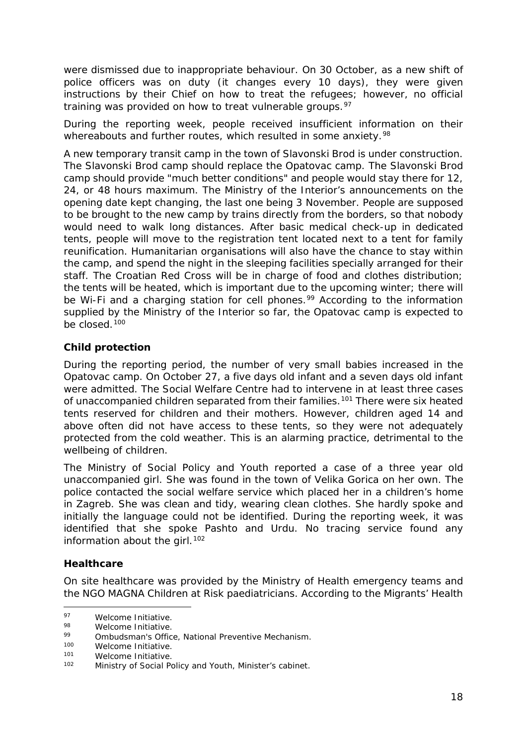were dismissed due to inappropriate behaviour. On 30 October, as a new shift of police officers was on duty (it changes every 10 days), they were given instructions by their Chief on how to treat the refugees; however, no official training was provided on how to treat vulnerable groups.[97]

During the reporting week, people received insufficient information on their whereabouts and further routes, which resulted in some anxiety.[98]

A new temporary transit camp in the town of Slavonski Brod is under construction. The Slavonski Brod camp should replace the Opatovac camp. The Slavonski Brod camp should provide "much better conditions" and people would stay there for 12, 24, or 48 hours maximum. The Ministry of the Interior's announcements on the opening date kept changing, the last one being 3 November. People are supposed to be brought to the new camp by trains directly from the borders, so that nobody would need to walk long distances. After basic medical check-up in dedicated tents, people will move to the registration tent located next to a tent for family reunification. Humanitarian organisations will also have the chance to stay within the camp, and spend the night in the sleeping facilities specially arranged for their staff. The Croatian Red Cross will be in charge of food and clothes distribution; the tents will be heated, which is important due to the upcoming winter; there will be Wi-Fi and a charging station for cell phones.[99] According to the information supplied by the Ministry of the Interior so far, the Opatovac camp is expected to be closed.[100]

**Child protection**

During the reporting period, the number of very small babies increased in the Opatovac camp. On October 27, a five days old infant and a seven days old infant were admitted. The Social Welfare Centre had to intervene in at least three cases of unaccompanied children separated from their families.[101] There were six heated tents reserved for children and their mothers. However, children aged 14 and above often did not have access to these tents, so they were not adequately protected from the cold weather. This is an alarming practice, detrimental to the wellbeing of children.

The Ministry of Social Policy and Youth reported a case of a three year old unaccompanied girl. She was found in the town of Velika Gorica on her own. The police contacted the social welfare service which placed her in a children's home in Zagreb. She was clean and tidy, wearing clean clothes. She hardly spoke and initially the language could not be identified. During the reporting week, it was identified that she spoke Pashto and Urdu. No tracing service found any information about the girl.[102]

**Healthcare**

On site healthcare was provided by the Ministry of Health emergency teams and the NGO MAGNA Children at Risk paediatricians. According to the Migrants' Health

---

[97] Welcome Initiative.
[98] Welcome Initiative.
[99] Ombudsman's Office, National Preventive Mechanism.
[100] Welcome Initiative.
[101] Welcome Initiative.
[102] Ministry of Social Policy and Youth, Minister's cabinet.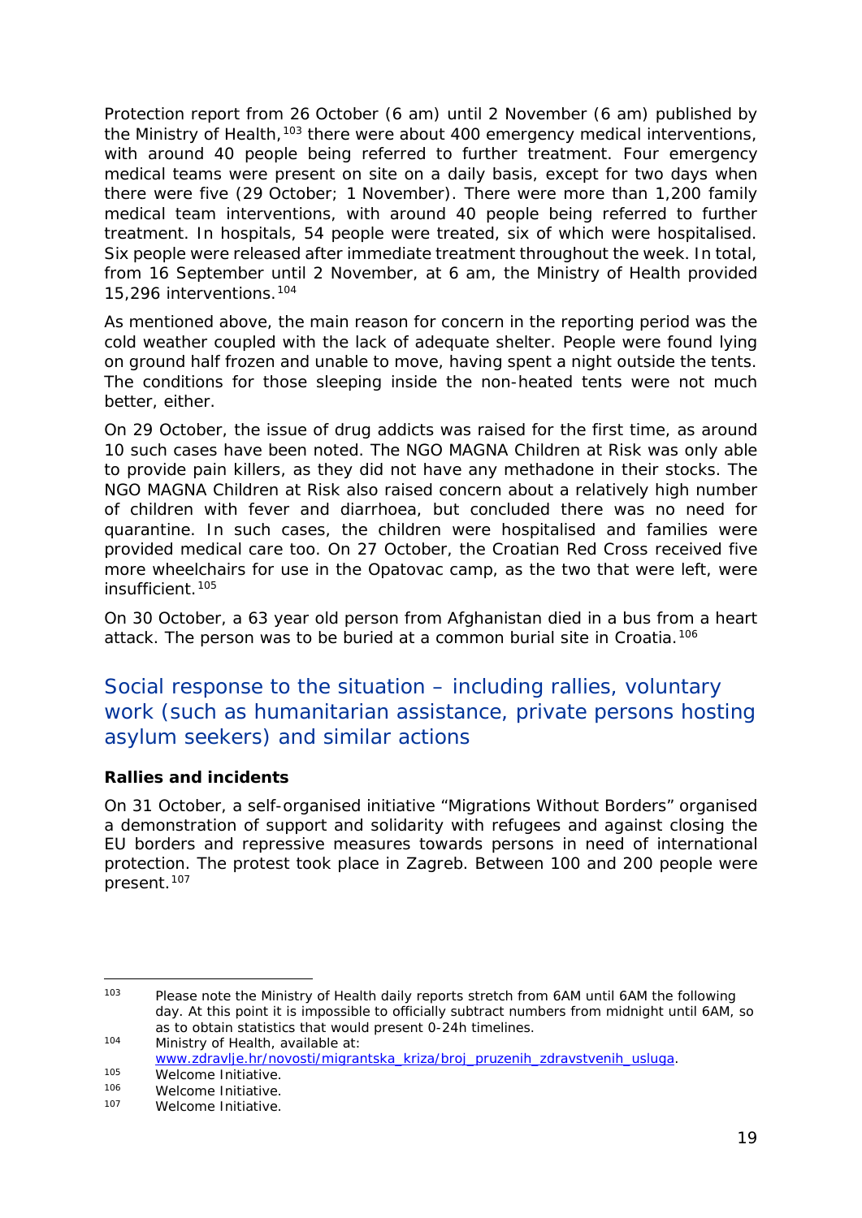Protection report from 26 October (6 am) until 2 November (6 am) published by the Ministry of Health,[103] there were about 400 emergency medical interventions, with around 40 people being referred to further treatment. Four emergency medical teams were present on site on a daily basis, except for two days when there were five (29 October; 1 November). There were more than 1,200 family medical team interventions, with around 40 people being referred to further treatment. In hospitals, 54 people were treated, six of which were hospitalised. Six people were released after immediate treatment throughout the week. In total, from 16 September until 2 November, at 6 am, the Ministry of Health provided 15,296 interventions.[104]

As mentioned above, the main reason for concern in the reporting period was the cold weather coupled with the lack of adequate shelter. People were found lying on ground half frozen and unable to move, having spent a night outside the tents. The conditions for those sleeping inside the non-heated tents were not much better, either.

On 29 October, the issue of drug addicts was raised for the first time, as around 10 such cases have been noted. The NGO MAGNA Children at Risk was only able to provide pain killers, as they did not have any methadone in their stocks. The NGO MAGNA Children at Risk also raised concern about a relatively high number of children with fever and diarrhoea, but concluded there was no need for quarantine. In such cases, the children were hospitalised and families were provided medical care too. On 27 October, the Croatian Red Cross received five more wheelchairs for use in the Opatovac camp, as the two that were left, were insufficient.[105]

On 30 October, a 63 year old person from Afghanistan died in a bus from a heart attack. The person was to be buried at a common burial site in Croatia.[106]

## Social response to the situation – including rallies, voluntary work (such as humanitarian assistance, private persons hosting asylum seekers) and similar actions

**Rallies and incidents**

On 31 October, a self-organised initiative "Migrations Without Borders" organised a demonstration of support and solidarity with refugees and against closing the EU borders and repressive measures towards persons in need of international protection. The protest took place in Zagreb. Between 100 and 200 people were present.[107]

---

[103] Please note the Ministry of Health daily reports stretch from 6AM until 6AM the following day. At this point it is impossible to officially subtract numbers from midnight until 6AM, so as to obtain statistics that would present 0-24h timelines.

[104] Ministry of Health, available at: www.zdravlje.hr/novosti/migrantska_kriza/broj_pruzenih_zdravstvenih_usluga.

[105] Welcome Initiative.

[106] Welcome Initiative.

[107] Welcome Initiative.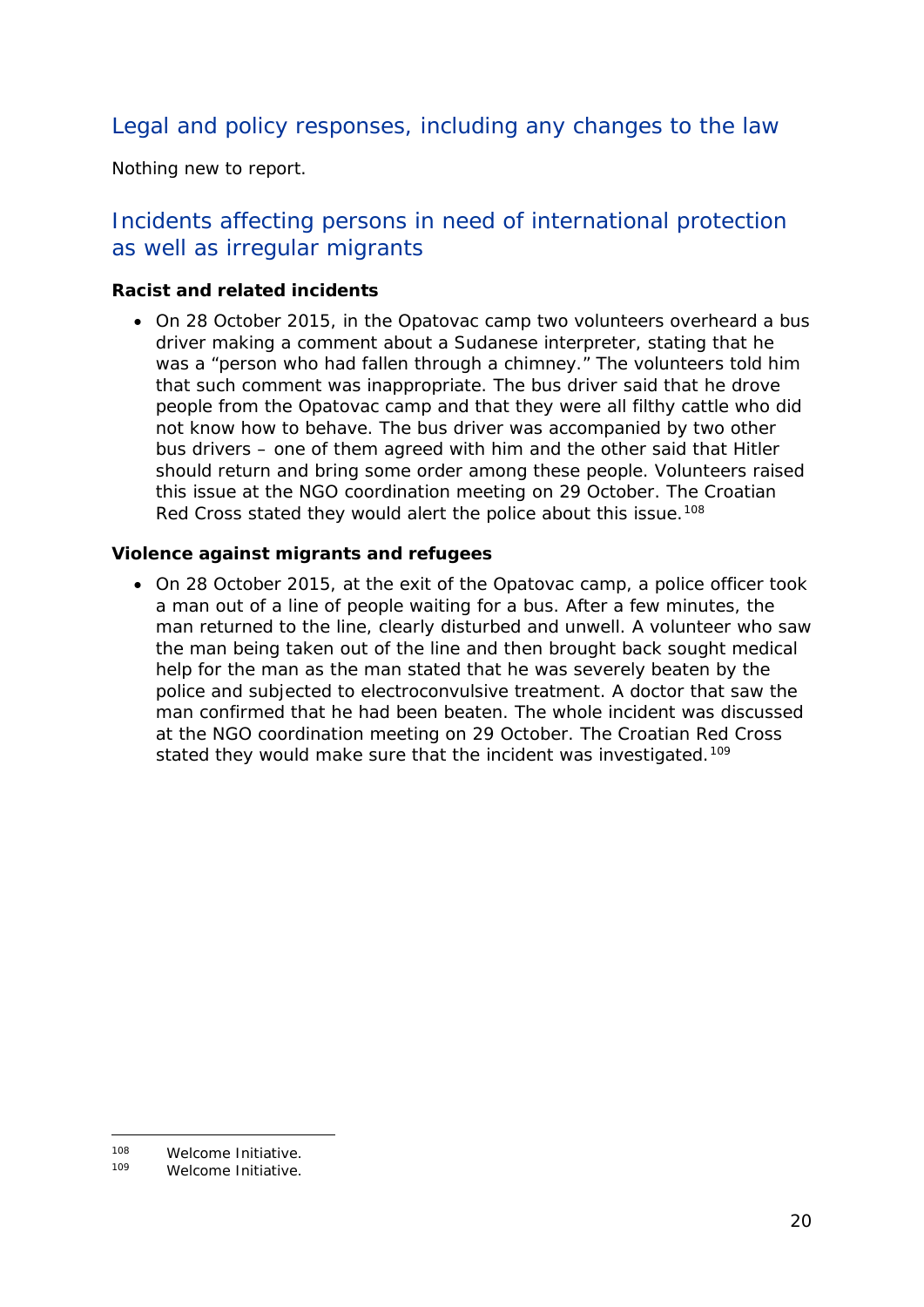## Legal and policy responses, including any changes to the law

Nothing new to report.

## Incidents affecting persons in need of international protection as well as irregular migrants

**Racist and related incidents**

- On 28 October 2015, in the Opatovac camp two volunteers overheard a bus driver making a comment about a Sudanese interpreter, stating that he was a "person who had fallen through a chimney." The volunteers told him that such comment was inappropriate. The bus driver said that he drove people from the Opatovac camp and that they were all filthy cattle who did not know how to behave. The bus driver was accompanied by two other bus drivers – one of them agreed with him and the other said that Hitler should return and bring some order among these people. Volunteers raised this issue at the NGO coordination meeting on 29 October. The Croatian Red Cross stated they would alert the police about this issue.[108]

**Violence against migrants and refugees**

- On 28 October 2015, at the exit of the Opatovac camp, a police officer took a man out of a line of people waiting for a bus. After a few minutes, the man returned to the line, clearly disturbed and unwell. A volunteer who saw the man being taken out of the line and then brought back sought medical help for the man as the man stated that he was severely beaten by the police and subjected to electroconvulsive treatment. A doctor that saw the man confirmed that he had been beaten. The whole incident was discussed at the NGO coordination meeting on 29 October. The Croatian Red Cross stated they would make sure that the incident was investigated.[109]

---

[108] Welcome Initiative.

[109] Welcome Initiative.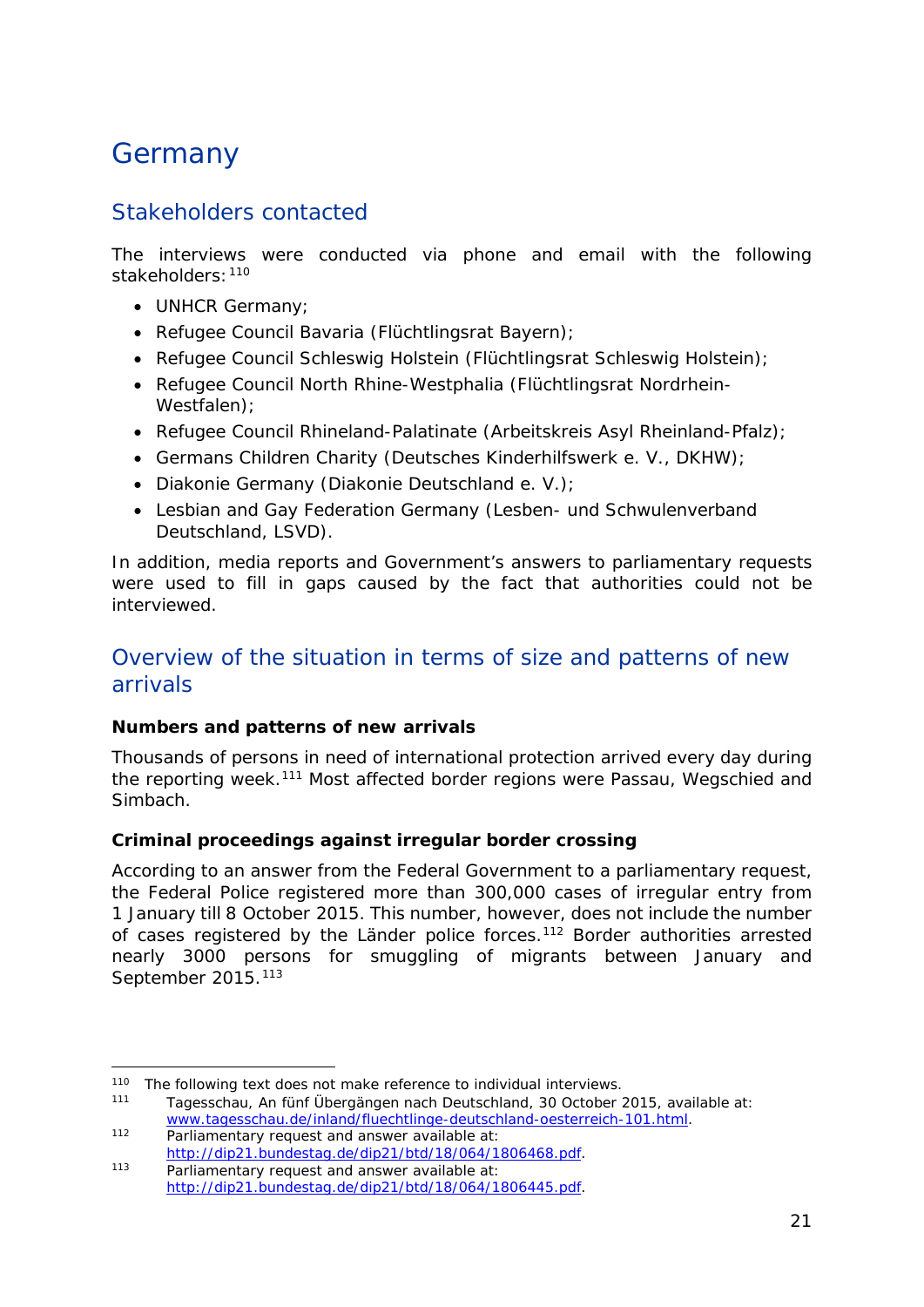# Germany

## Stakeholders contacted

The interviews were conducted via phone and email with the following stakeholders:[110]

- UNHCR Germany;
- Refugee Council Bavaria (Flüchtlingsrat Bayern);
- Refugee Council Schleswig Holstein (Flüchtlingsrat Schleswig Holstein);
- Refugee Council North Rhine-Westphalia (Flüchtlingsrat Nordrhein-Westfalen);
- Refugee Council Rhineland-Palatinate (Arbeitskreis Asyl Rheinland-Pfalz);
- Germans Children Charity (Deutsches Kinderhilfswerk e. V., DKHW);
- Diakonie Germany (Diakonie Deutschland e. V.);
- Lesbian and Gay Federation Germany (Lesben- und Schwulenverband Deutschland, LSVD).

In addition, media reports and Government's answers to parliamentary requests were used to fill in gaps caused by the fact that authorities could not be interviewed.

## Overview of the situation in terms of size and patterns of new arrivals

**Numbers and patterns of new arrivals**

Thousands of persons in need of international protection arrived every day during the reporting week.[111] Most affected border regions were Passau, Wegschied and Simbach.

**Criminal proceedings against irregular border crossing**

According to an answer from the Federal Government to a parliamentary request, the Federal Police registered more than 300,000 cases of irregular entry from 1 January till 8 October 2015. This number, however, does not include the number of cases registered by the Länder police forces.[112] Border authorities arrested nearly 3000 persons for smuggling of migrants between January and September 2015.[113]

---

[110] The following text does not make reference to individual interviews.

[111] Tagesschau, An fünf Übergängen nach Deutschland, 30 October 2015, available at: www.tagesschau.de/inland/fluechtlinge-deutschland-oesterreich-101.html.

[112] Parliamentary request and answer available at: http://dip21.bundestag.de/dip21/btd/18/064/1806468.pdf.

[113] Parliamentary request and answer available at: http://dip21.bundestag.de/dip21/btd/18/064/1806445.pdf.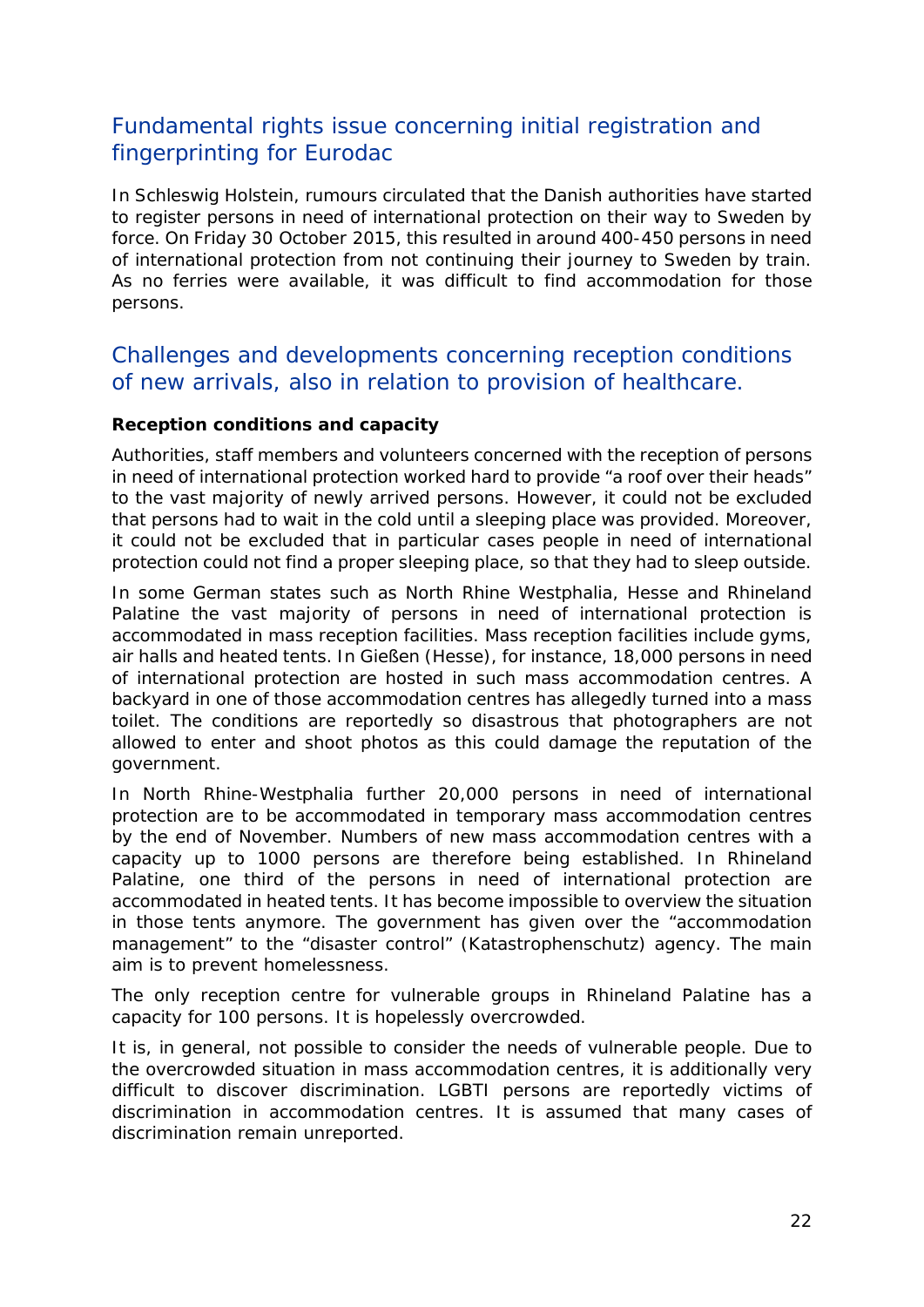## Fundamental rights issue concerning initial registration and fingerprinting for Eurodac

In Schleswig Holstein, rumours circulated that the Danish authorities have started to register persons in need of international protection on their way to Sweden by force. On Friday 30 October 2015, this resulted in around 400-450 persons in need of international protection from not continuing their journey to Sweden by train. As no ferries were available, it was difficult to find accommodation for those persons.

## Challenges and developments concerning reception conditions of new arrivals, also in relation to provision of healthcare.

**Reception conditions and capacity**

Authorities, staff members and volunteers concerned with the reception of persons in need of international protection worked hard to provide "a roof over their heads" to the vast majority of newly arrived persons. However, it could not be excluded that persons had to wait in the cold until a sleeping place was provided. Moreover, it could not be excluded that in particular cases people in need of international protection could not find a proper sleeping place, so that they had to sleep outside.

In some German states such as North Rhine Westphalia, Hesse and Rhineland Palatine the vast majority of persons in need of international protection is accommodated in mass reception facilities. Mass reception facilities include gyms, air halls and heated tents. In Gießen (Hesse), for instance, 18,000 persons in need of international protection are hosted in such mass accommodation centres. A backyard in one of those accommodation centres has allegedly turned into a mass toilet. The conditions are reportedly so disastrous that photographers are not allowed to enter and shoot photos as this could damage the reputation of the government.

In North Rhine-Westphalia further 20,000 persons in need of international protection are to be accommodated in temporary mass accommodation centres by the end of November. Numbers of new mass accommodation centres with a capacity up to 1000 persons are therefore being established. In Rhineland Palatine, one third of the persons in need of international protection are accommodated in heated tents. It has become impossible to overview the situation in those tents anymore. The government has given over the "accommodation management" to the "disaster control" (Katastrophenschutz) agency. The main aim is to prevent homelessness.

The only reception centre for vulnerable groups in Rhineland Palatine has a capacity for 100 persons. It is hopelessly overcrowded.

It is, in general, not possible to consider the needs of vulnerable people. Due to the overcrowded situation in mass accommodation centres, it is additionally very difficult to discover discrimination. LGBTI persons are reportedly victims of discrimination in accommodation centres. It is assumed that many cases of discrimination remain unreported.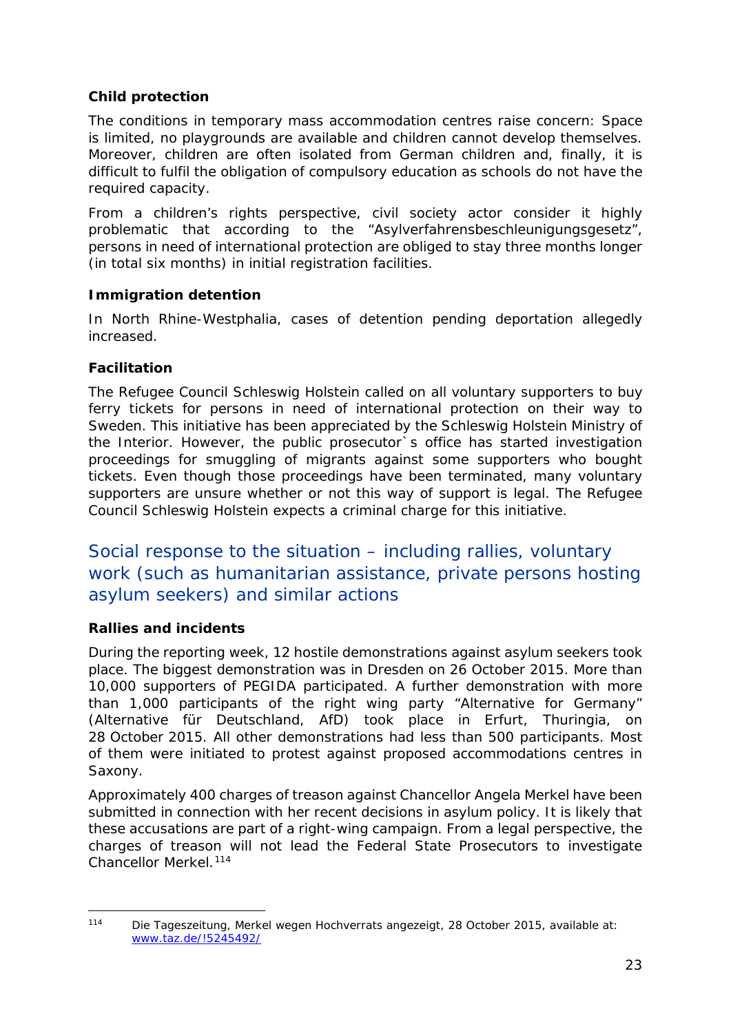### Child protection

The conditions in temporary mass accommodation centres raise concern: Space is limited, no playgrounds are available and children cannot develop themselves. Moreover, children are often isolated from German children and, finally, it is difficult to fulfil the obligation of compulsory education as schools do not have the required capacity.

From a children's rights perspective, civil society actor consider it highly problematic that according to the "Asylverfahrensbeschleunigungsgesetz", persons in need of international protection are obliged to stay three months longer (in total six months) in initial registration facilities.

### Immigration detention

In North Rhine-Westphalia, cases of detention pending deportation allegedly increased.

### Facilitation

The Refugee Council Schleswig Holstein called on all voluntary supporters to buy ferry tickets for persons in need of international protection on their way to Sweden. This initiative has been appreciated by the Schleswig Holstein Ministry of the Interior. However, the public prosecutor`s office has started investigation proceedings for smuggling of migrants against some supporters who bought tickets. Even though those proceedings have been terminated, many voluntary supporters are unsure whether or not this way of support is legal. The Refugee Council Schleswig Holstein expects a criminal charge for this initiative.

## Social response to the situation – including rallies, voluntary work (such as humanitarian assistance, private persons hosting asylum seekers) and similar actions

### Rallies and incidents

During the reporting week, 12 hostile demonstrations against asylum seekers took place. The biggest demonstration was in Dresden on 26 October 2015. More than 10,000 supporters of PEGIDA participated. A further demonstration with more than 1,000 participants of the right wing party "Alternative for Germany" (Alternative für Deutschland, AfD) took place in Erfurt, Thuringia, on 28 October 2015. All other demonstrations had less than 500 participants. Most of them were initiated to protest against proposed accommodations centres in Saxony.

Approximately 400 charges of treason against Chancellor Angela Merkel have been submitted in connection with her recent decisions in asylum policy. It is likely that these accusations are part of a right-wing campaign. From a legal perspective, the charges of treason will not lead the Federal State Prosecutors to investigate Chancellor Merkel.[114]

---

[114] Die Tageszeitung, Merkel wegen Hochverrats angezeigt, 28 October 2015, available at: www.taz.de/!5245492/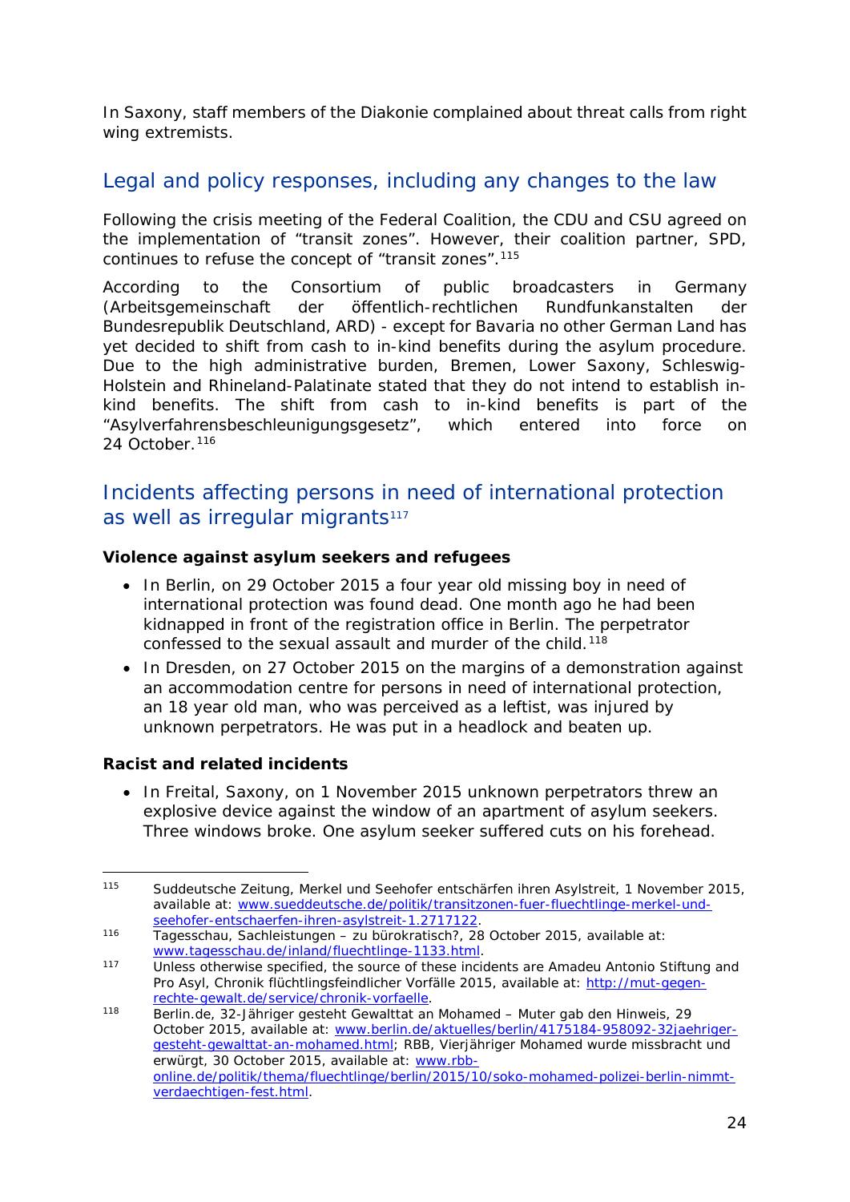In Saxony, staff members of the Diakonie complained about threat calls from right wing extremists.

## Legal and policy responses, including any changes to the law

Following the crisis meeting of the Federal Coalition, the CDU and CSU agreed on the implementation of "transit zones". However, their coalition partner, SPD, continues to refuse the concept of "transit zones".[115]

According to the Consortium of public broadcasters in Germany (Arbeitsgemeinschaft der öffentlich-rechtlichen Rundfunkanstalten der Bundesrepublik Deutschland, ARD) - except for Bavaria no other German Land has yet decided to shift from cash to in-kind benefits during the asylum procedure. Due to the high administrative burden, Bremen, Lower Saxony, Schleswig-Holstein and Rhineland-Palatinate stated that they do not intend to establish in-kind benefits. The shift from cash to in-kind benefits is part of the "Asylverfahrensbeschleunigungsgesetz", which entered into force on 24 October.[116]

## Incidents affecting persons in need of international protection as well as irregular migrants[117]

**Violence against asylum seekers and refugees**

- In Berlin, on 29 October 2015 a four year old missing boy in need of international protection was found dead. One month ago he had been kidnapped in front of the registration office in Berlin. The perpetrator confessed to the sexual assault and murder of the child.[118]
- In Dresden, on 27 October 2015 on the margins of a demonstration against an accommodation centre for persons in need of international protection, an 18 year old man, who was perceived as a leftist, was injured by unknown perpetrators. He was put in a headlock and beaten up.

**Racist and related incidents**

- In Freital, Saxony, on 1 November 2015 unknown perpetrators threw an explosive device against the window of an apartment of asylum seekers. Three windows broke. One asylum seeker suffered cuts on his forehead.

---

[115] Suddeutsche Zeitung, Merkel und Seehofer entschärfen ihren Asylstreit, 1 November 2015, available at: www.sueddeutsche.de/transitzonen-fuer-fluechtlinge-merkel-und-seehofer-entschaerfen-ihren-asylstreit-1.2717122.

[116] Tagesschau, Sachleistungen – zu bürokratisch?, 28 October 2015, available at: www.tagesschau.de/inland/fluechtlinge-1133.html.

[117] Unless otherwise specified, the source of these incidents are Amadeu Antonio Stiftung and Pro Asyl, Chronik flüchtlingsfeindlicher Vorfälle 2015, available at: http://mut-gegen-rechte-gewalt.de/service/chronik-vorfaelle.

[118] Berlin.de, 32-Jähriger gesteht Gewalttat an Mohamed – Muter gab den Hinweis, 29 October 2015, available at: www.berlin.de/aktuelles/berlin/4175184-958092-32jaehriger-gesteht-gewalttat-an-mohamed.html; RBB, Vierjähriger Mohamed wurde missbracht und erwürgt, 30 October 2015, available at: www.rbb-online.de/politik/thema/fluechtlinge/berlin/2015/10/soko-mohamed-polizei-berlin-nimmt-verdaechtigen-fest.html.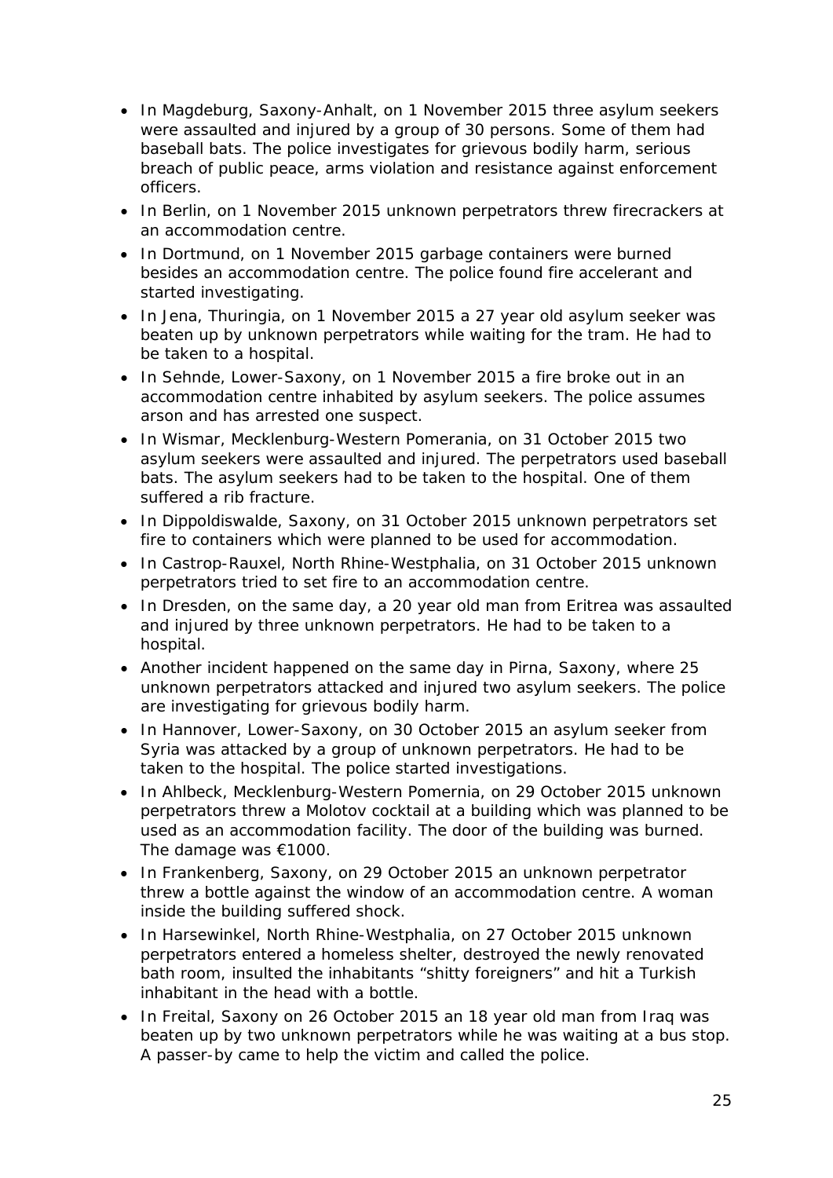- In Magdeburg, Saxony-Anhalt, on 1 November 2015 three asylum seekers were assaulted and injured by a group of 30 persons. Some of them had baseball bats. The police investigates for grievous bodily harm, serious breach of public peace, arms violation and resistance against enforcement officers.
- In Berlin, on 1 November 2015 unknown perpetrators threw firecrackers at an accommodation centre.
- In Dortmund, on 1 November 2015 garbage containers were burned besides an accommodation centre. The police found fire accelerant and started investigating.
- In Jena, Thuringia, on 1 November 2015 a 27 year old asylum seeker was beaten up by unknown perpetrators while waiting for the tram. He had to be taken to a hospital.
- In Sehnde, Lower-Saxony, on 1 November 2015 a fire broke out in an accommodation centre inhabited by asylum seekers. The police assumes arson and has arrested one suspect.
- In Wismar, Mecklenburg-Western Pomerania, on 31 October 2015 two asylum seekers were assaulted and injured. The perpetrators used baseball bats. The asylum seekers had to be taken to the hospital. One of them suffered a rib fracture.
- In Dippoldiswalde, Saxony, on 31 October 2015 unknown perpetrators set fire to containers which were planned to be used for accommodation.
- In Castrop-Rauxel, North Rhine-Westphalia, on 31 October 2015 unknown perpetrators tried to set fire to an accommodation centre.
- In Dresden, on the same day, a 20 year old man from Eritrea was assaulted and injured by three unknown perpetrators. He had to be taken to a hospital.
- Another incident happened on the same day in Pirna, Saxony, where 25 unknown perpetrators attacked and injured two asylum seekers. The police are investigating for grievous bodily harm.
- In Hannover, Lower-Saxony, on 30 October 2015 an asylum seeker from Syria was attacked by a group of unknown perpetrators. He had to be taken to the hospital. The police started investigations.
- In Ahlbeck, Mecklenburg-Western Pomernia, on 29 October 2015 unknown perpetrators threw a Molotov cocktail at a building which was planned to be used as an accommodation facility. The door of the building was burned. The damage was €1000.
- In Frankenberg, Saxony, on 29 October 2015 an unknown perpetrator threw a bottle against the window of an accommodation centre. A woman inside the building suffered shock.
- In Harsewinkel, North Rhine-Westphalia, on 27 October 2015 unknown perpetrators entered a homeless shelter, destroyed the newly renovated bath room, insulted the inhabitants "shitty foreigners" and hit a Turkish inhabitant in the head with a bottle.
- In Freital, Saxony on 26 October 2015 an 18 year old man from Iraq was beaten up by two unknown perpetrators while he was waiting at a bus stop. A passer-by came to help the victim and called the police.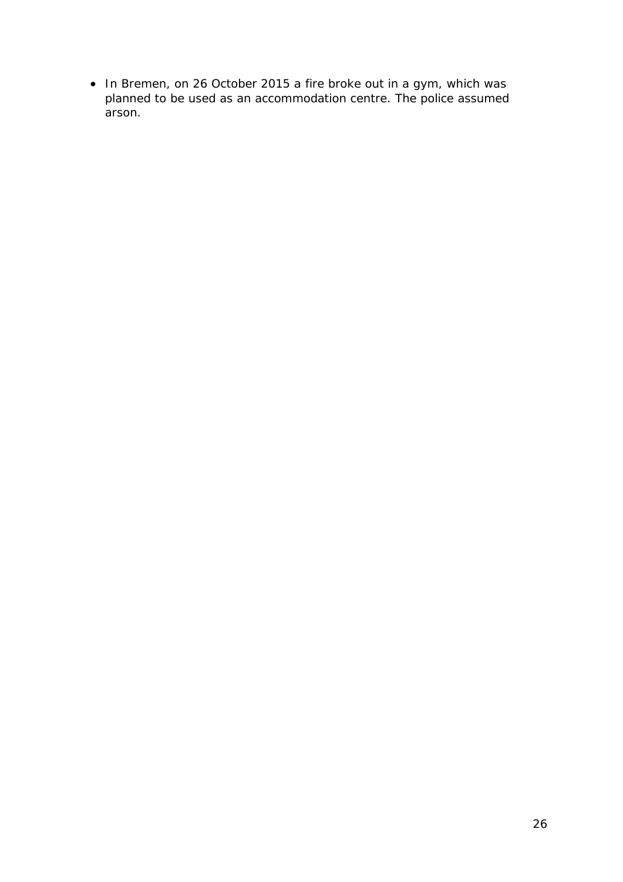- In Bremen, on 26 October 2015 a fire broke out in a gym, which was planned to be used as an accommodation centre. The police assumed arson.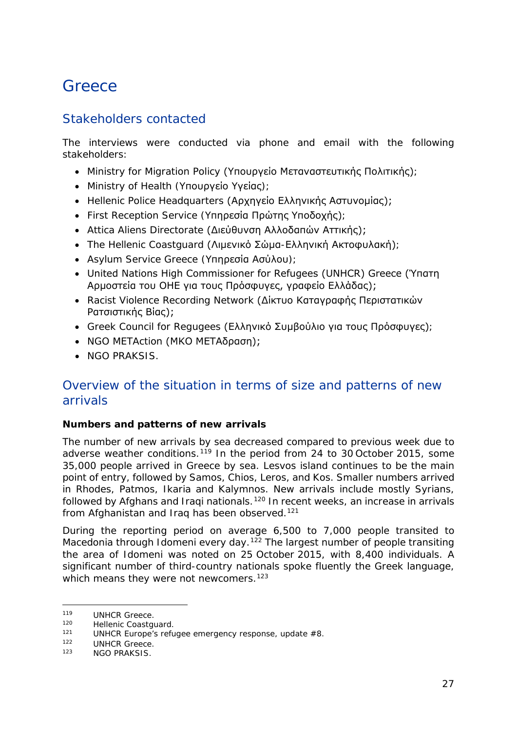# Greece

## Stakeholders contacted

The interviews were conducted via phone and email with the following stakeholders:

- Ministry for Migration Policy (Υπουργείο Μεταναστευτικής Πολιτικής);
- Ministry of Health (Υπουργείο Υγείας);
- Hellenic Police Headquarters (Αρχηγείο Ελληνικής Αστυνομίας);
- First Reception Service (Υπηρεσία Πρώτης Υποδοχής);
- Attica Aliens Directorate (Διεύθυνση Αλλοδαπών Αττικής);
- The Hellenic Coastguard (Λιμενικό Σώμα-Ελληνική Ακτοφυλακή);
- Asylum Service Greece (Υπηρεσία Ασύλου);
- United Nations High Commissioner for Refugees (UNHCR) Greece (Ύπατη Αρμοστεία του ΟΗΕ για τους Πρόσφυγες, γραφείο Ελλάδας);
- Racist Violence Recording Network (Δίκτυο Καταγραφής Περιστατικών Ρατσιστικής Βίας);
- Greek Council for Regugees (Ελληνικό Συμβούλιο για τους Πρόσφυγες);
- NGO METAction (ΜΚΟ ΜΕΤΑδραση);
- NGO PRAKSIS.

## Overview of the situation in terms of size and patterns of new arrivals

**Numbers and patterns of new arrivals**

The number of new arrivals by sea decreased compared to previous week due to adverse weather conditions.[119] In the period from 24 to 30 October 2015, some 35,000 people arrived in Greece by sea. Lesvos island continues to be the main point of entry, followed by Samos, Chios, Leros, and Kos. Smaller numbers arrived in Rhodes, Patmos, Ikaria and Kalymnos. New arrivals include mostly Syrians, followed by Afghans and Iraqi nationals.[120] In recent weeks, an increase in arrivals from Afghanistan and Iraq has been observed.[121]

During the reporting period on average 6,500 to 7,000 people transited to Macedonia through Idomeni every day.[122] The largest number of people transiting the area of Idomeni was noted on 25 October 2015, with 8,400 individuals. A significant number of third-country nationals spoke fluently the Greek language, which means they were not newcomers.[123]

---

[119] UNHCR Greece.
[120] Hellenic Coastguard.
[121] UNHCR Europe's refugee emergency response, update #8.
[122] UNHCR Greece.
[123] NGO PRAKSIS.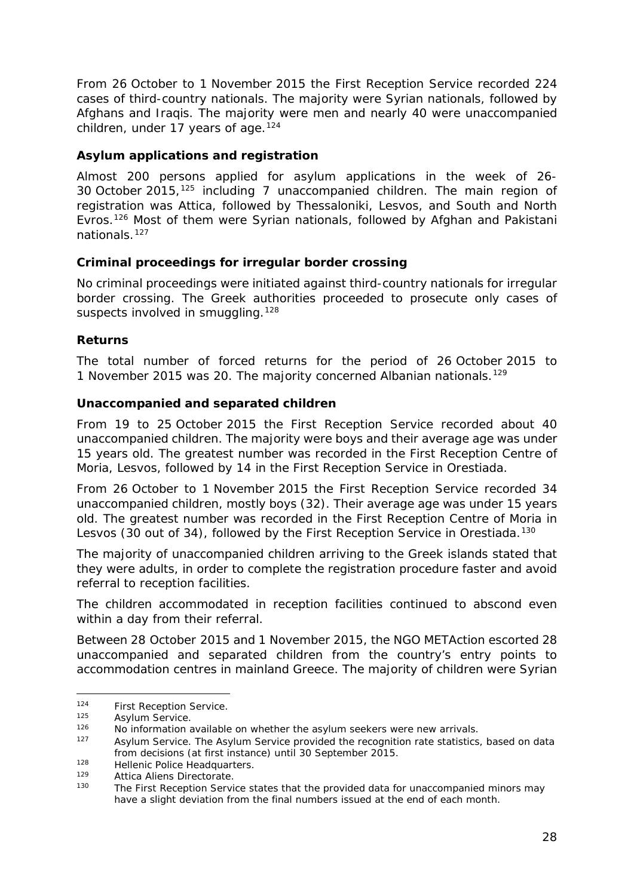From 26 October to 1 November 2015 the First Reception Service recorded 224 cases of third-country nationals. The majority were Syrian nationals, followed by Afghans and Iraqis. The majority were men and nearly 40 were unaccompanied children, under 17 years of age.[124]

**Asylum applications and registration**

Almost 200 persons applied for asylum applications in the week of 26-30 October 2015,[125] including 7 unaccompanied children. The main region of registration was Attica, followed by Thessaloniki, Lesvos, and South and North Evros.[126] Most of them were Syrian nationals, followed by Afghan and Pakistani nationals.[127]

**Criminal proceedings for irregular border crossing**

No criminal proceedings were initiated against third-country nationals for irregular border crossing. The Greek authorities proceeded to prosecute only cases of suspects involved in smuggling.[128]

**Returns**

The total number of forced returns for the period of 26 October 2015 to 1 November 2015 was 20. The majority concerned Albanian nationals.[129]

**Unaccompanied and separated children**

From 19 to 25 October 2015 the First Reception Service recorded about 40 unaccompanied children. The majority were boys and their average age was under 15 years old. The greatest number was recorded in the First Reception Centre of Moria, Lesvos, followed by 14 in the First Reception Service in Orestiada.

From 26 October to 1 November 2015 the First Reception Service recorded 34 unaccompanied children, mostly boys (32). Their average age was under 15 years old. The greatest number was recorded in the First Reception Centre of Moria in Lesvos (30 out of 34), followed by the First Reception Service in Orestiada.[130]

The majority of unaccompanied children arriving to the Greek islands stated that they were adults, in order to complete the registration procedure faster and avoid referral to reception facilities.

The children accommodated in reception facilities continued to abscond even within a day from their referral.

Between 28 October 2015 and 1 November 2015, the NGO METAction escorted 28 unaccompanied and separated children from the country's entry points to accommodation centres in mainland Greece. The majority of children were Syrian

---

[124] First Reception Service.
[125] Asylum Service.
[126] No information available on whether the asylum seekers were new arrivals.
[127] Asylum Service. The Asylum Service provided the recognition rate statistics, based on data from decisions (at first instance) until 30 September 2015.
[128] Hellenic Police Headquarters.
[129] Attica Aliens Directorate.
[130] The First Reception Service states that the provided data for unaccompanied minors may have a slight deviation from the final numbers issued at the end of each month.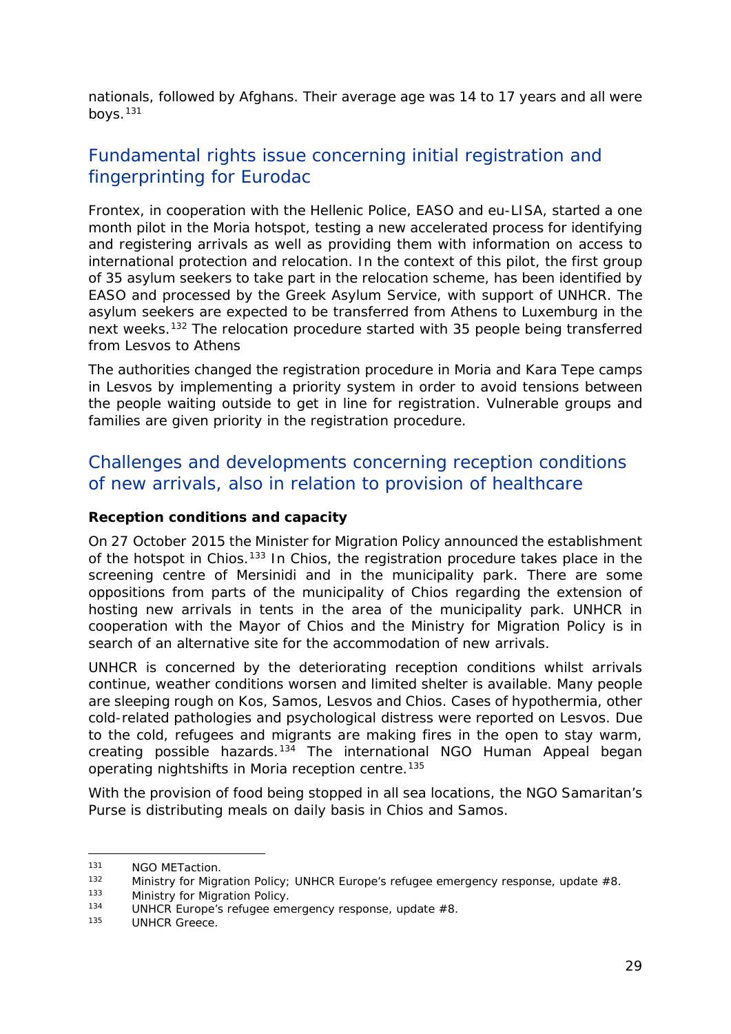nationals, followed by Afghans. Their average age was 14 to 17 years and all were boys.[131]

## Fundamental rights issue concerning initial registration and fingerprinting for Eurodac

Frontex, in cooperation with the Hellenic Police, EASO and eu-LISA, started a one month pilot in the Moria hotspot, testing a new accelerated process for identifying and registering arrivals as well as providing them with information on access to international protection and relocation. In the context of this pilot, the first group of 35 asylum seekers to take part in the relocation scheme, has been identified by EASO and processed by the Greek Asylum Service, with support of UNHCR. The asylum seekers are expected to be transferred from Athens to Luxemburg in the next weeks.[132] The relocation procedure started with 35 people being transferred from Lesvos to Athens

The authorities changed the registration procedure in Moria and Kara Tepe camps in Lesvos by implementing a priority system in order to avoid tensions between the people waiting outside to get in line for registration. Vulnerable groups and families are given priority in the registration procedure.

## Challenges and developments concerning reception conditions of new arrivals, also in relation to provision of healthcare

**Reception conditions and capacity**

On 27 October 2015 the Minister for Migration Policy announced the establishment of the hotspot in Chios.[133] In Chios, the registration procedure takes place in the screening centre of Mersinidi and in the municipality park. There are some oppositions from parts of the municipality of Chios regarding the extension of hosting new arrivals in tents in the area of the municipality park. UNHCR in cooperation with the Mayor of Chios and the Ministry for Migration Policy is in search of an alternative site for the accommodation of new arrivals.

UNHCR is concerned by the deteriorating reception conditions whilst arrivals continue, weather conditions worsen and limited shelter is available. Many people are sleeping rough on Kos, Samos, Lesvos and Chios. Cases of hypothermia, other cold-related pathologies and psychological distress were reported on Lesvos. Due to the cold, refugees and migrants are making fires in the open to stay warm, creating possible hazards.[134] The international NGO Human Appeal began operating nightshifts in Moria reception centre.[135]

With the provision of food being stopped in all sea locations, the NGO Samaritan's Purse is distributing meals on daily basis in Chios and Samos.

---

[131] NGO METaction.

[132] Ministry for Migration Policy; UNHCR Europe's refugee emergency response, update #8.

[133] Ministry for Migration Policy.

[134] UNHCR Europe's refugee emergency response, update #8.

[135] UNHCR Greece.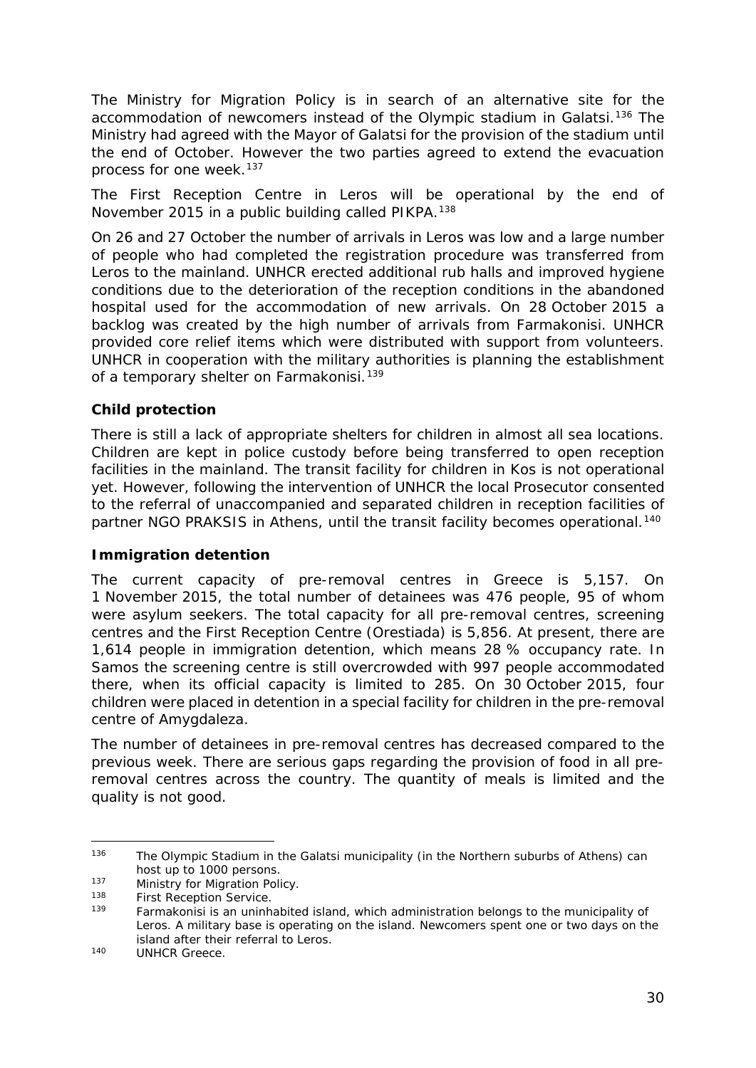The Ministry for Migration Policy is in search of an alternative site for the accommodation of newcomers instead of the Olympic stadium in Galatsi.[136] The Ministry had agreed with the Mayor of Galatsi for the provision of the stadium until the end of October. However the two parties agreed to extend the evacuation process for one week.[137]

The First Reception Centre in Leros will be operational by the end of November 2015 in a public building called PIKPA.[138]

On 26 and 27 October the number of arrivals in Leros was low and a large number of people who had completed the registration procedure was transferred from Leros to the mainland. UNHCR erected additional rub halls and improved hygiene conditions due to the deterioration of the reception conditions in the abandoned hospital used for the accommodation of new arrivals. On 28 October 2015 a backlog was created by the high number of arrivals from Farmakonisi. UNHCR provided core relief items which were distributed with support from volunteers. UNHCR in cooperation with the military authorities is planning the establishment of a temporary shelter on Farmakonisi.[139]

### Child protection

There is still a lack of appropriate shelters for children in almost all sea locations. Children are kept in police custody before being transferred to open reception facilities in the mainland. The transit facility for children in Kos is not operational yet. However, following the intervention of UNHCR the local Prosecutor consented to the referral of unaccompanied and separated children in reception facilities of partner NGO PRAKSIS in Athens, until the transit facility becomes operational.[140]

### Immigration detention

The current capacity of pre-removal centres in Greece is 5,157. On 1 November 2015, the total number of detainees was 476 people, 95 of whom were asylum seekers. The total capacity for all pre-removal centres, screening centres and the First Reception Centre (Orestiada) is 5,856. At present, there are 1,614 people in immigration detention, which means 28 % occupancy rate. In Samos the screening centre is still overcrowded with 997 people accommodated there, when its official capacity is limited to 285. On 30 October 2015, four children were placed in detention in a special facility for children in the pre-removal centre of Amygdaleza.

The number of detainees in pre-removal centres has decreased compared to the previous week. There are serious gaps regarding the provision of food in all pre-removal centres across the country. The quantity of meals is limited and the quality is not good.

---

[136] The Olympic Stadium in the Galatsi municipality (in the Northern suburbs of Athens) can host up to 1000 persons.

[137] Ministry for Migration Policy.

[138] First Reception Service.

[139] Farmakonisi is an uninhabited island, which administration belongs to the municipality of Leros. A military base is operating on the island. Newcomers spent one or two days on the island after their referral to Leros.

[140] UNHCR Greece.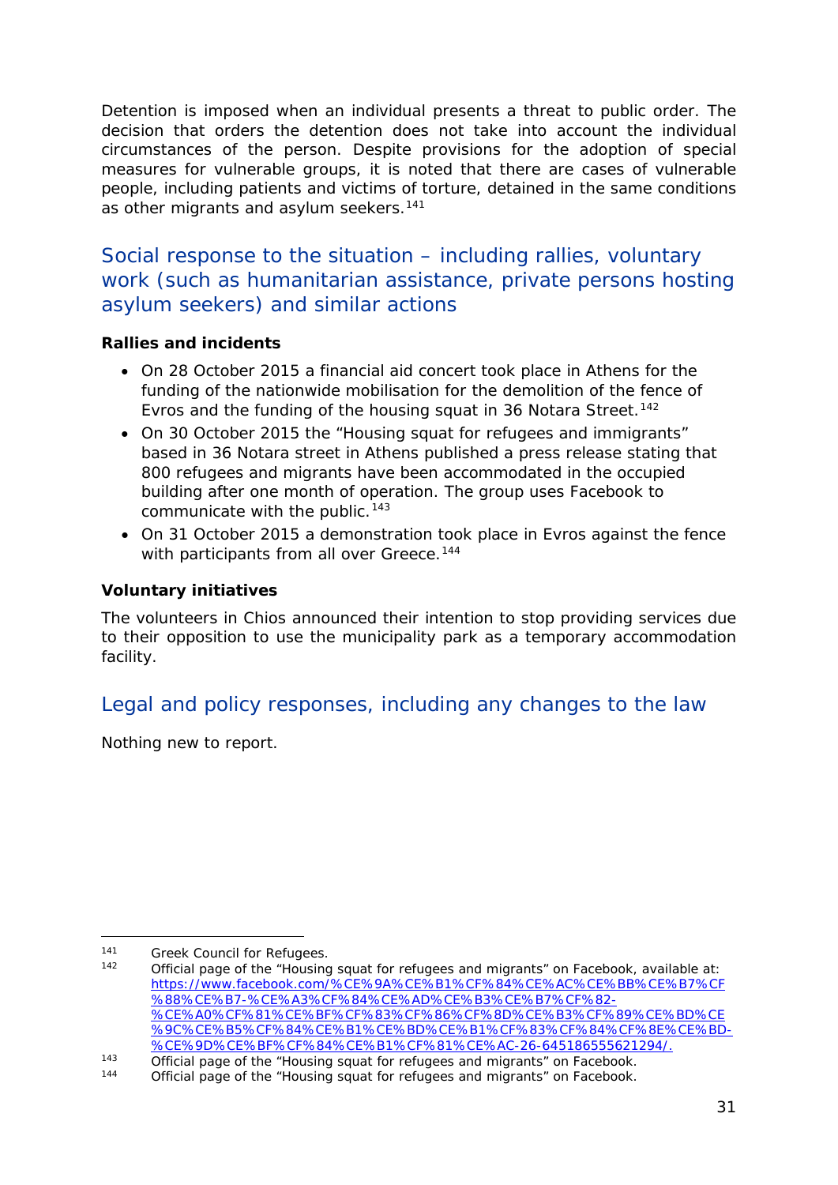Detention is imposed when an individual presents a threat to public order. The decision that orders the detention does not take into account the individual circumstances of the person. Despite provisions for the adoption of special measures for vulnerable groups, it is noted that there are cases of vulnerable people, including patients and victims of torture, detained in the same conditions as other migrants and asylum seekers.[141]

## Social response to the situation – including rallies, voluntary work (such as humanitarian assistance, private persons hosting asylum seekers) and similar actions

**Rallies and incidents**

- On 28 October 2015 a financial aid concert took place in Athens for the funding of the nationwide mobilisation for the demolition of the fence of Evros and the funding of the housing squat in 36 Notara Street.[142]
- On 30 October 2015 the "Housing squat for refugees and immigrants" based in 36 Notara street in Athens published a press release stating that 800 refugees and migrants have been accommodated in the occupied building after one month of operation. The group uses Facebook to communicate with the public.[143]
- On 31 October 2015 a demonstration took place in Evros against the fence with participants from all over Greece.[144]

**Voluntary initiatives**

The volunteers in Chios announced their intention to stop providing services due to their opposition to use the municipality park as a temporary accommodation facility.

## Legal and policy responses, including any changes to the law

Nothing new to report.

---

[141] Greek Council for Refugees.

[142] Official page of the "Housing squat for refugees and migrants" on Facebook, available at: https://www.facebook.com/%CE%9A%CE%B1%CF%84%CE%AC%CE%BB%CE%B7%CF%88%CE%B7-%CE%A3%CF%84%CE%AD%CE%B3%CE%B7%CF%82-%CE%A0%CF%81%CE%BF%CF%83%CF%86%CF%8D%CE%B3%CF%89%CE%BD%CE%9C%CE%B5%CF%84%CE%B1%CE%BD%CE%B1%CF%83%CF%84%CF%8E%CE%BD-%CE%9D%CE%BF%CF%84%CE%B1%CF%81%CE%AC-26-645186555621294/.

[143] Official page of the "Housing squat for refugees and migrants" on Facebook.

[144] Official page of the "Housing squat for refugees and migrants" on Facebook.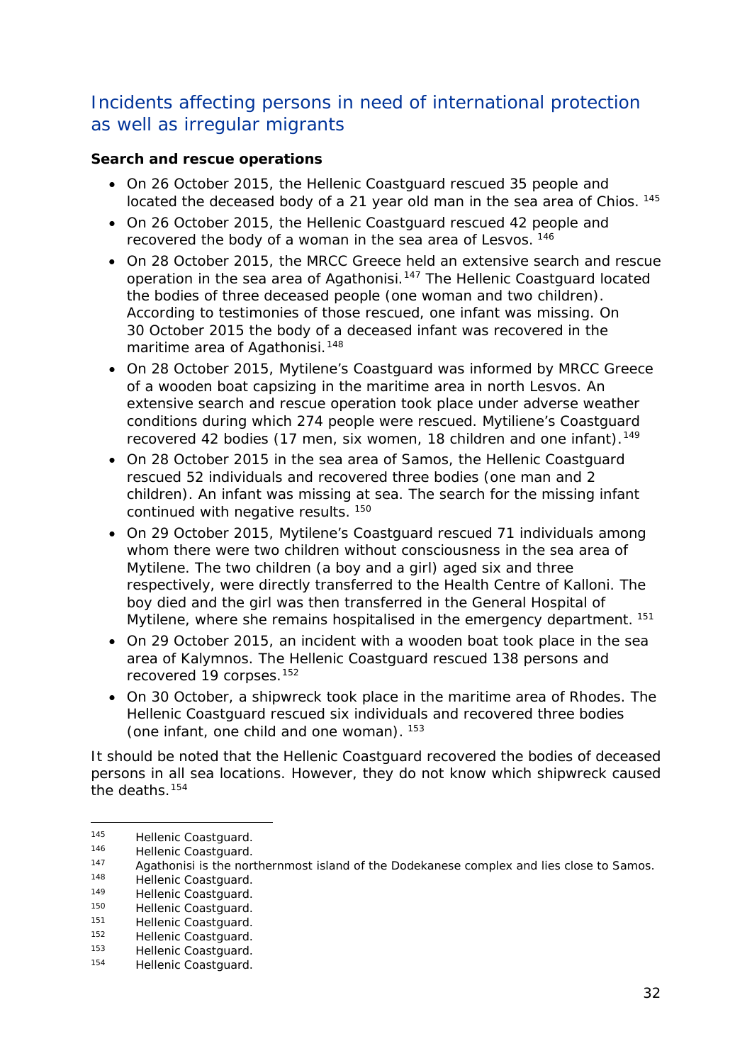## Incidents affecting persons in need of international protection as well as irregular migrants

**Search and rescue operations**

- On 26 October 2015, the Hellenic Coastguard rescued 35 people and located the deceased body of a 21 year old man in the sea area of Chios. [145]
- On 26 October 2015, the Hellenic Coastguard rescued 42 people and recovered the body of a woman in the sea area of Lesvos. [146]
- On 28 October 2015, the MRCC Greece held an extensive search and rescue operation in the sea area of Agathonisi.[147] The Hellenic Coastguard located the bodies of three deceased people (one woman and two children). According to testimonies of those rescued, one infant was missing. On 30 October 2015 the body of a deceased infant was recovered in the maritime area of Agathonisi.[148]
- On 28 October 2015, Mytilene's Coastguard was informed by MRCC Greece of a wooden boat capsizing in the maritime area in north Lesvos. An extensive search and rescue operation took place under adverse weather conditions during which 274 people were rescued. Mytiliene's Coastguard recovered 42 bodies (17 men, six women, 18 children and one infant).[149]
- On 28 October 2015 in the sea area of Samos, the Hellenic Coastguard rescued 52 individuals and recovered three bodies (one man and 2 children). An infant was missing at sea. The search for the missing infant continued with negative results. [150]
- On 29 October 2015, Mytilene's Coastguard rescued 71 individuals among whom there were two children without consciousness in the sea area of Mytilene. The two children (a boy and a girl) aged six and three respectively, were directly transferred to the Health Centre of Kalloni. The boy died and the girl was then transferred in the General Hospital of Mytilene, where she remains hospitalised in the emergency department. [151]
- On 29 October 2015, an incident with a wooden boat took place in the sea area of Kalymnos. The Hellenic Coastguard rescued 138 persons and recovered 19 corpses.[152]
- On 30 October, a shipwreck took place in the maritime area of Rhodes. The Hellenic Coastguard rescued six individuals and recovered three bodies (one infant, one child and one woman). [153]

It should be noted that the Hellenic Coastguard recovered the bodies of deceased persons in all sea locations. However, they do not know which shipwreck caused the deaths.[154]

---

[145] Hellenic Coastguard.
[146] Hellenic Coastguard.
[147] Agathonisi is the northernmost island of the Dodekanese complex and lies close to Samos.
[148] Hellenic Coastguard.
[149] Hellenic Coastguard.
[150] Hellenic Coastguard.
[151] Hellenic Coastguard.
[152] Hellenic Coastguard.
[153] Hellenic Coastguard.
[154] Hellenic Coastguard.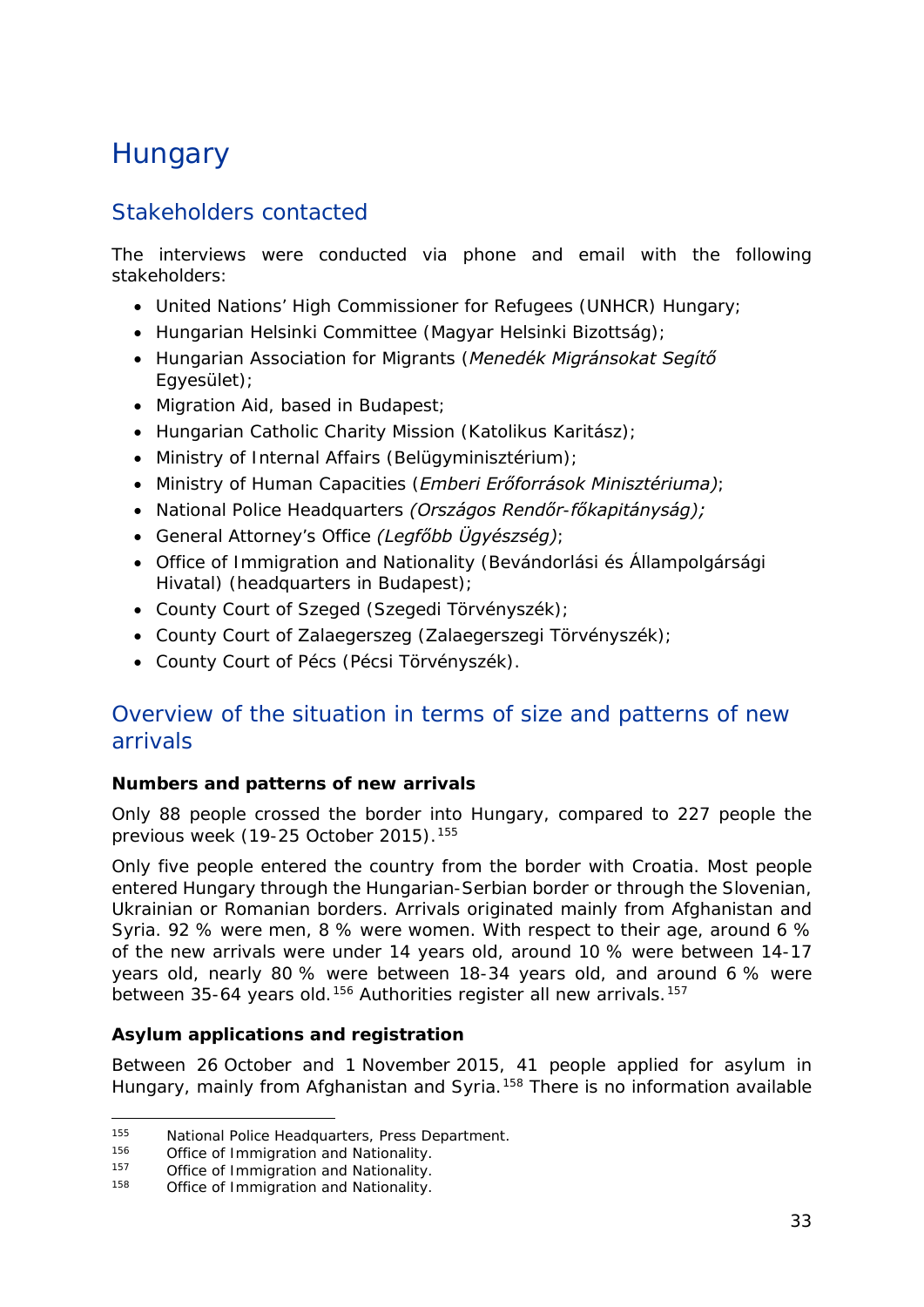# Hungary

## Stakeholders contacted

The interviews were conducted via phone and email with the following stakeholders:

- United Nations' High Commissioner for Refugees (UNHCR) Hungary;
- Hungarian Helsinki Committee (Magyar Helsinki Bizottság);
- Hungarian Association for Migrants (*Menedék Migránsokat Segítő* Egyesület);
- Migration Aid, based in Budapest;
- Hungarian Catholic Charity Mission (Katolikus Karitász);
- Ministry of Internal Affairs (Belügyminisztérium);
- Ministry of Human Capacities (*Emberi Erőforrások Minisztériuma)*;
- National Police Headquarters *(Országos Rendőr-főkapitányság);*
- General Attorney's Office *(Legfőbb Ügyészség)*;
- Office of Immigration and Nationality (Bevándorlási és Állampolgársági Hivatal) (headquarters in Budapest);
- County Court of Szeged (Szegedi Törvényszék);
- County Court of Zalaegerszeg (Zalaegerszegi Törvényszék);
- County Court of Pécs (Pécsi Törvényszék).

## Overview of the situation in terms of size and patterns of new arrivals

**Numbers and patterns of new arrivals**

Only 88 people crossed the border into Hungary, compared to 227 people the previous week (19-25 October 2015).[155]

Only five people entered the country from the border with Croatia. Most people entered Hungary through the Hungarian-Serbian border or through the Slovenian, Ukrainian or Romanian borders. Arrivals originated mainly from Afghanistan and Syria. 92 % were men, 8 % were women. With respect to their age, around 6 % of the new arrivals were under 14 years old, around 10 % were between 14-17 years old, nearly 80 % were between 18-34 years old, and around 6 % were between 35-64 years old.[156] Authorities register all new arrivals.[157]

**Asylum applications and registration**

Between 26 October and 1 November 2015, 41 people applied for asylum in Hungary, mainly from Afghanistan and Syria.[158] There is no information available

---

[155] National Police Headquarters, Press Department.

[156] Office of Immigration and Nationality.

[157] Office of Immigration and Nationality.

[158] Office of Immigration and Nationality.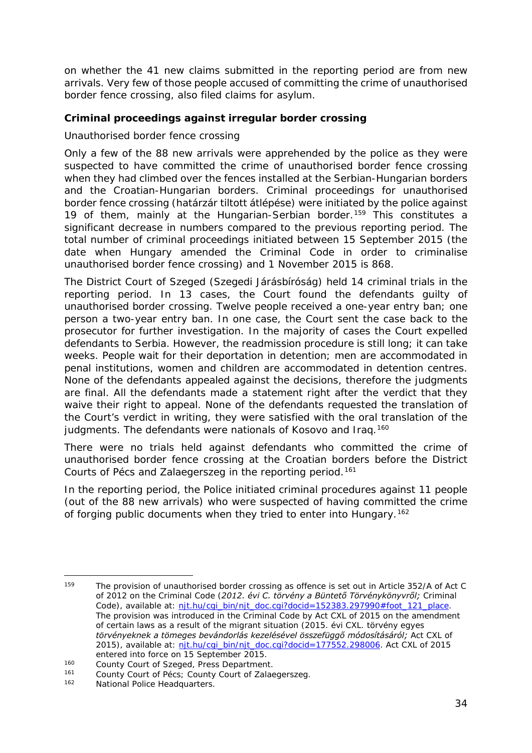on whether the 41 new claims submitted in the reporting period are from new arrivals. Very few of those people accused of committing the crime of unauthorised border fence crossing, also filed claims for asylum.

**Criminal proceedings against irregular border crossing**

Unauthorised border fence crossing

Only a few of the 88 new arrivals were apprehended by the police as they were suspected to have committed the crime of unauthorised border fence crossing when they had climbed over the fences installed at the Serbian-Hungarian borders and the Croatian-Hungarian borders. Criminal proceedings for unauthorised border fence crossing (határzár tiltott átlépése) were initiated by the police against 19 of them, mainly at the Hungarian-Serbian border.[159] This constitutes a significant decrease in numbers compared to the previous reporting period. The total number of criminal proceedings initiated between 15 September 2015 (the date when Hungary amended the Criminal Code in order to criminalise unauthorised border fence crossing) and 1 November 2015 is 868.

The District Court of Szeged (Szegedi Járásbíróság) held 14 criminal trials in the reporting period. In 13 cases, the Court found the defendants guilty of unauthorised border crossing. Twelve people received a one-year entry ban; one person a two-year entry ban. In one case, the Court sent the case back to the prosecutor for further investigation. In the majority of cases the Court expelled defendants to Serbia. However, the readmission procedure is still long; it can take weeks. People wait for their deportation in detention; men are accommodated in penal institutions, women and children are accommodated in detention centres. None of the defendants appealed against the decisions, therefore the judgments are final. All the defendants made a statement right after the verdict that they waive their right to appeal. None of the defendants requested the translation of the Court's verdict in writing, they were satisfied with the oral translation of the judgments. The defendants were nationals of Kosovo and Iraq.[160]

There were no trials held against defendants who committed the crime of unauthorised border fence crossing at the Croatian borders before the District Courts of Pécs and Zalaegerszeg in the reporting period.[161]

In the reporting period, the Police initiated criminal procedures against 11 people (out of the 88 new arrivals) who were suspected of having committed the crime of forging public documents when they tried to enter into Hungary.[162]

---

[159] The provision of unauthorised border crossing as offence is set out in Article 352/A of Act C of 2012 on the Criminal Code (*2012. évi C. törvény a Büntető Törvénykönyvről;* Criminal Code), available at: [njt.hu/cgi_bin/njt_doc.cgi?docid=152383.297990#foot_121_place](njt.hu/cgi_bin/njt_doc.cgi?docid=152383.297990#foot_121_place). The provision was introduced in the Criminal Code by Act CXL of 2015 on the amendment of certain laws as a result of the migrant situation (2015. évi CXL. törvény egyes *törvényeknek a tömeges bevándorlás kezelésével összefüggő módosításáról;* Act CXL of 2015), available at: [njt.hu/cgi_bin/njt_doc.cgi?docid=177552.298006](njt.hu/cgi_bin/njt_doc.cgi?docid=177552.298006). Act CXL of 2015 entered into force on 15 September 2015.

[160] County Court of Szeged, Press Department.

[161] County Court of Pécs; County Court of Zalaegerszeg.

[162] National Police Headquarters.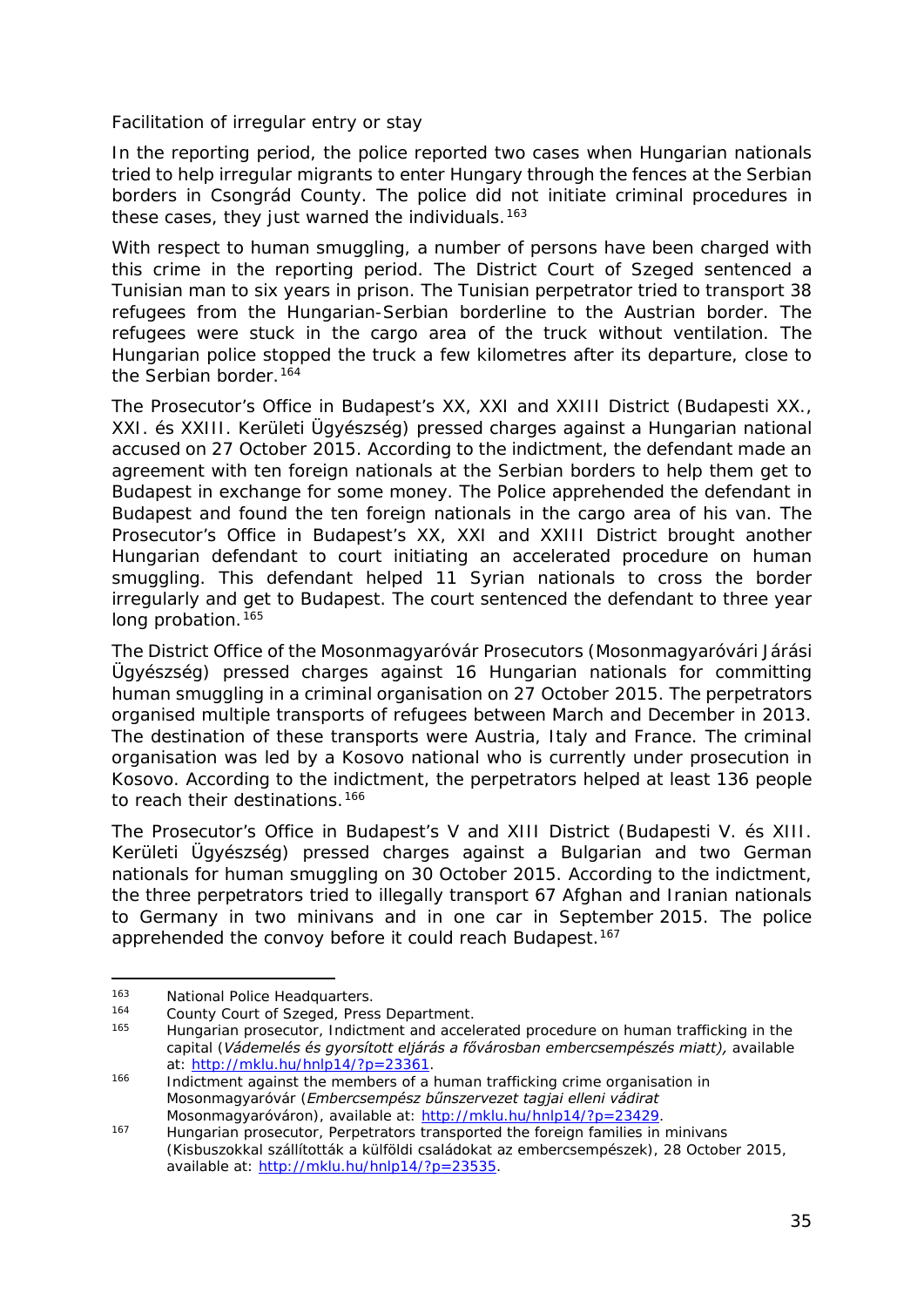Facilitation of irregular entry or stay

In the reporting period, the police reported two cases when Hungarian nationals tried to help irregular migrants to enter Hungary through the fences at the Serbian borders in Csongrád County. The police did not initiate criminal procedures in these cases, they just warned the individuals.[163]

With respect to human smuggling, a number of persons have been charged with this crime in the reporting period. The District Court of Szeged sentenced a Tunisian man to six years in prison. The Tunisian perpetrator tried to transport 38 refugees from the Hungarian-Serbian borderline to the Austrian border. The refugees were stuck in the cargo area of the truck without ventilation. The Hungarian police stopped the truck a few kilometres after its departure, close to the Serbian border.[164]

The Prosecutor's Office in Budapest's XX, XXI and XXIII District (Budapesti XX., XXI. és XXIII. Kerületi Ügyészség) pressed charges against a Hungarian national accused on 27 October 2015. According to the indictment, the defendant made an agreement with ten foreign nationals at the Serbian borders to help them get to Budapest in exchange for some money. The Police apprehended the defendant in Budapest and found the ten foreign nationals in the cargo area of his van. The Prosecutor's Office in Budapest's XX, XXI and XXIII District brought another Hungarian defendant to court initiating an accelerated procedure on human smuggling. This defendant helped 11 Syrian nationals to cross the border irregularly and get to Budapest. The court sentenced the defendant to three year long probation.[165]

The District Office of the Mosonmagyaróvár Prosecutors (Mosonmagyaróvári Járási Ügyészség) pressed charges against 16 Hungarian nationals for committing human smuggling in a criminal organisation on 27 October 2015. The perpetrators organised multiple transports of refugees between March and December in 2013. The destination of these transports were Austria, Italy and France. The criminal organisation was led by a Kosovo national who is currently under prosecution in Kosovo. According to the indictment, the perpetrators helped at least 136 people to reach their destinations.[166]

The Prosecutor's Office in Budapest's V and XIII District (Budapesti V. és XIII. Kerületi Ügyészség) pressed charges against a Bulgarian and two German nationals for human smuggling on 30 October 2015. According to the indictment, the three perpetrators tried to illegally transport 67 Afghan and Iranian nationals to Germany in two minivans and in one car in September 2015. The police apprehended the convoy before it could reach Budapest.[167]

---

[163] National Police Headquarters.

[164] County Court of Szeged, Press Department.

[165] Hungarian prosecutor, Indictment and accelerated procedure on human trafficking in the capital (*Vádemelés és gyorsított eljárás a fővárosban embercsempészés miatt),* available at: http://mklu.hu/hnlp14/?p=23361.

[166] Indictment against the members of a human trafficking crime organisation in Mosonmagyaróvár (*Embercsempész bűnszervezet tagjai elleni vádirat Mosonmagyaróváron*), available at: http://mklu.hu/hnlp14/?p=23429.

[167] Hungarian prosecutor, Perpetrators transported the foreign families in minivans (Kisbuszokkal szállították a külföldi családokat az embercsempészek), 28 October 2015, available at: http://mklu.hu/hnlp14/?p=23535.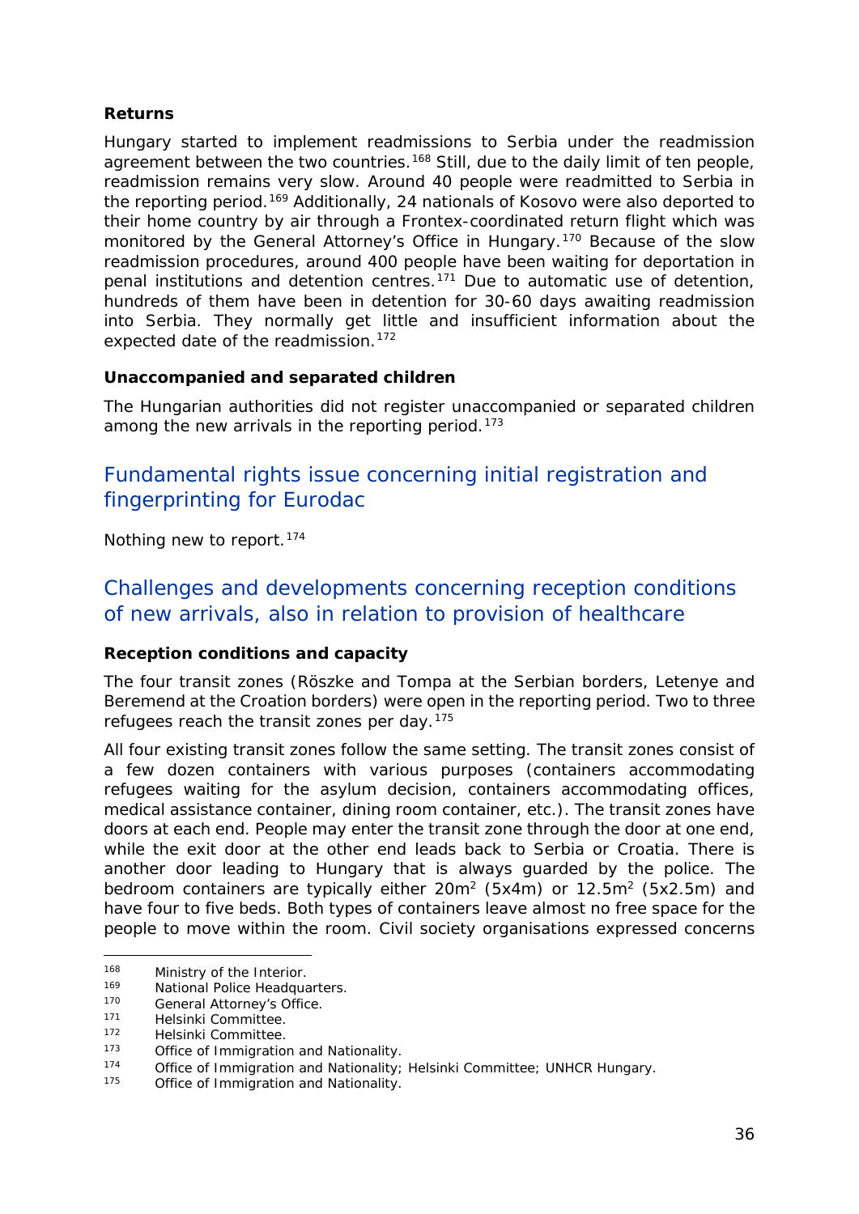**Returns**

Hungary started to implement readmissions to Serbia under the readmission agreement between the two countries.[168] Still, due to the daily limit of ten people, readmission remains very slow. Around 40 people were readmitted to Serbia in the reporting period.[169] Additionally, 24 nationals of Kosovo were also deported to their home country by air through a Frontex-coordinated return flight which was monitored by the General Attorney's Office in Hungary.[170] Because of the slow readmission procedures, around 400 people have been waiting for deportation in penal institutions and detention centres.[171] Due to automatic use of detention, hundreds of them have been in detention for 30-60 days awaiting readmission into Serbia. They normally get little and insufficient information about the expected date of the readmission.[172]

**Unaccompanied and separated children**

The Hungarian authorities did not register unaccompanied or separated children among the new arrivals in the reporting period.[173]

## Fundamental rights issue concerning initial registration and fingerprinting for Eurodac

Nothing new to report.[174]

## Challenges and developments concerning reception conditions of new arrivals, also in relation to provision of healthcare

**Reception conditions and capacity**

The four transit zones (Röszke and Tompa at the Serbian borders, Letenye and Beremend at the Croation borders) were open in the reporting period. Two to three refugees reach the transit zones per day.[175]

All four existing transit zones follow the same setting. The transit zones consist of a few dozen containers with various purposes (containers accommodating refugees waiting for the asylum decision, containers accommodating offices, medical assistance container, dining room container, etc.). The transit zones have doors at each end. People may enter the transit zone through the door at one end, while the exit door at the other end leads back to Serbia or Croatia. There is another door leading to Hungary that is always guarded by the police. The bedroom containers are typically either 20m$^2$ (5x4m) or 12.5m$^2$ (5x2.5m) and have four to five beds. Both types of containers leave almost no free space for the people to move within the room. Civil society organisations expressed concerns

---

[168] Ministry of the Interior.
[169] National Police Headquarters.
[170] General Attorney's Office.
[171] Helsinki Committee.
[172] Helsinki Committee.
[173] Office of Immigration and Nationality.
[174] Office of Immigration and Nationality; Helsinki Committee; UNHCR Hungary.
[175] Office of Immigration and Nationality.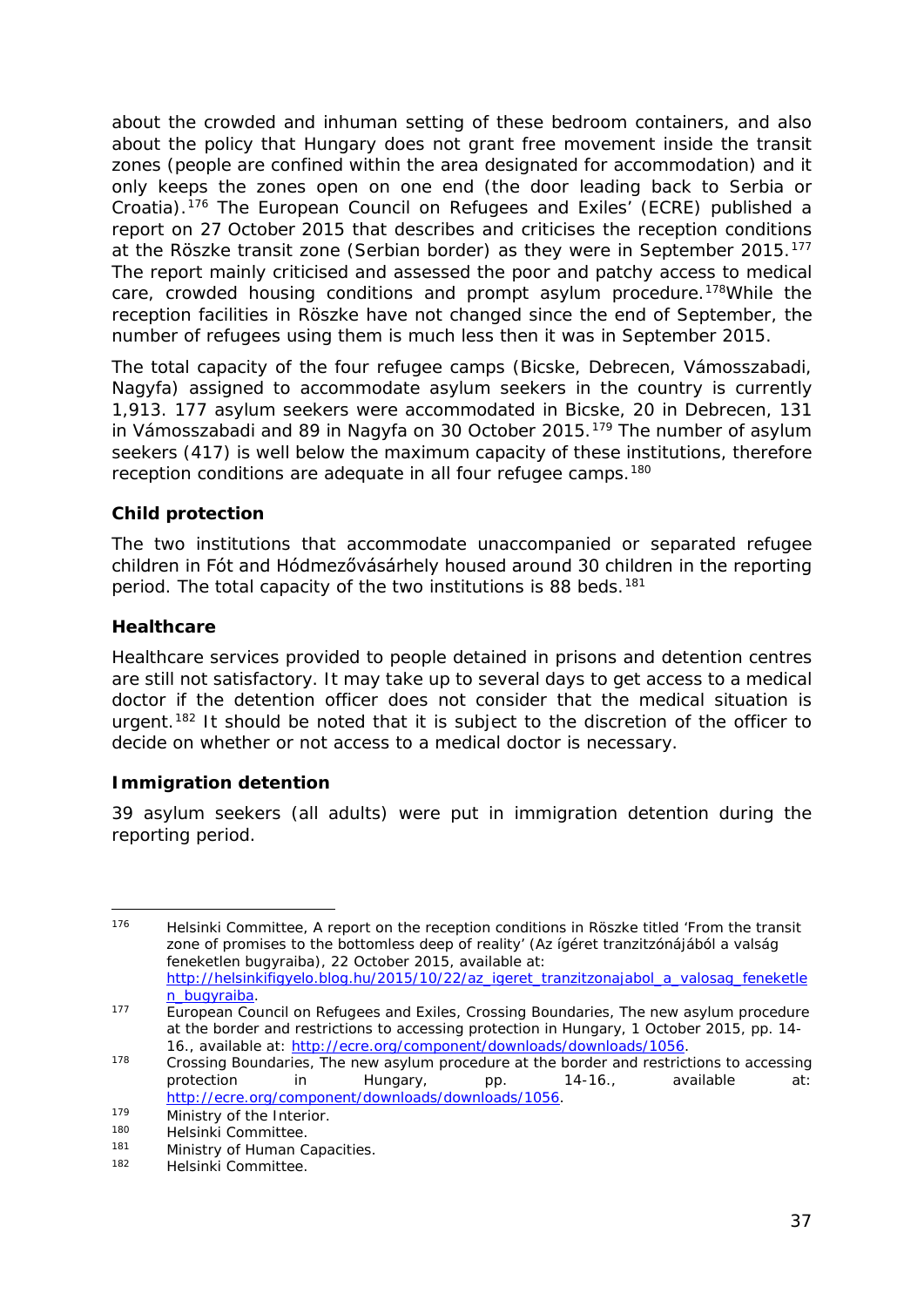about the crowded and inhuman setting of these bedroom containers, and also about the policy that Hungary does not grant free movement inside the transit zones (people are confined within the area designated for accommodation) and it only keeps the zones open on one end (the door leading back to Serbia or Croatia).[176] The European Council on Refugees and Exiles' (ECRE) published a report on 27 October 2015 that describes and criticises the reception conditions at the Röszke transit zone (Serbian border) as they were in September 2015.[177] The report mainly criticised and assessed the poor and patchy access to medical care, crowded housing conditions and prompt asylum procedure.[178]While the reception facilities in Röszke have not changed since the end of September, the number of refugees using them is much less then it was in September 2015.

The total capacity of the four refugee camps (Bicske, Debrecen, Vámosszabadi, Nagyfa) assigned to accommodate asylum seekers in the country is currently 1,913. 177 asylum seekers were accommodated in Bicske, 20 in Debrecen, 131 in Vámosszabadi and 89 in Nagyfa on 30 October 2015.[179] The number of asylum seekers (417) is well below the maximum capacity of these institutions, therefore reception conditions are adequate in all four refugee camps.[180]

**Child protection**

The two institutions that accommodate unaccompanied or separated refugee children in Fót and Hódmezővásárhely housed around 30 children in the reporting period. The total capacity of the two institutions is 88 beds.[181]

**Healthcare**

Healthcare services provided to people detained in prisons and detention centres are still not satisfactory. It may take up to several days to get access to a medical doctor if the detention officer does not consider that the medical situation is urgent.[182] It should be noted that it is subject to the discretion of the officer to decide on whether or not access to a medical doctor is necessary.

**Immigration detention**

39 asylum seekers (all adults) were put in immigration detention during the reporting period.

---

[176] Helsinki Committee, A report on the reception conditions in Röszke titled 'From the transit zone of promises to the bottomless deep of reality' (Az ígéret tranzitzónájából a valóság feneketlen bugyraiba), 22 October 2015, available at: http://helsinkifigyelo.blog.hu/2015/10/22/az_igeret_tranzitzonajabol_a_valosag_feneketlen_bugyraiba.

[177] European Council on Refugees and Exiles, Crossing Boundaries, The new asylum procedure at the border and restrictions to accessing protection in Hungary, 1 October 2015, pp. 14-16., available at: http://ecre.org/component/downloads/downloads/1056.

[178] Crossing Boundaries, The new asylum procedure at the border and restrictions to accessing protection in Hungary, pp. 14-16., available at: http://ecre.org/component/downloads/downloads/1056.

[179] Ministry of the Interior.

[180] Helsinki Committee.

[181] Ministry of Human Capacities.

[182] Helsinki Committee.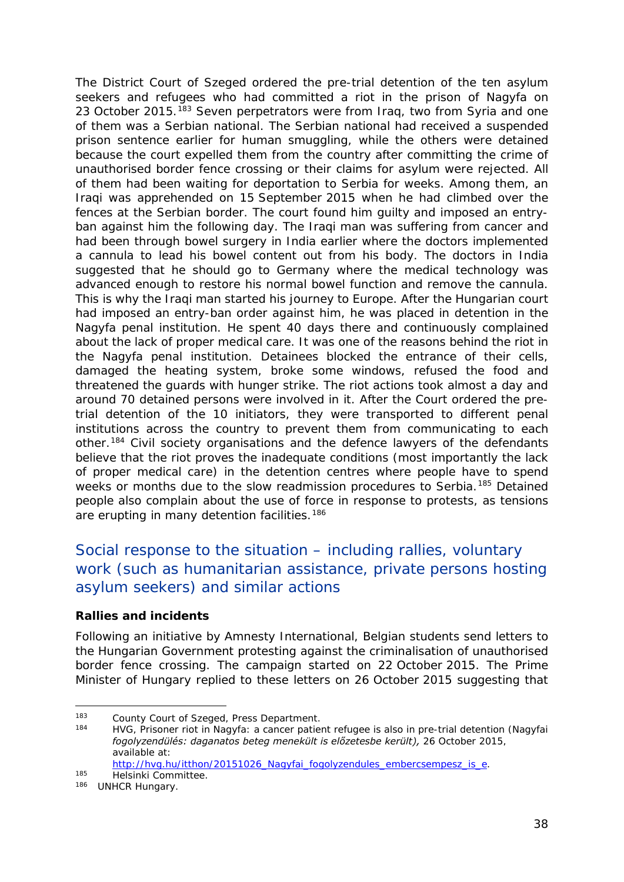The District Court of Szeged ordered the pre-trial detention of the ten asylum seekers and refugees who had committed a riot in the prison of Nagyfa on 23 October 2015.[183] Seven perpetrators were from Iraq, two from Syria and one of them was a Serbian national. The Serbian national had received a suspended prison sentence earlier for human smuggling, while the others were detained because the court expelled them from the country after committing the crime of unauthorised border fence crossing or their claims for asylum were rejected. All of them had been waiting for deportation to Serbia for weeks. Among them, an Iraqi was apprehended on 15 September 2015 when he had climbed over the fences at the Serbian border. The court found him guilty and imposed an entry-ban against him the following day. The Iraqi man was suffering from cancer and had been through bowel surgery in India earlier where the doctors implemented a cannula to lead his bowel content out from his body. The doctors in India suggested that he should go to Germany where the medical technology was advanced enough to restore his normal bowel function and remove the cannula. This is why the Iraqi man started his journey to Europe. After the Hungarian court had imposed an entry-ban order against him, he was placed in detention in the Nagyfa penal institution. He spent 40 days there and continuously complained about the lack of proper medical care. It was one of the reasons behind the riot in the Nagyfa penal institution. Detainees blocked the entrance of their cells, damaged the heating system, broke some windows, refused the food and threatened the guards with hunger strike. The riot actions took almost a day and around 70 detained persons were involved in it. After the Court ordered the pre-trial detention of the 10 initiators, they were transported to different penal institutions across the country to prevent them from communicating to each other.[184] Civil society organisations and the defence lawyers of the defendants believe that the riot proves the inadequate conditions (most importantly the lack of proper medical care) in the detention centres where people have to spend weeks or months due to the slow readmission procedures to Serbia.[185] Detained people also complain about the use of force in response to protests, as tensions are erupting in many detention facilities.[186]

## Social response to the situation – including rallies, voluntary work (such as humanitarian assistance, private persons hosting asylum seekers) and similar actions

**Rallies and incidents**

Following an initiative by Amnesty International, Belgian students send letters to the Hungarian Government protesting against the criminalisation of unauthorised border fence crossing. The campaign started on 22 October 2015. The Prime Minister of Hungary replied to these letters on 26 October 2015 suggesting that

---

[183] County Court of Szeged, Press Department.

[184] HVG, Prisoner riot in Nagyfa: a cancer patient refugee is also in pre-trial detention (Nagyfai *fogolyzendülés: daganatos beteg menekült is előzetesbe került),* 26 October 2015, available at: http://hvg.hu/itthon/20151026_Nagyfai_fogolyzendules_embercsempesz_is_e.

[185] Helsinki Committee.

[186] UNHCR Hungary.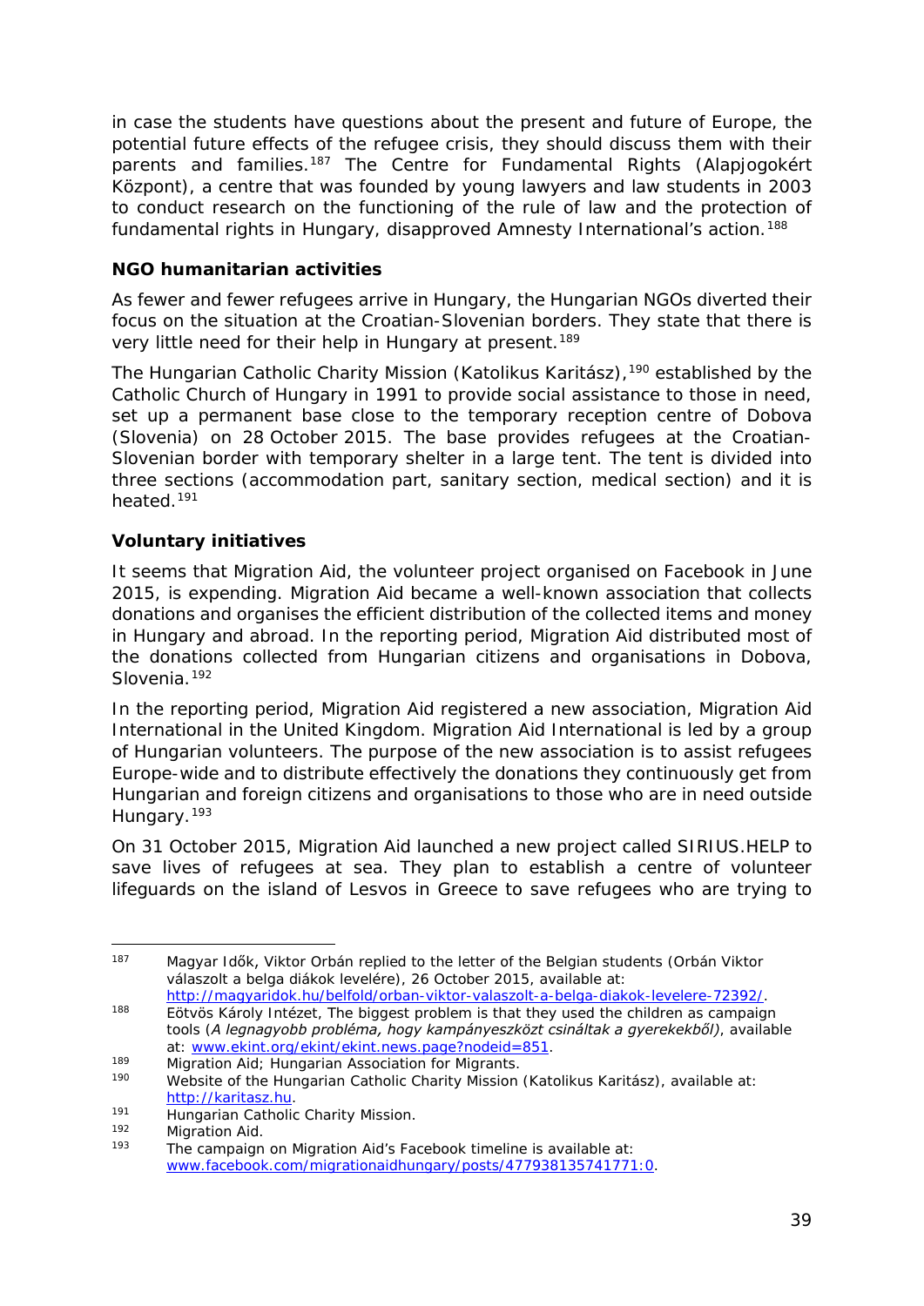in case the students have questions about the present and future of Europe, the potential future effects of the refugee crisis, they should discuss them with their parents and families.[187] The Centre for Fundamental Rights (Alapjogokért Központ), a centre that was founded by young lawyers and law students in 2003 to conduct research on the functioning of the rule of law and the protection of fundamental rights in Hungary, disapproved Amnesty International's action.[188]

**NGO humanitarian activities**

As fewer and fewer refugees arrive in Hungary, the Hungarian NGOs diverted their focus on the situation at the Croatian-Slovenian borders. They state that there is very little need for their help in Hungary at present.[189]

The Hungarian Catholic Charity Mission (Katolikus Karitász),[190] established by the Catholic Church of Hungary in 1991 to provide social assistance to those in need, set up a permanent base close to the temporary reception centre of Dobova (Slovenia) on 28 October 2015. The base provides refugees at the Croatian-Slovenian border with temporary shelter in a large tent. The tent is divided into three sections (accommodation part, sanitary section, medical section) and it is heated.[191]

**Voluntary initiatives**

It seems that Migration Aid, the volunteer project organised on Facebook in June 2015, is expending. Migration Aid became a well-known association that collects donations and organises the efficient distribution of the collected items and money in Hungary and abroad. In the reporting period, Migration Aid distributed most of the donations collected from Hungarian citizens and organisations in Dobova, Slovenia.[192]

In the reporting period, Migration Aid registered a new association, Migration Aid International in the United Kingdom. Migration Aid International is led by a group of Hungarian volunteers. The purpose of the new association is to assist refugees Europe-wide and to distribute effectively the donations they continuously get from Hungarian and foreign citizens and organisations to those who are in need outside Hungary.[193]

On 31 October 2015, Migration Aid launched a new project called SIRIUS.HELP to save lives of refugees at sea. They plan to establish a centre of volunteer lifeguards on the island of Lesvos in Greece to save refugees who are trying to

---

[187] Magyar Idők, Viktor Orbán replied to the letter of the Belgian students (Orbán Viktor válaszolt a belga diákok levelére), 26 October 2015, available at: http://magyaridok.hu/belfold/orban-viktor-valaszolt-a-belga-diakok-levelere-72392/.

[188] Eötvös Károly Intézet, The biggest problem is that they used the children as campaign tools (*A legnagyobb probléma, hogy kampányeszközt csináltak a gyerekekből)*, available at: www.ekint.org/ekint/ekint.news.page?nodeid=851.

[189] Migration Aid; Hungarian Association for Migrants.

[190] Website of the Hungarian Catholic Charity Mission (Katolikus Karitász), available at: http://karitasz.hu.

[191] Hungarian Catholic Charity Mission.

[192] Migration Aid.

[193] The campaign on Migration Aid's Facebook timeline is available at: www.facebook.com/migrationaidhungary/posts/477938135741771:0.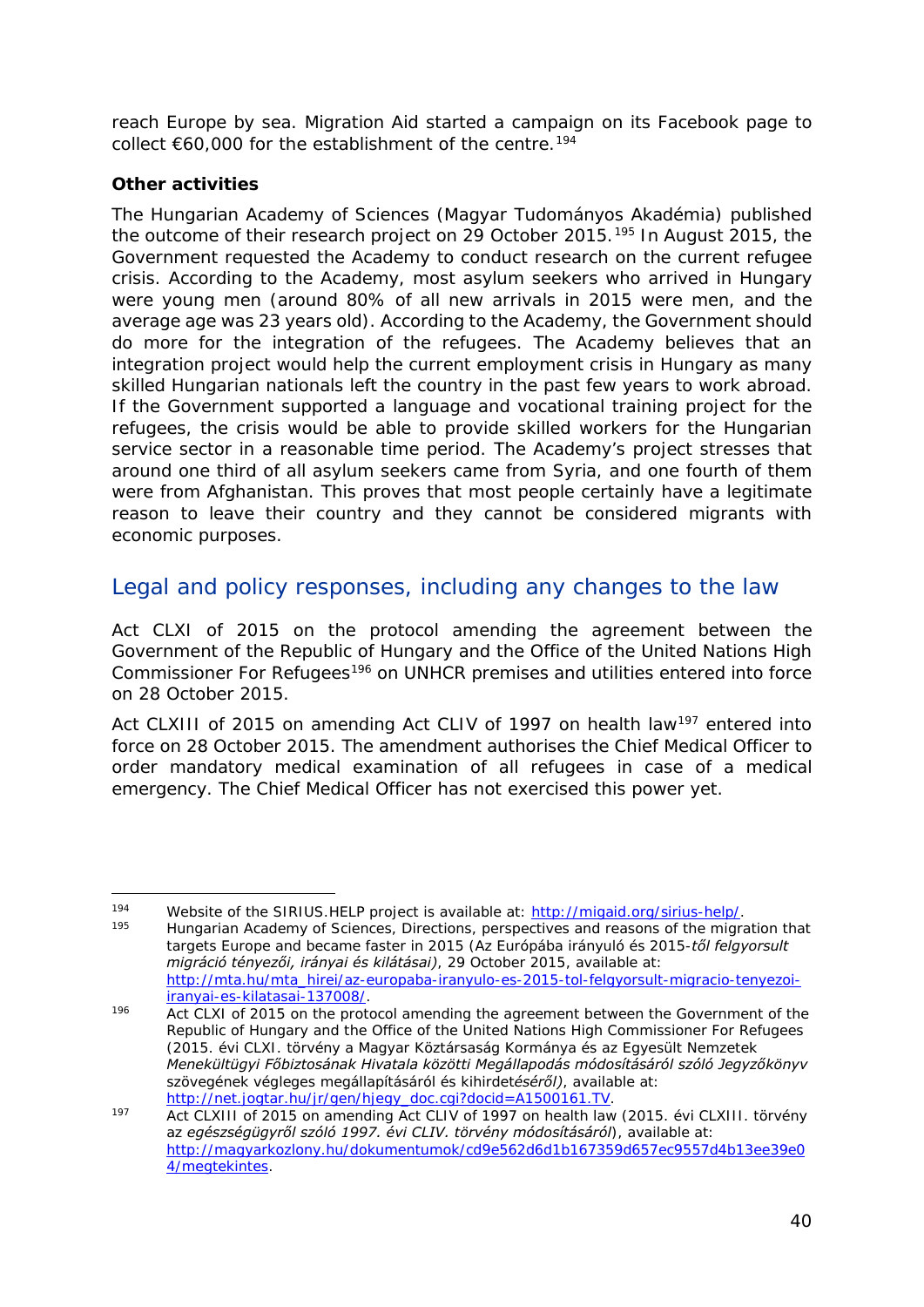reach Europe by sea. Migration Aid started a campaign on its Facebook page to collect €60,000 for the establishment of the centre.[194]

**Other activities**

The Hungarian Academy of Sciences (Magyar Tudományos Akadémia) published the outcome of their research project on 29 October 2015.[195] In August 2015, the Government requested the Academy to conduct research on the current refugee crisis. According to the Academy, most asylum seekers who arrived in Hungary were young men (around 80% of all new arrivals in 2015 were men, and the average age was 23 years old). According to the Academy, the Government should do more for the integration of the refugees. The Academy believes that an integration project would help the current employment crisis in Hungary as many skilled Hungarian nationals left the country in the past few years to work abroad. If the Government supported a language and vocational training project for the refugees, the crisis would be able to provide skilled workers for the Hungarian service sector in a reasonable time period. The Academy's project stresses that around one third of all asylum seekers came from Syria, and one fourth of them were from Afghanistan. This proves that most people certainly have a legitimate reason to leave their country and they cannot be considered migrants with economic purposes.

## Legal and policy responses, including any changes to the law

Act CLXI of 2015 on the protocol amending the agreement between the Government of the Republic of Hungary and the Office of the United Nations High Commissioner For Refugees[196] on UNHCR premises and utilities entered into force on 28 October 2015.

Act CLXIII of 2015 on amending Act CLIV of 1997 on health law[197] entered into force on 28 October 2015. The amendment authorises the Chief Medical Officer to order mandatory medical examination of all refugees in case of a medical emergency. The Chief Medical Officer has not exercised this power yet.

---

[194] Website of the SIRIUS.HELP project is available at: http://migaid.org/sirius-help/.

[195] Hungarian Academy of Sciences, Directions, perspectives and reasons of the migration that targets Europe and became faster in 2015 (Az Európába irányuló és 2015-*től felgyorsult migráció tényezői, irányai és kilátásai)*, 29 October 2015, available at: http://mta.hu/mta_hirei/az-europaba-iranyulo-es-2015-tol-felgyorsult-migracio-tenyezoi-iranyai-es-kilatasai-137008/.

[196] Act CLXI of 2015 on the protocol amending the agreement between the Government of the Republic of Hungary and the Office of the United Nations High Commissioner For Refugees (2015. évi CLXI. törvény a Magyar Köztársaság Kormánya és az Egyesült Nemzetek *Menekültügyi Főbiztosának Hivatala közötti Megállapodás módosításáról szóló Jegyzőkönyv* szövegének végleges megállapításáról és kihirdet*éséről)*, available at: http://net.jogtar.hu/jr/gen/hjegy_doc.cgi?docid=A1500161.TV.

[197] Act CLXIII of 2015 on amending Act CLIV of 1997 on health law (2015. évi CLXIII. törvény az *egészségügyről szóló 1997. évi CLIV. törvény módosításáról*), available at: http://magyarkozlony.hu/dokumentumok/cd9e562d6d1b167359d657ec9557d4b13ee39e04/megtekintes.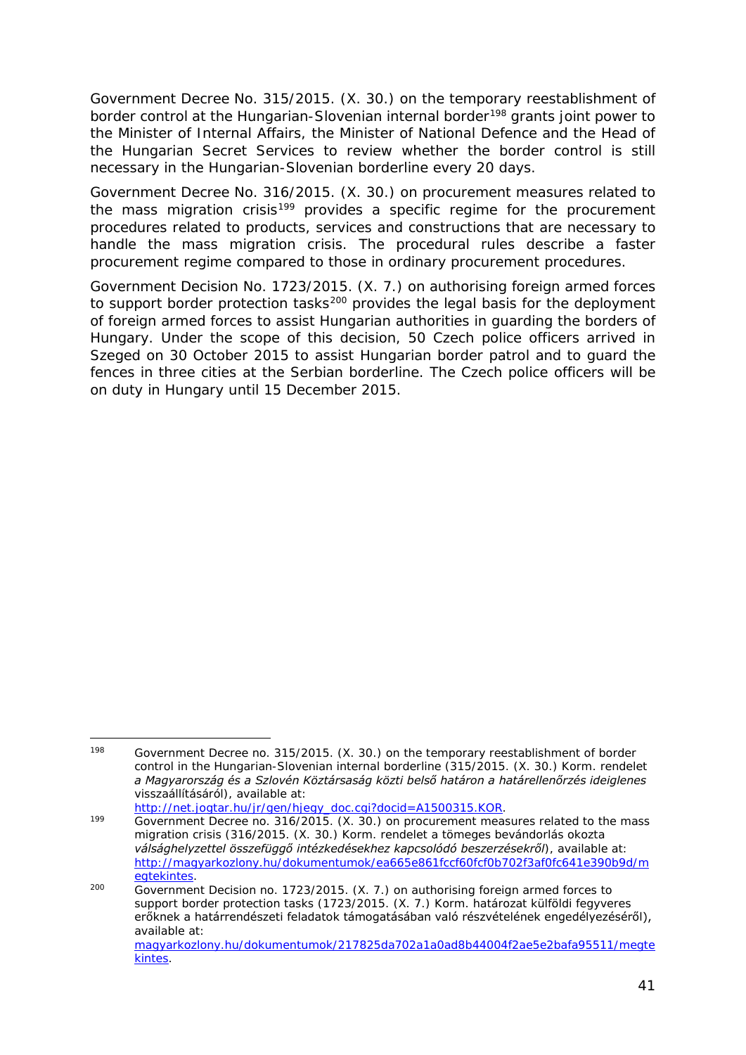Government Decree No. 315/2015. (X. 30.) on the temporary reestablishment of border control at the Hungarian-Slovenian internal border[198] grants joint power to the Minister of Internal Affairs, the Minister of National Defence and the Head of the Hungarian Secret Services to review whether the border control is still necessary in the Hungarian-Slovenian borderline every 20 days.

Government Decree No. 316/2015. (X. 30.) on procurement measures related to the mass migration crisis[199] provides a specific regime for the procurement procedures related to products, services and constructions that are necessary to handle the mass migration crisis. The procedural rules describe a faster procurement regime compared to those in ordinary procurement procedures.

Government Decision No. 1723/2015. (X. 7.) on authorising foreign armed forces to support border protection tasks[200] provides the legal basis for the deployment of foreign armed forces to assist Hungarian authorities in guarding the borders of Hungary. Under the scope of this decision, 50 Czech police officers arrived in Szeged on 30 October 2015 to assist Hungarian border patrol and to guard the fences in three cities at the Serbian borderline. The Czech police officers will be on duty in Hungary until 15 December 2015.

---

[198] Government Decree no. 315/2015. (X. 30.) on the temporary reestablishment of border control in the Hungarian-Slovenian internal borderline (315/2015. (X. 30.) Korm. rendelet *a Magyarország és a Szlovén Köztársaság közti belső határon a határellenőrzés ideiglenes* visszaállításáról), available at: http://net.jogtar.hu/jr/gen/hjegy_doc.cgi?docid=A1500315.KOR.

[199] Government Decree no. 316/2015. (X. 30.) on procurement measures related to the mass migration crisis (316/2015. (X. 30.) Korm. rendelet a tömeges bevándorlás okozta *válsághelyzettel összefüggő intézkedésekhez kapcsolódó beszerzésekről*), available at: http://magyarkozlony.hu/dokumentumok/ea665e861fccf60fcf0b702f3af0fc641e390b9d/megtekintes.

[200] Government Decision no. 1723/2015. (X. 7.) on authorising foreign armed forces to support border protection tasks (1723/2015. (X. 7.) Korm. határozat külföldi fegyveres erőknek a határrendészeti feladatok támogatásában való részvételének engedélyezéséről), available at: magyarkozlony.hu/dokumentumok/217825da702a1a0ad8b44004f2ae5e2bafa95511/megtekintes.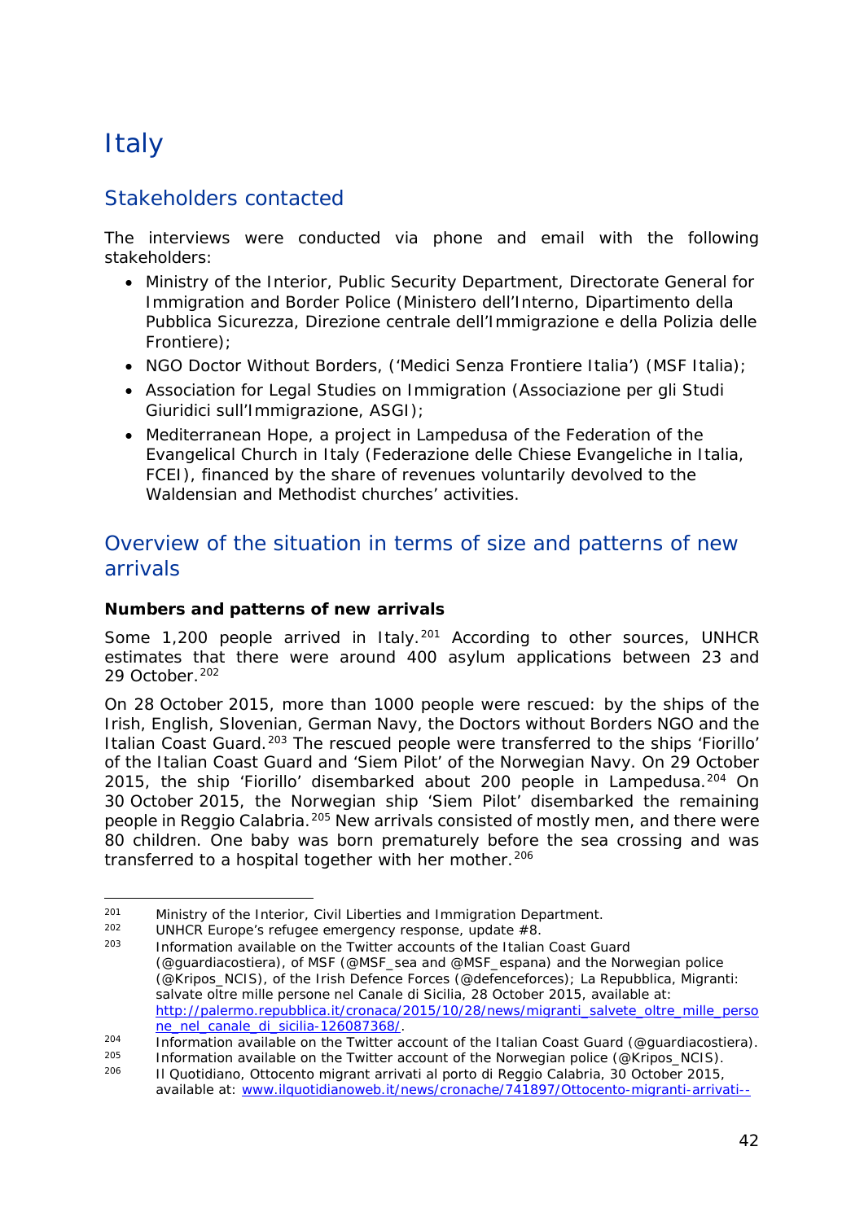# Italy

## Stakeholders contacted

The interviews were conducted via phone and email with the following stakeholders:

- Ministry of the Interior, Public Security Department, Directorate General for Immigration and Border Police (Ministero dell'Interno, Dipartimento della Pubblica Sicurezza, Direzione centrale dell'Immigrazione e della Polizia delle Frontiere);
- NGO Doctor Without Borders, ('Medici Senza Frontiere Italia') (MSF Italia);
- Association for Legal Studies on Immigration (Associazione per gli Studi Giuridici sull'Immigrazione, ASGI);
- Mediterranean Hope, a project in Lampedusa of the Federation of the Evangelical Church in Italy (Federazione delle Chiese Evangeliche in Italia, FCEI), financed by the share of revenues voluntarily devolved to the Waldensian and Methodist churches' activities.

## Overview of the situation in terms of size and patterns of new arrivals

**Numbers and patterns of new arrivals**

Some 1,200 people arrived in Italy.[201] According to other sources, UNHCR estimates that there were around 400 asylum applications between 23 and 29 October.[202]

On 28 October 2015, more than 1000 people were rescued: by the ships of the Irish, English, Slovenian, German Navy, the Doctors without Borders NGO and the Italian Coast Guard.[203] The rescued people were transferred to the ships 'Fiorillo' of the Italian Coast Guard and 'Siem Pilot' of the Norwegian Navy. On 29 October 2015, the ship 'Fiorillo' disembarked about 200 people in Lampedusa.[204] On 30 October 2015, the Norwegian ship 'Siem Pilot' disembarked the remaining people in Reggio Calabria.[205] New arrivals consisted of mostly men, and there were 80 children. One baby was born prematurely before the sea crossing and was transferred to a hospital together with her mother.[206]

---

[201] Ministry of the Interior, Civil Liberties and Immigration Department.

[202] UNHCR Europe's refugee emergency response, update #8.

[203] Information available on the Twitter accounts of the Italian Coast Guard (@guardiacostiera), of MSF (@MSF_sea and @MSF_espana) and the Norwegian police (@Kripos_NCIS), of the Irish Defence Forces (@defenceforces); La Repubblica, Migranti: salvate oltre mille persone nel Canale di Sicilia, 28 October 2015, available at: http://palermo.repubblica.it/cronaca/2015/10/28/news/migranti_salvete_oltre_mille_persone_nel_canale_di_sicilia-126087368/.

[204] Information available on the Twitter account of the Italian Coast Guard (@guardiacostiera).

[205] Information available on the Twitter account of the Norwegian police (@Kripos_NCIS).

[206] Il Quotidiano, Ottocento migrant arrivati al porto di Reggio Calabria, 30 October 2015, available at: www.ilquotidianoweb.it/news/cronache/741897/Ottocento-migranti-arrivati--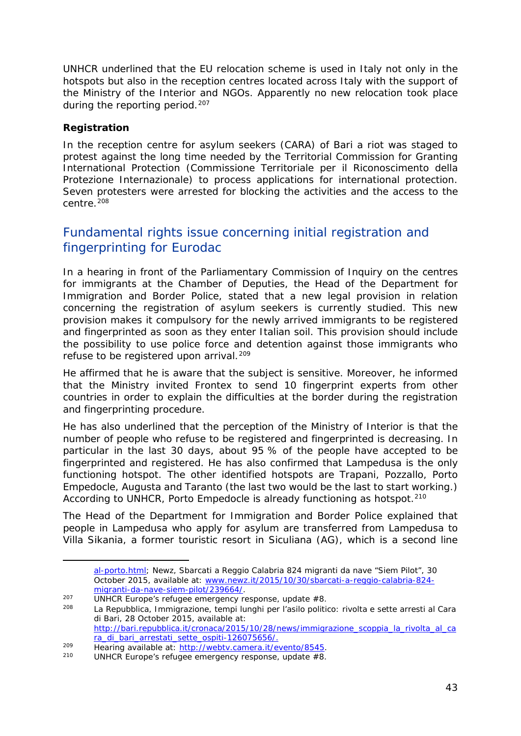UNHCR underlined that the EU relocation scheme is used in Italy not only in the hotspots but also in the reception centres located across Italy with the support of the Ministry of the Interior and NGOs. Apparently no new relocation took place during the reporting period.[207]

**Registration**

In the reception centre for asylum seekers (CARA) of Bari a riot was staged to protest against the long time needed by the Territorial Commission for Granting International Protection (*Commissione Territoriale per il Riconoscimento della Protezione Internazionale*) to process applications for international protection. Seven protesters were arrested for blocking the activities and the access to the centre.[208]

## Fundamental rights issue concerning initial registration and fingerprinting for Eurodac

In a hearing in front of the Parliamentary Commission of Inquiry on the centres for immigrants at the Chamber of Deputies, the Head of the Department for Immigration and Border Police, stated that a new legal provision in relation concerning the registration of asylum seekers is currently studied. This new provision makes it compulsory for the newly arrived immigrants to be registered and fingerprinted as soon as they enter Italian soil. This provision should include the possibility to use police force and detention against those immigrants who refuse to be registered upon arrival.[209]

He affirmed that he is aware that the subject is sensitive. Moreover, he informed that the Ministry invited Frontex to send 10 fingerprint experts from other countries in order to explain the difficulties at the border during the registration and fingerprinting procedure.

He has also underlined that the perception of the Ministry of Interior is that the number of people who refuse to be registered and fingerprinted is decreasing. In particular in the last 30 days, about 95 % of the people have accepted to be fingerprinted and registered. He has also confirmed that Lampedusa is the only functioning hotspot. The other identified hotspots are Trapani, Pozzallo, Porto Empedocle, Augusta and Taranto (the last two would be the last to start working.) According to UNHCR, Porto Empedocle is already functioning as hotspot.[210]

The Head of the Department for Immigration and Border Police explained that people in Lampedusa who apply for asylum are transferred from Lampedusa to Villa Sikania, a former touristic resort in Siculiana (AG), which is a second line

---

al-porto.html; Newz, Sbarcati a Reggio Calabria 824 migranti da nave "Siem Pilot", 30 October 2015, available at: www.newz.it/2015/10/30/sbarcati-a-reggio-calabria-824-migranti-da-nave-siem-pilot/239664/.

207 UNHCR Europe's refugee emergency response, update #8.

208 La Repubblica, Immigrazione, tempi lunghi per l'asilo politico: rivolta e sette arresti al Cara di Bari, 28 October 2015, available at: http://bari.repubblica.it/cronaca/2015/10/28/news/immigrazione_scoppia_la_rivolta_al_cara_di_bari_arrestati_sette_ospiti-126075656/.

209 Hearing available at: http://webtv.camera.it/evento/8545.

210 UNHCR Europe's refugee emergency response, update #8.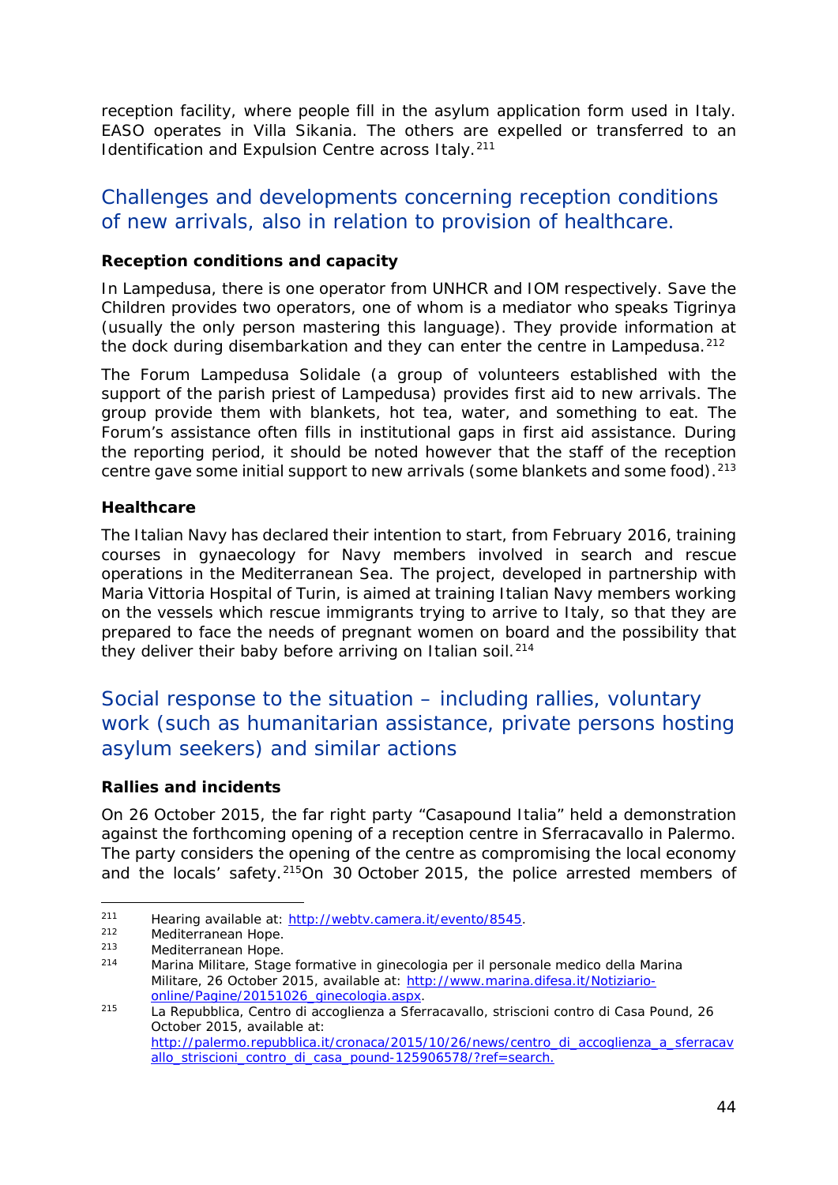reception facility, where people fill in the asylum application form used in Italy. EASO operates in Villa Sikania. The others are expelled or transferred to an Identification and Expulsion Centre across Italy.[211]

## Challenges and developments concerning reception conditions of new arrivals, also in relation to provision of healthcare.

### Reception conditions and capacity

In Lampedusa, there is one operator from UNHCR and IOM respectively. Save the Children provides two operators, one of whom is a mediator who speaks Tigrinya (usually the only person mastering this language). They provide information at the dock during disembarkation and they can enter the centre in Lampedusa.[212]

The Forum Lampedusa Solidale (a group of volunteers established with the support of the parish priest of Lampedusa) provides first aid to new arrivals. The group provide them with blankets, hot tea, water, and something to eat. The Forum's assistance often fills in institutional gaps in first aid assistance. During the reporting period, it should be noted however that the staff of the reception centre gave some initial support to new arrivals (some blankets and some food).[213]

### Healthcare

The Italian Navy has declared their intention to start, from February 2016, training courses in gynaecology for Navy members involved in search and rescue operations in the Mediterranean Sea. The project, developed in partnership with Maria Vittoria Hospital of Turin, is aimed at training Italian Navy members working on the vessels which rescue immigrants trying to arrive to Italy, so that they are prepared to face the needs of pregnant women on board and the possibility that they deliver their baby before arriving on Italian soil.[214]

## Social response to the situation – including rallies, voluntary work (such as humanitarian assistance, private persons hosting asylum seekers) and similar actions

### Rallies and incidents

On 26 October 2015, the far right party "Casapound Italia" held a demonstration against the forthcoming opening of a reception centre in Sferracavallo in Palermo. The party considers the opening of the centre as compromising the local economy and the locals' safety.[215]On 30 October 2015, the police arrested members of

---

[211] Hearing available at: http://webtv.camera.it/evento/8545.

[212] Mediterranean Hope.

[213] Mediterranean Hope.

[214] Marina Militare, Stage formative in ginecologia per il personale medico della Marina Militare, 26 October 2015, available at: http://www.marina.difesa.it/Notiziario-online/Pagine/20151026_ginecologia.aspx.

[215] La Repubblica, Centro di accoglienza a Sferracavallo, striscioni contro di Casa Pound, 26 October 2015, available at: http://palermo.repubblica.it/cronaca/2015/10/26/news/centro_di_accoglienza_a_sferracavallo_striscioni_contro_di_casa_pound-125906578/?ref=search.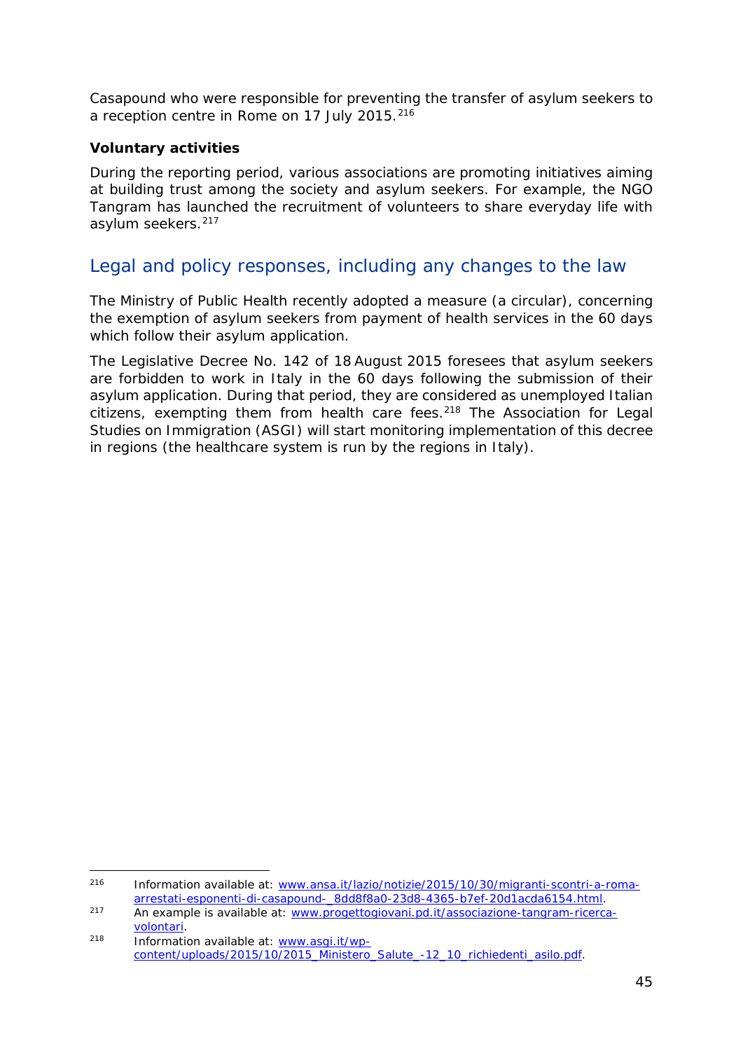Casapound who were responsible for preventing the transfer of asylum seekers to a reception centre in Rome on 17 July 2015.[216]

### Voluntary activities

During the reporting period, various associations are promoting initiatives aiming at building trust among the society and asylum seekers. For example, the NGO Tangram has launched the recruitment of volunteers to share everyday life with asylum seekers.[217]

## Legal and policy responses, including any changes to the law

The Ministry of Public Health recently adopted a measure (a circular), concerning the exemption of asylum seekers from payment of health services in the 60 days which follow their asylum application.

The Legislative Decree No. 142 of 18 August 2015 foresees that asylum seekers are forbidden to work in Italy in the 60 days following the submission of their asylum application. During that period, they are considered as unemployed Italian citizens, exempting them from health care fees.[218] The Association for Legal Studies on Immigration (ASGI) will start monitoring implementation of this decree in regions (the healthcare system is run by the regions in Italy).

---

[216] Information available at: www.ansa.it/lazio/notizie/2015/10/30/migranti-scontri-a-roma-arrestati-esponenti-di-casapound-_8dd8f8a0-23d8-4365-b7ef-20d1acda6154.html.

[217] An example is available at: www.progettogiovani.pd.it/associazione-tangram-ricerca-volontari.

[218] Information available at: www.asgi.it/wp-content/uploads/2015/10/2015_Ministero_Salute_-12_10_richiedenti_asilo.pdf.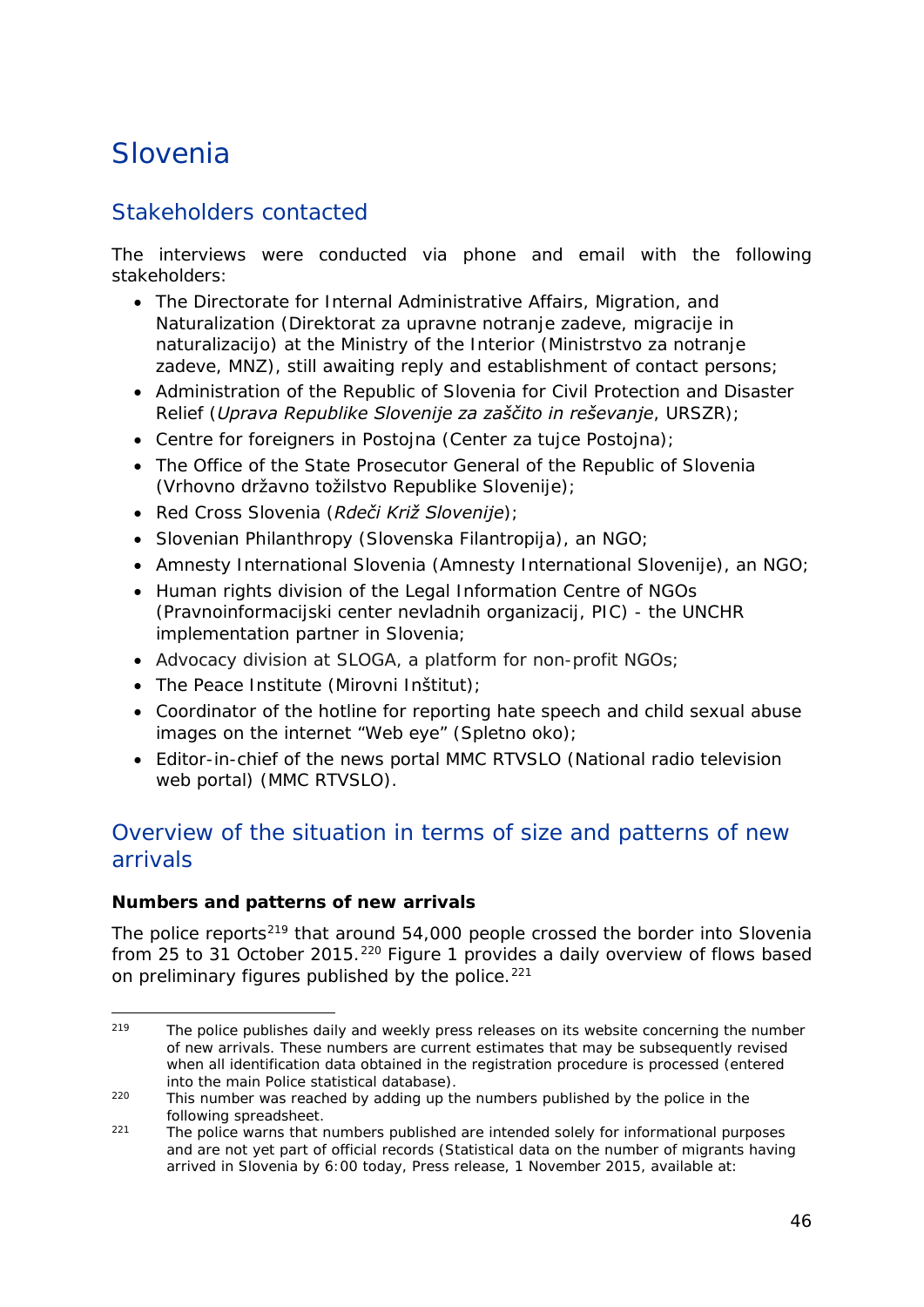# Slovenia

## Stakeholders contacted

The interviews were conducted via phone and email with the following stakeholders:

- The Directorate for Internal Administrative Affairs, Migration, and Naturalization (Direktorat za upravne notranje zadeve, migracije in naturalizacijo) at the Ministry of the Interior (Ministrstvo za notranje zadeve, MNZ), still awaiting reply and establishment of contact persons;
- Administration of the Republic of Slovenia for Civil Protection and Disaster Relief (*Uprava Republike Slovenije za zaščito in reševanje*, URSZR);
- Centre for foreigners in Postojna (Center za tujce Postojna);
- The Office of the State Prosecutor General of the Republic of Slovenia (Vrhovno državno tožilstvo Republike Slovenije);
- Red Cross Slovenia (*Rdeči Križ Slovenije*);
- Slovenian Philanthropy (Slovenska Filantropija), an NGO;
- Amnesty International Slovenia (Amnesty International Slovenije), an NGO;
- Human rights division of the Legal Information Centre of NGOs (Pravnoinformacijski center nevladnih organizacij, PIC) - the UNCHR implementation partner in Slovenia;
- Advocacy division at SLOGA, a platform for non-profit NGOs;
- The Peace Institute (Mirovni Inštitut);
- Coordinator of the hotline for reporting hate speech and child sexual abuse images on the internet “Web eye” (Spletno oko);
- Editor-in-chief of the news portal MMC RTVSLO (National radio television web portal) (MMC RTVSLO).

## Overview of the situation in terms of size and patterns of new arrivals

### Numbers and patterns of new arrivals

The police reports[219] that around 54,000 people crossed the border into Slovenia from 25 to 31 October 2015.[220] Figure 1 provides a daily overview of flows based on preliminary figures published by the police.[221]

---

[219] The police publishes daily and weekly press releases on its website concerning the number of new arrivals. These numbers are current estimates that may be subsequently revised when all identification data obtained in the registration procedure is processed (entered into the main Police statistical database).

[220] This number was reached by adding up the numbers published by the police in the following spreadsheet.

[221] The police warns that numbers published are intended solely for informational purposes and are not yet part of official records (Statistical data on the number of migrants having arrived in Slovenia by 6:00 today, Press release, 1 November 2015, available at: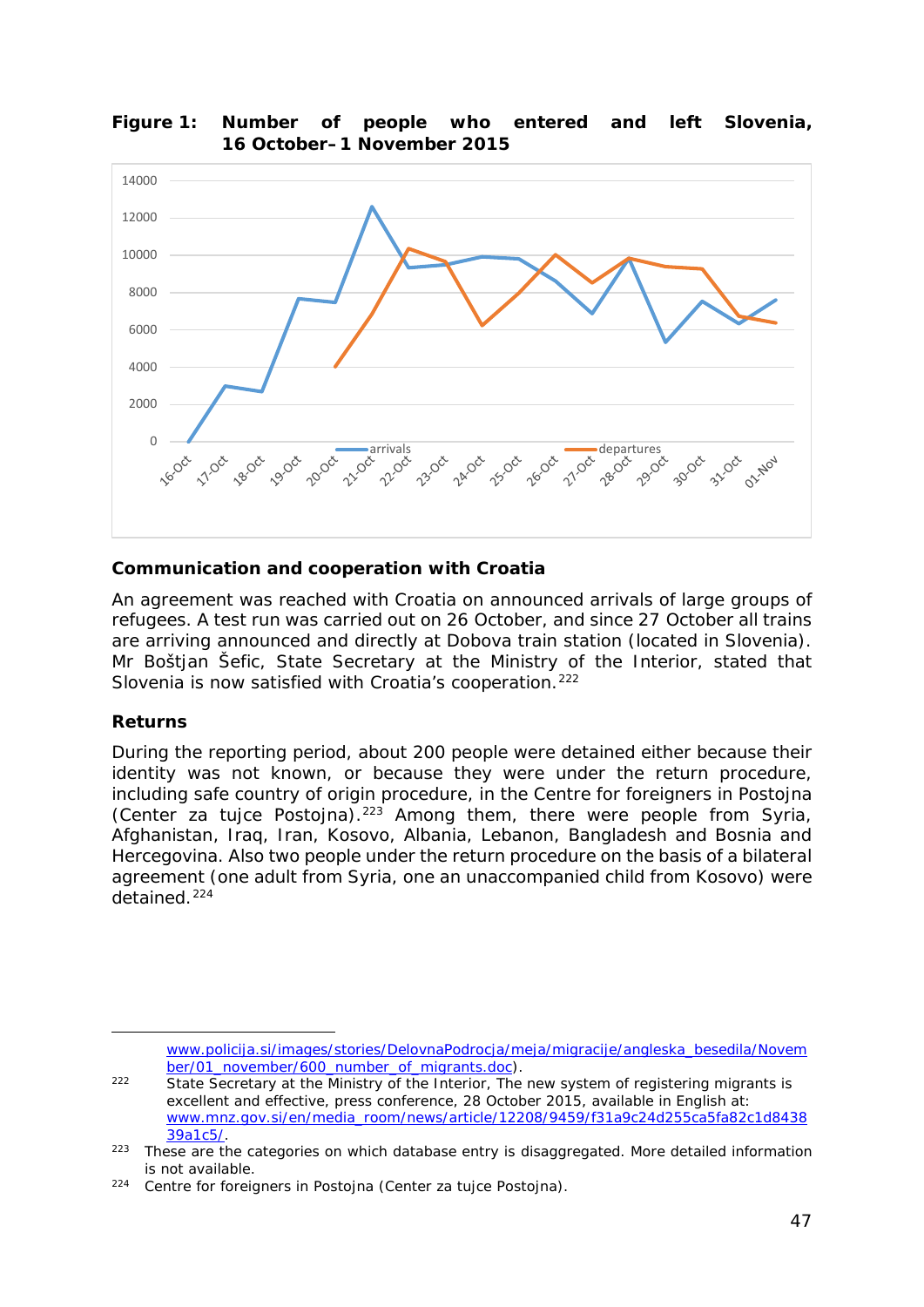**Figure 1: Number of people who entered and left Slovenia, 16 October–1 November 2015**

**Communication and cooperation with Croatia**

An agreement was reached with Croatia on announced arrivals of large groups of refugees. A test run was carried out on 26 October, and since 27 October all trains are arriving announced and directly at Dobova train station (located in Slovenia). Mr Boštjan Šefic, State Secretary at the Ministry of the Interior, stated that Slovenia is now satisfied with Croatia's cooperation.[222]

**Returns**

During the reporting period, about 200 people were detained either because their identity was not known, or because they were under the return procedure, including safe country of origin procedure, in the Centre for foreigners in Postojna (Center za tujce Postojna).[223] Among them, there were people from Syria, Afghanistan, Iraq, Iran, Kosovo, Albania, Lebanon, Bangladesh and Bosnia and Hercegovina. Also two people under the return procedure on the basis of a bilateral agreement (one adult from Syria, one an unaccompanied child from Kosovo) were detained.[224]

---

www.policija.si/images/stories/DelovnaPodrocja/meja/migracije/angleska_besedila/November/01_november/600_number_of_migrants.doc).

[222] State Secretary at the Ministry of the Interior, The new system of registering migrants is excellent and effective, press conference, 28 October 2015, available in English at: www.mnz.gov.si/en/media_room/news/article/12208/9459/f31a9c24d255ca5fa82c1d843839a1c5/.

[223] These are the categories on which database entry is disaggregated. More detailed information is not available.

[224] Centre for foreigners in Postojna (Center za tujce Postojna).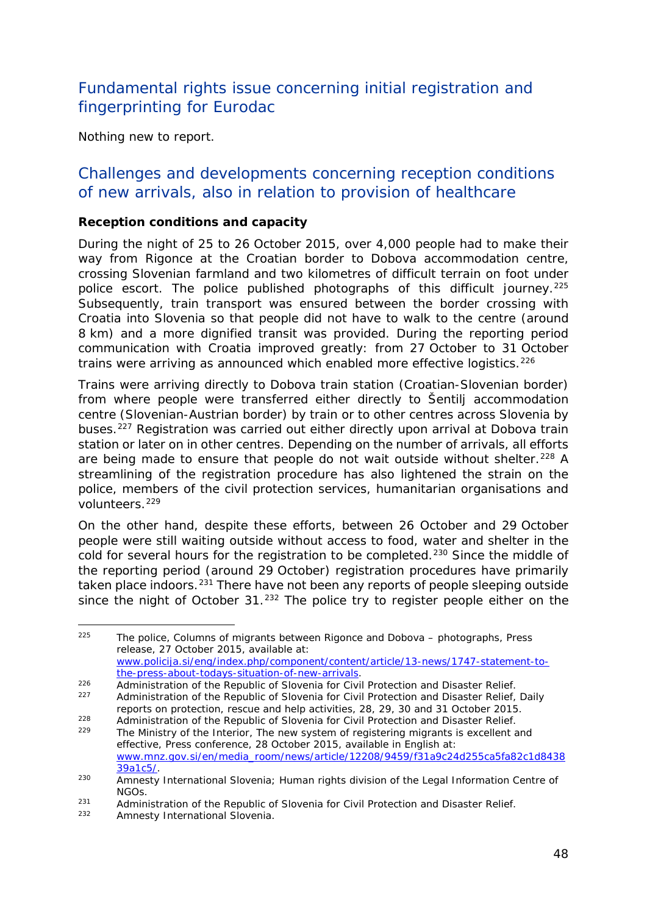## Fundamental rights issue concerning initial registration and fingerprinting for Eurodac

Nothing new to report.

## Challenges and developments concerning reception conditions of new arrivals, also in relation to provision of healthcare

**Reception conditions and capacity**

During the night of 25 to 26 October 2015, over 4,000 people had to make their way from Rigonce at the Croatian border to Dobova accommodation centre, crossing Slovenian farmland and two kilometres of difficult terrain on foot under police escort. The police published photographs of this difficult journey.[225] Subsequently, train transport was ensured between the border crossing with Croatia into Slovenia so that people did not have to walk to the centre (around 8 km) and a more dignified transit was provided. During the reporting period communication with Croatia improved greatly: from 27 October to 31 October trains were arriving as announced which enabled more effective logistics.[226]

Trains were arriving directly to Dobova train station (Croatian-Slovenian border) from where people were transferred either directly to Šentilj accommodation centre (Slovenian-Austrian border) by train or to other centres across Slovenia by buses.[227] Registration was carried out either directly upon arrival at Dobova train station or later on in other centres. Depending on the number of arrivals, all efforts are being made to ensure that people do not wait outside without shelter.[228] A streamlining of the registration procedure has also lightened the strain on the police, members of the civil protection services, humanitarian organisations and volunteers.[229]

On the other hand, despite these efforts, between 26 October and 29 October people were still waiting outside without access to food, water and shelter in the cold for several hours for the registration to be completed.[230] Since the middle of the reporting period (around 29 October) registration procedures have primarily taken place indoors.[231] There have not been any reports of people sleeping outside since the night of October 31.[232] The police try to register people either on the

---

[225] The police, Columns of migrants between Rigonce and Dobova – photographs, Press release, 27 October 2015, available at: www.policija.si/eng/index.php/component/content/article/13-news/1747-statement-to-the-press-about-todays-situation-of-new-arrivals.

[226] Administration of the Republic of Slovenia for Civil Protection and Disaster Relief.

[227] Administration of the Republic of Slovenia for Civil Protection and Disaster Relief, Daily reports on protection, rescue and help activities, 28, 29, 30 and 31 October 2015.

[228] Administration of the Republic of Slovenia for Civil Protection and Disaster Relief.

[229] The Ministry of the Interior, The new system of registering migrants is excellent and effective, Press conference, 28 October 2015, available in English at: www.mnz.gov.si/en/media_room/news/article/12208/9459/f31a9c24d255ca5fa82c1d843839a1c5/.

[230] Amnesty International Slovenia; Human rights division of the Legal Information Centre of NGOs.

[231] Administration of the Republic of Slovenia for Civil Protection and Disaster Relief.

[232] Amnesty International Slovenia.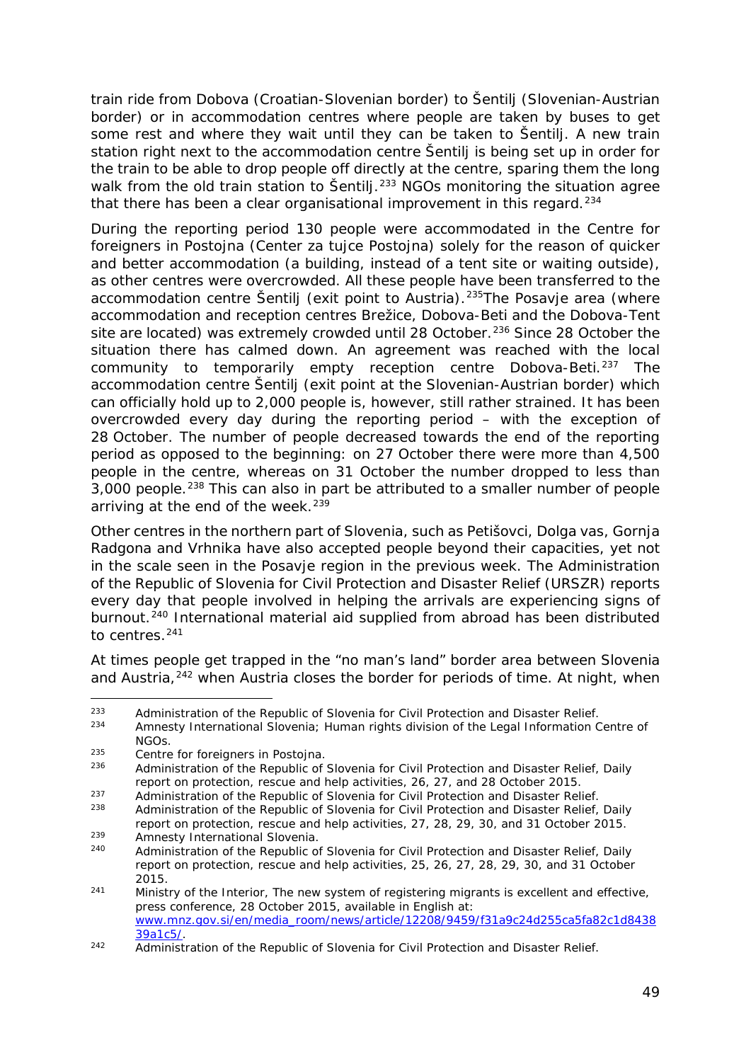train ride from Dobova (Croatian-Slovenian border) to Šentilj (Slovenian-Austrian border) or in accommodation centres where people are taken by buses to get some rest and where they wait until they can be taken to Šentilj. A new train station right next to the accommodation centre Šentilj is being set up in order for the train to be able to drop people off directly at the centre, sparing them the long walk from the old train station to Šentilj.[233] NGOs monitoring the situation agree that there has been a clear organisational improvement in this regard.[234]

During the reporting period 130 people were accommodated in the Centre for foreigners in Postojna (*Center za tujce Postojna*) solely for the reason of quicker and better accommodation (a building, instead of a tent site or waiting outside), as other centres were overcrowded. All these people have been transferred to the accommodation centre Šentilj (exit point to Austria).[235]The Posavje area (where accommodation and reception centres Brežice, Dobova-Beti and the Dobova-Tent site are located) was extremely crowded until 28 October.[236] Since 28 October the situation there has calmed down. An agreement was reached with the local community to temporarily empty reception centre Dobova-Beti.[237] The accommodation centre Šentilj (exit point at the Slovenian-Austrian border) which can officially hold up to 2,000 people is, however, still rather strained. It has been overcrowded every day during the reporting period – with the exception of 28 October. The number of people decreased towards the end of the reporting period as opposed to the beginning: on 27 October there were more than 4,500 people in the centre, whereas on 31 October the number dropped to less than 3,000 people.[238] This can also in part be attributed to a smaller number of people arriving at the end of the week.[239]

Other centres in the northern part of Slovenia, such as Petišovci, Dolga vas, Gornja Radgona and Vrhnika have also accepted people beyond their capacities, yet not in the scale seen in the Posavje region in the previous week. The Administration of the Republic of Slovenia for Civil Protection and Disaster Relief (URSZR) reports every day that people involved in helping the arrivals are experiencing signs of burnout.[240] International material aid supplied from abroad has been distributed to centres.[241]

At times people get trapped in the "no man's land" border area between Slovenia and Austria,[242] when Austria closes the border for periods of time. At night, when

---

[233] Administration of the Republic of Slovenia for Civil Protection and Disaster Relief.

[234] Amnesty International Slovenia; Human rights division of the Legal Information Centre of NGOs.

[235] Centre for foreigners in Postojna.

[236] Administration of the Republic of Slovenia for Civil Protection and Disaster Relief, *Daily report on protection, rescue and help activities*, 26, 27, and 28 October 2015.

[237] Administration of the Republic of Slovenia for Civil Protection and Disaster Relief.

[238] Administration of the Republic of Slovenia for Civil Protection and Disaster Relief, *Daily report on protection, rescue and help activities*, 27, 28, 29, 30, and 31 October 2015.

[239] Amnesty International Slovenia.

[240] Administration of the Republic of Slovenia for Civil Protection and Disaster Relief, *Daily report on protection, rescue and help activities*, 25, 26, 27, 28, 29, 30, and 31 October 2015.

[241] Ministry of the Interior, *The new system of registering migrants is excellent and effective*, press conference, 28 October 2015, available in English at: www.mnz.gov.si/en/media_room/news/article/12208/9459/f31a9c24d255ca5fa82c1d843839a1c5/.

[242] Administration of the Republic of Slovenia for Civil Protection and Disaster Relief.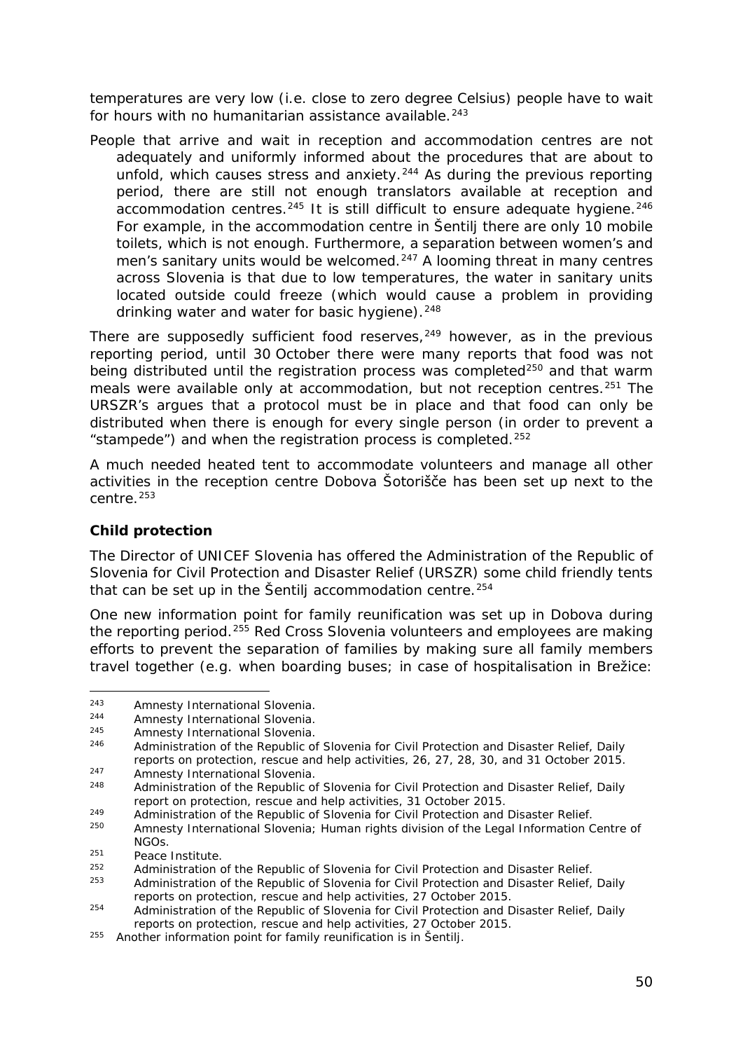temperatures are very low (i.e. close to zero degree Celsius) people have to wait for hours with no humanitarian assistance available.[243]

People that arrive and wait in reception and accommodation centres are not adequately and uniformly informed about the procedures that are about to unfold, which causes stress and anxiety.[244] As during the previous reporting period, there are still not enough translators available at reception and accommodation centres.[245] It is still difficult to ensure adequate hygiene.[246] For example, in the accommodation centre in Šentilj there are only 10 mobile toilets, which is not enough. Furthermore, a separation between women's and men's sanitary units would be welcomed.[247] A looming threat in many centres across Slovenia is that due to low temperatures, the water in sanitary units located outside could freeze (which would cause a problem in providing drinking water and water for basic hygiene).[248]

There are supposedly sufficient food reserves,[249] however, as in the previous reporting period, until 30 October there were many reports that food was not being distributed until the registration process was completed[250] and that warm meals were available only at accommodation, but not reception centres.[251] The URSZR's argues that a protocol must be in place and that food can only be distributed when there is enough for every single person (in order to prevent a "stampede") and when the registration process is completed.[252]

A much needed heated tent to accommodate volunteers and manage all other activities in the reception centre Dobova Šotorišče has been set up next to the centre.[253]

**Child protection**

The Director of UNICEF Slovenia has offered the Administration of the Republic of Slovenia for Civil Protection and Disaster Relief (URSZR) some child friendly tents that can be set up in the Šentilj accommodation centre.[254]

One new information point for family reunification was set up in Dobova during the reporting period.[255] Red Cross Slovenia volunteers and employees are making efforts to prevent the separation of families by making sure all family members travel together (e.g. when boarding buses; in case of hospitalisation in Brežice:

---

[243] Amnesty International Slovenia.
[244] Amnesty International Slovenia.
[245] Amnesty International Slovenia.
[246] Administration of the Republic of Slovenia for Civil Protection and Disaster Relief, Daily reports on protection, rescue and help activities, 26, 27, 28, 30, and 31 October 2015.
[247] Amnesty International Slovenia.
[248] Administration of the Republic of Slovenia for Civil Protection and Disaster Relief, Daily report on protection, rescue and help activities, 31 October 2015.
[249] Administration of the Republic of Slovenia for Civil Protection and Disaster Relief.
[250] Amnesty International Slovenia; Human rights division of the Legal Information Centre of NGOs.
[251] Peace Institute.
[252] Administration of the Republic of Slovenia for Civil Protection and Disaster Relief.
[253] Administration of the Republic of Slovenia for Civil Protection and Disaster Relief, Daily reports on protection, rescue and help activities, 27 October 2015.
[254] Administration of the Republic of Slovenia for Civil Protection and Disaster Relief, Daily reports on protection, rescue and help activities, 27 October 2015.
[255] Another information point for family reunification is in Šentilj.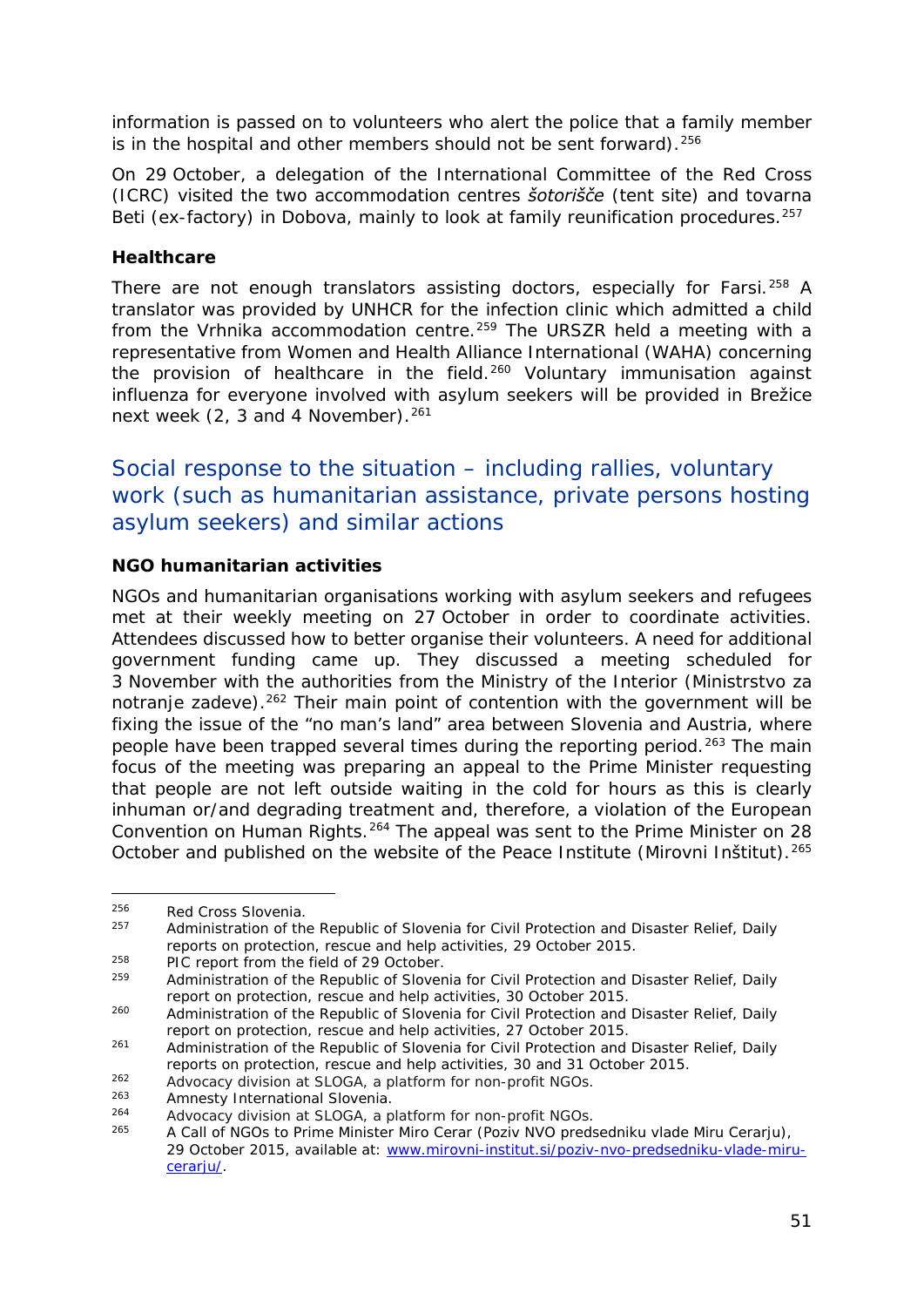information is passed on to volunteers who alert the police that a family member is in the hospital and other members should not be sent forward).[256]

On 29 October, a delegation of the International Committee of the Red Cross (ICRC) visited the two accommodation centres *šotorišče* (tent site) and tovarna Beti (ex-factory) in Dobova, mainly to look at family reunification procedures.[257]

**Healthcare**

There are not enough translators assisting doctors, especially for Farsi.[258] A translator was provided by UNHCR for the infection clinic which admitted a child from the Vrhnika accommodation centre.[259] The URSZR held a meeting with a representative from Women and Health Alliance International (WAHA) concerning the provision of healthcare in the field.[260] Voluntary immunisation against influenza for everyone involved with asylum seekers will be provided in Brežice next week (2, 3 and 4 November).[261]

## Social response to the situation – including rallies, voluntary work (such as humanitarian assistance, private persons hosting asylum seekers) and similar actions

**NGO humanitarian activities**

NGOs and humanitarian organisations working with asylum seekers and refugees met at their weekly meeting on 27 October in order to coordinate activities. Attendees discussed how to better organise their volunteers. A need for additional government funding came up. They discussed a meeting scheduled for 3 November with the authorities from the Ministry of the Interior (Ministrstvo za notranje zadeve).[262] Their main point of contention with the government will be fixing the issue of the "no man's land" area between Slovenia and Austria, where people have been trapped several times during the reporting period.[263] The main focus of the meeting was preparing an appeal to the Prime Minister requesting that people are not left outside waiting in the cold for hours as this is clearly inhuman or/and degrading treatment and, therefore, a violation of the European Convention on Human Rights.[264] The appeal was sent to the Prime Minister on 28 October and published on the website of the Peace Institute (Mirovni Inštitut).[265]

---

[256] Red Cross Slovenia.

[257] Administration of the Republic of Slovenia for Civil Protection and Disaster Relief, Daily reports on protection, rescue and help activities, 29 October 2015.

[258] PIC report from the field of 29 October.

[259] Administration of the Republic of Slovenia for Civil Protection and Disaster Relief, Daily report on protection, rescue and help activities, 30 October 2015.

[260] Administration of the Republic of Slovenia for Civil Protection and Disaster Relief, Daily report on protection, rescue and help activities, 27 October 2015.

[261] Administration of the Republic of Slovenia for Civil Protection and Disaster Relief, Daily reports on protection, rescue and help activities, 30 and 31 October 2015.

[262] Advocacy division at SLOGA, a platform for non-profit NGOs.

[263] Amnesty International Slovenia.

[264] Advocacy division at SLOGA, a platform for non-profit NGOs.

[265] A Call of NGOs to Prime Minister Miro Cerar (Poziv NVO predsedniku vlade Miru Cerarju), 29 October 2015, available at: [www.mirovni-institut.si/poziv-nvo-predsedniku-vlade-miru-cerarju/](www.mirovni-institut.si/poziv-nvo-predsedniku-vlade-miru-cerarju/).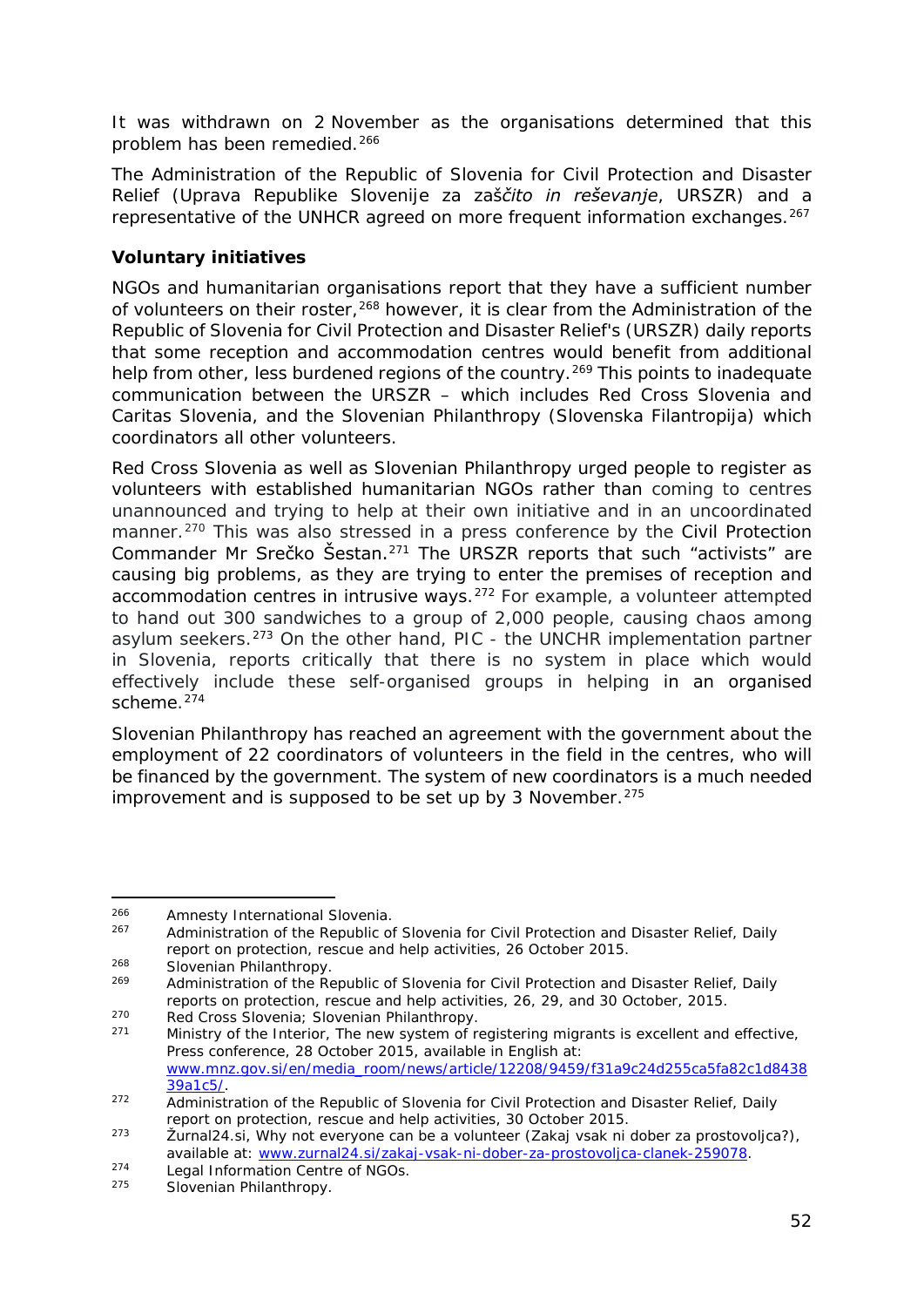It was withdrawn on 2 November as the organisations determined that this problem has been remedied.[266]

The Administration of the Republic of Slovenia for Civil Protection and Disaster Relief (Uprava Republike Slovenije za zaš*čito in reševanje*, URSZR) and a representative of the UNHCR agreed on more frequent information exchanges.[267]

**Voluntary initiatives**

NGOs and humanitarian organisations report that they have a sufficient number of volunteers on their roster,[268] however, it is clear from the Administration of the Republic of Slovenia for Civil Protection and Disaster Relief's (URSZR) daily reports that some reception and accommodation centres would benefit from additional help from other, less burdened regions of the country.[269] This points to inadequate communication between the URSZR – which includes Red Cross Slovenia and Caritas Slovenia, and the Slovenian Philanthropy (Slovenska Filantropija) which coordinators all other volunteers.

Red Cross Slovenia as well as Slovenian Philanthropy urged people to register as volunteers with established humanitarian NGOs rather than coming to centres unannounced and trying to help at their own initiative and in an uncoordinated manner.[270] This was also stressed in a press conference by the Civil Protection Commander Mr Srečko Šestan.[271] The URSZR reports that such "activists" are causing big problems, as they are trying to enter the premises of reception and accommodation centres in intrusive ways.[272] For example, a volunteer attempted to hand out 300 sandwiches to a group of 2,000 people, causing chaos among asylum seekers.[273] On the other hand, PIC - the UNCHR implementation partner in Slovenia, reports critically that there is no system in place which would effectively include these self-organised groups in helping in an organised scheme.[274]

Slovenian Philanthropy has reached an agreement with the government about the employment of 22 coordinators of volunteers in the field in the centres, who will be financed by the government. The system of new coordinators is a much needed improvement and is supposed to be set up by 3 November.[275]

---

[266] Amnesty International Slovenia.

[267] Administration of the Republic of Slovenia for Civil Protection and Disaster Relief, Daily report on protection, rescue and help activities, 26 October 2015.

[268] Slovenian Philanthropy.

[269] Administration of the Republic of Slovenia for Civil Protection and Disaster Relief, Daily reports on protection, rescue and help activities, 26, 29, and 30 October, 2015.

[270] Red Cross Slovenia; Slovenian Philanthropy.

[271] Ministry of the Interior, The new system of registering migrants is excellent and effective, Press conference, 28 October 2015, available in English at: www.mnz.gov.si/en/media_room/news/article/12208/9459/f31a9c24d255ca5fa82c1d843839a1c5/.

[272] Administration of the Republic of Slovenia for Civil Protection and Disaster Relief, Daily report on protection, rescue and help activities, 30 October 2015.

[273] Žurnal24.si, Why not everyone can be a volunteer (Zakaj vsak ni dober za prostovoljca?), available at: www.zurnal24.si/zakaj-vsak-ni-dober-za-prostovoljca-clanek-259078.

[274] Legal Information Centre of NGOs.

[275] Slovenian Philanthropy.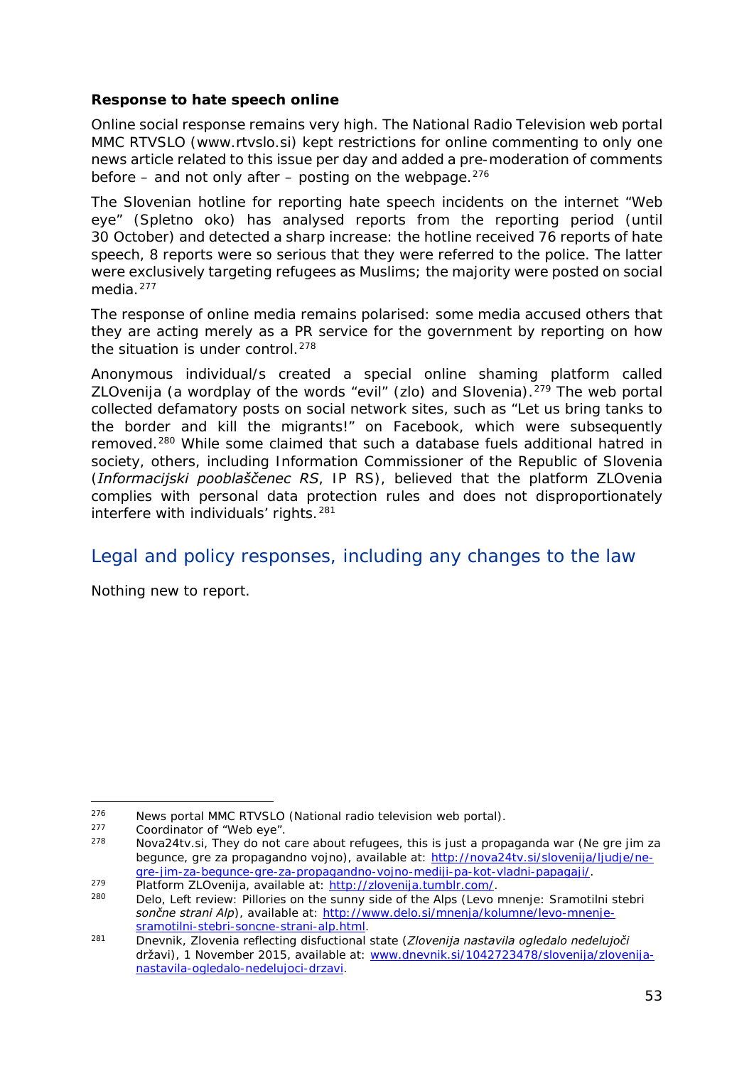**Response to hate speech online**

Online social response remains very high. The National Radio Television web portal MMC RTVSLO (www.rtvslo.si) kept restrictions for online commenting to only one news article related to this issue per day and added a pre-moderation of comments before – and not only after – posting on the webpage.[276]

The Slovenian hotline for reporting hate speech incidents on the internet "Web eye" (Spletno oko) has analysed reports from the reporting period (until 30 October) and detected a sharp increase: the hotline received 76 reports of hate speech, 8 reports were so serious that they were referred to the police. The latter were exclusively targeting refugees as Muslims; the majority were posted on social media.[277]

The response of online media remains polarised: some media accused others that they are acting merely as a PR service for the government by reporting on how the situation is under control.[278]

Anonymous individual/s created a special online shaming platform called ZLOvenija (a wordplay of the words "evil" (zlo) and Slovenia).[279] The web portal collected defamatory posts on social network sites, such as "Let us bring tanks to the border and kill the migrants!" on Facebook, which were subsequently removed.[280] While some claimed that such a database fuels additional hatred in society, others, including Information Commissioner of the Republic of Slovenia (*Informacijski pooblaščenec RS*, IP RS), believed that the platform ZLOvenia complies with personal data protection rules and does not disproportionately interfere with individuals' rights.[281]

## Legal and policy responses, including any changes to the law

Nothing new to report.

---

[276] News portal MMC RTVSLO (National radio television web portal).

[277] Coordinator of "Web eye".

[278] Nova24tv.si, They do not care about refugees, this is just a propaganda war (Ne gre jim za begunce, gre za propagandno vojno), available at: http://nova24tv.si/slovenija/ljudje/ne-gre-jim-za-begunce-gre-za-propagandno-vojno-mediji-pa-kot-vladni-papagaji/.

[279] Platform ZLOvenija, available at: http://zlovenija.tumblr.com/.

[280] Delo, Left review: Pillories on the sunny side of the Alps (Levo mnenje: Sramotilni stebri *sončne strani Alp*), available at: http://www.delo.si/mnenja/kolumne/levo-mnenje-sramotilni-stebri-soncne-strani-alp.html.

[281] Dnevnik, Zlovenia reflecting disfuctional state (*Zlovenija nastavila ogledalo nedelujoči* državi), 1 November 2015, available at: www.dnevnik.si/1042723478/slovenija/zlovenija-nastavila-ogledalo-nedelujoci-drzavi.